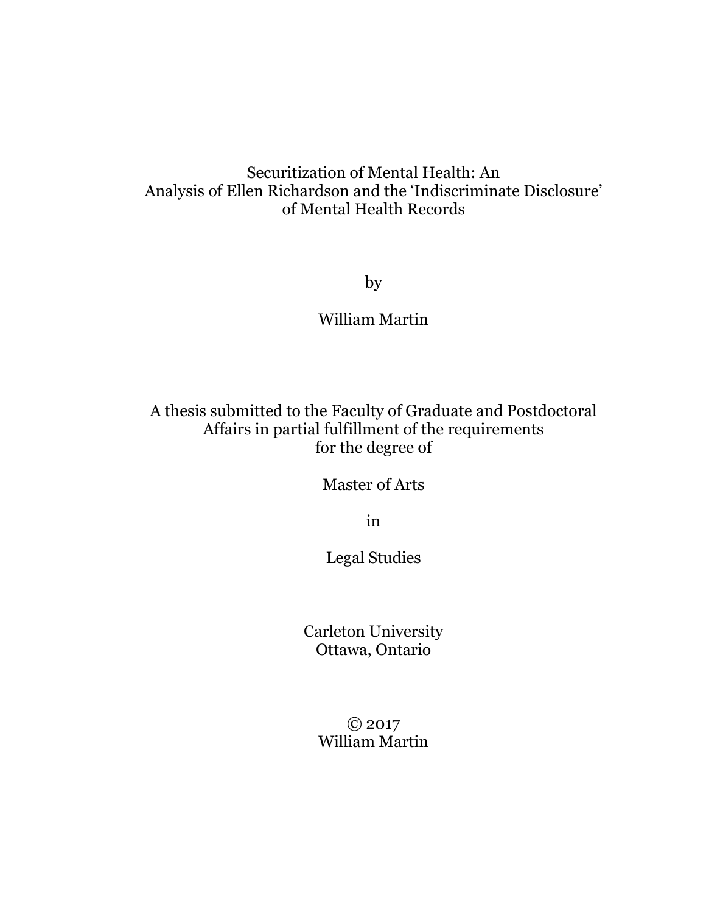# Securitization of Mental Health: An Analysis of Ellen Richardson and the 'Indiscriminate Disclosure' of Mental Health Records

by

William Martin

A thesis submitted to the Faculty of Graduate and Postdoctoral Affairs in partial fulfillment of the requirements for the degree of

Master of Arts

in

Legal Studies

Carleton University
Ottawa, Ontario

© 2017
William Martin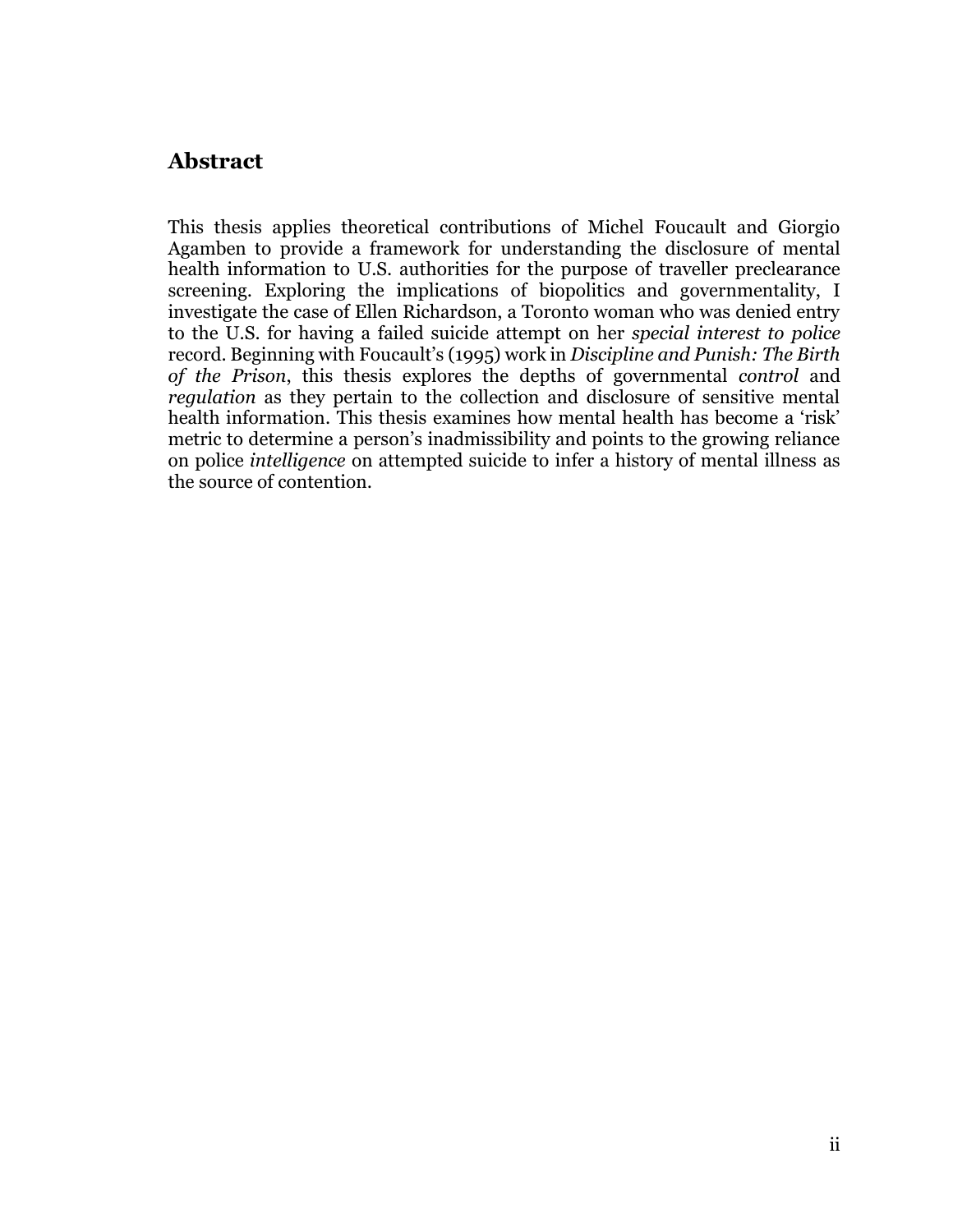## Abstract

This thesis applies theoretical contributions of Michel Foucault and Giorgio Agamben to provide a framework for understanding the disclosure of mental health information to U.S. authorities for the purpose of traveller preclearance screening. Exploring the implications of biopolitics and governmentality, I investigate the case of Ellen Richardson, a Toronto woman who was denied entry to the U.S. for having a failed suicide attempt on her *special interest to police* record. Beginning with Foucault's (1995) work in *Discipline and Punish: The Birth of the Prison*, this thesis explores the depths of governmental *control* and *regulation* as they pertain to the collection and disclosure of sensitive mental health information. This thesis examines how mental health has become a 'risk' metric to determine a person's inadmissibility and points to the growing reliance on police *intelligence* on attempted suicide to infer a history of mental illness as the source of contention.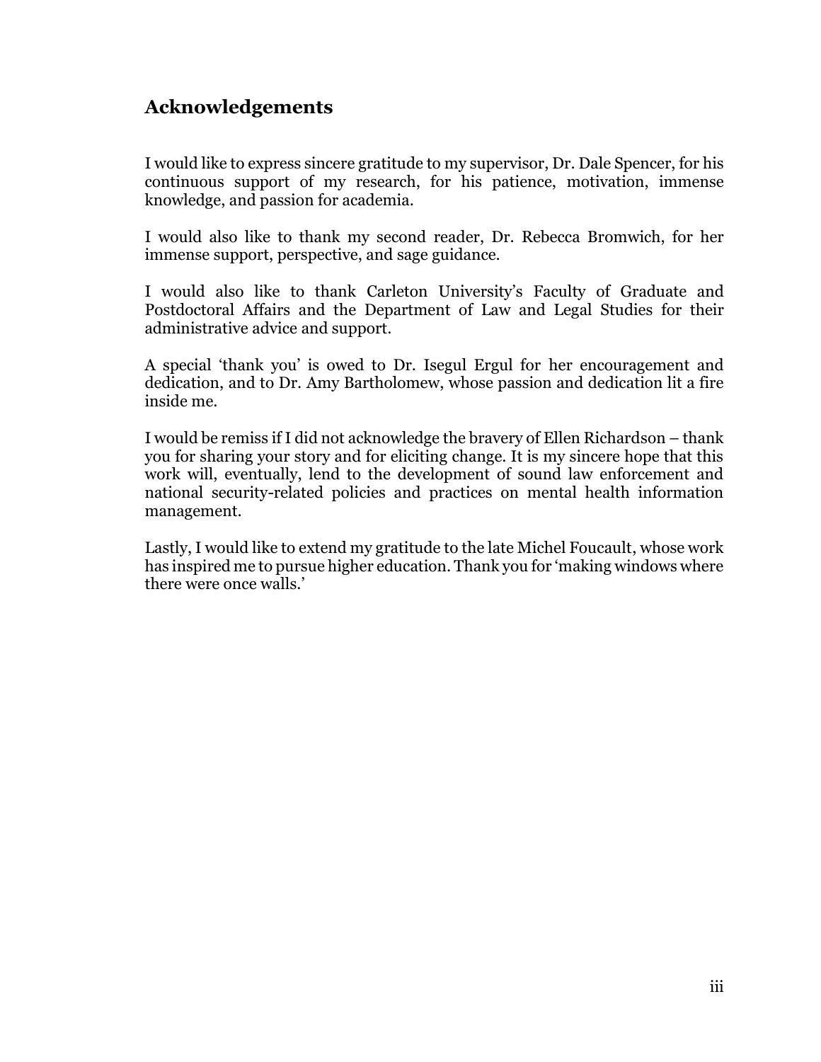## Acknowledgements

I would like to express sincere gratitude to my supervisor, Dr. Dale Spencer, for his continuous support of my research, for his patience, motivation, immense knowledge, and passion for academia.

I would also like to thank my second reader, Dr. Rebecca Bromwich, for her immense support, perspective, and sage guidance.

I would also like to thank Carleton University's Faculty of Graduate and Postdoctoral Affairs and the Department of Law and Legal Studies for their administrative advice and support.

A special 'thank you' is owed to Dr. Isegul Ergul for her encouragement and dedication, and to Dr. Amy Bartholomew, whose passion and dedication lit a fire inside me.

I would be remiss if I did not acknowledge the bravery of Ellen Richardson – thank you for sharing your story and for eliciting change. It is my sincere hope that this work will, eventually, lend to the development of sound law enforcement and national security-related policies and practices on mental health information management.

Lastly, I would like to extend my gratitude to the late Michel Foucault, whose work has inspired me to pursue higher education. Thank you for 'making windows where there were once walls.'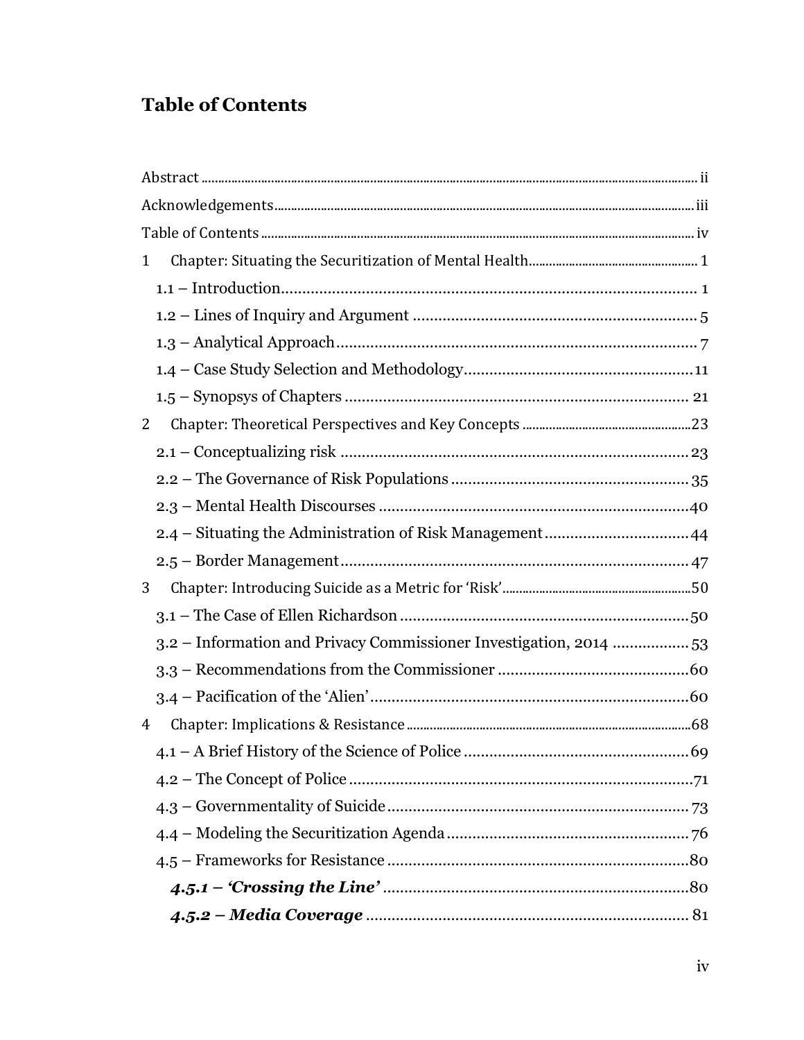# Table of Contents

Abstract ..... ii
Acknowledgements ..... iii
Table of Contents ..... iv
1 Chapter: Situating the Securitization of Mental Health ..... 1
  1.1 – Introduction ..... 1
  1.2 – Lines of Inquiry and Argument ..... 5
  1.3 – Analytical Approach ..... 7
  1.4 – Case Study Selection and Methodology ..... 11
  1.5 – Synopsys of Chapters ..... 21
2 Chapter: Theoretical Perspectives and Key Concepts ..... 23
  2.1 – Conceptualizing risk ..... 23
  2.2 – The Governance of Risk Populations ..... 35
  2.3 – Mental Health Discourses ..... 40
  2.4 – Situating the Administration of Risk Management ..... 44
  2.5 – Border Management ..... 47
3 Chapter: Introducing Suicide as a Metric for 'Risk' ..... 50
  3.1 – The Case of Ellen Richardson ..... 50
  3.2 – Information and Privacy Commissioner Investigation, 2014 ..... 53
  3.3 – Recommendations from the Commissioner ..... 60
  3.4 – Pacification of the 'Alien' ..... 60
4 Chapter: Implications & Resistance ..... 68
  4.1 – A Brief History of the Science of Police ..... 69
  4.2 – The Concept of Police ..... 71
  4.3 – Governmentality of Suicide ..... 73
  4.4 – Modeling the Securitization Agenda ..... 76
  4.5 – Frameworks for Resistance ..... 80
    ***4.5.1 – 'Crossing the Line'*** ..... 80
    ***4.5.2 – Media Coverage*** ..... 81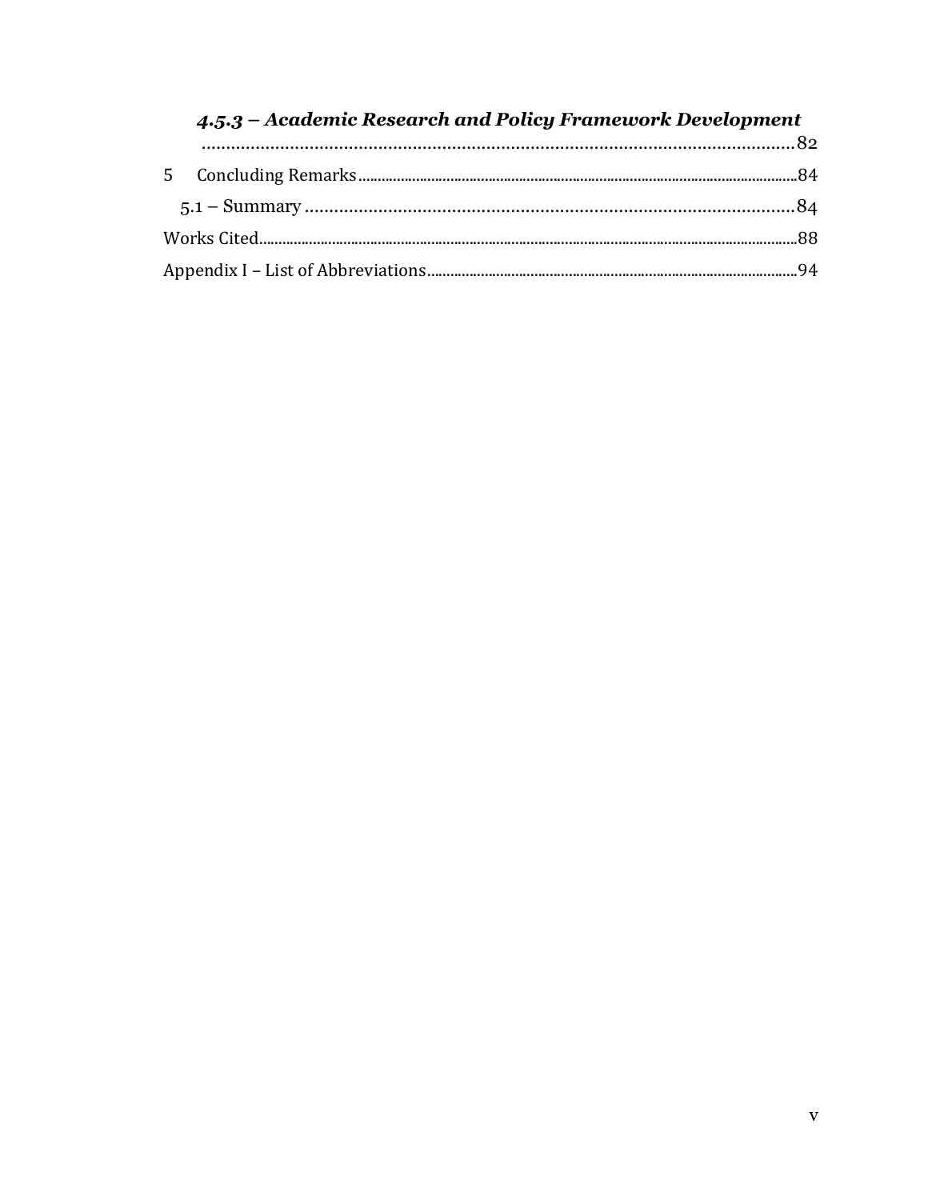*4.5.3 – Academic Research and Policy Framework Development* ........................................................82

5 Concluding Remarks ........................................................84

5.1 – Summary ........................................................84

Works Cited ........................................................88

Appendix I – List of Abbreviations ........................................................94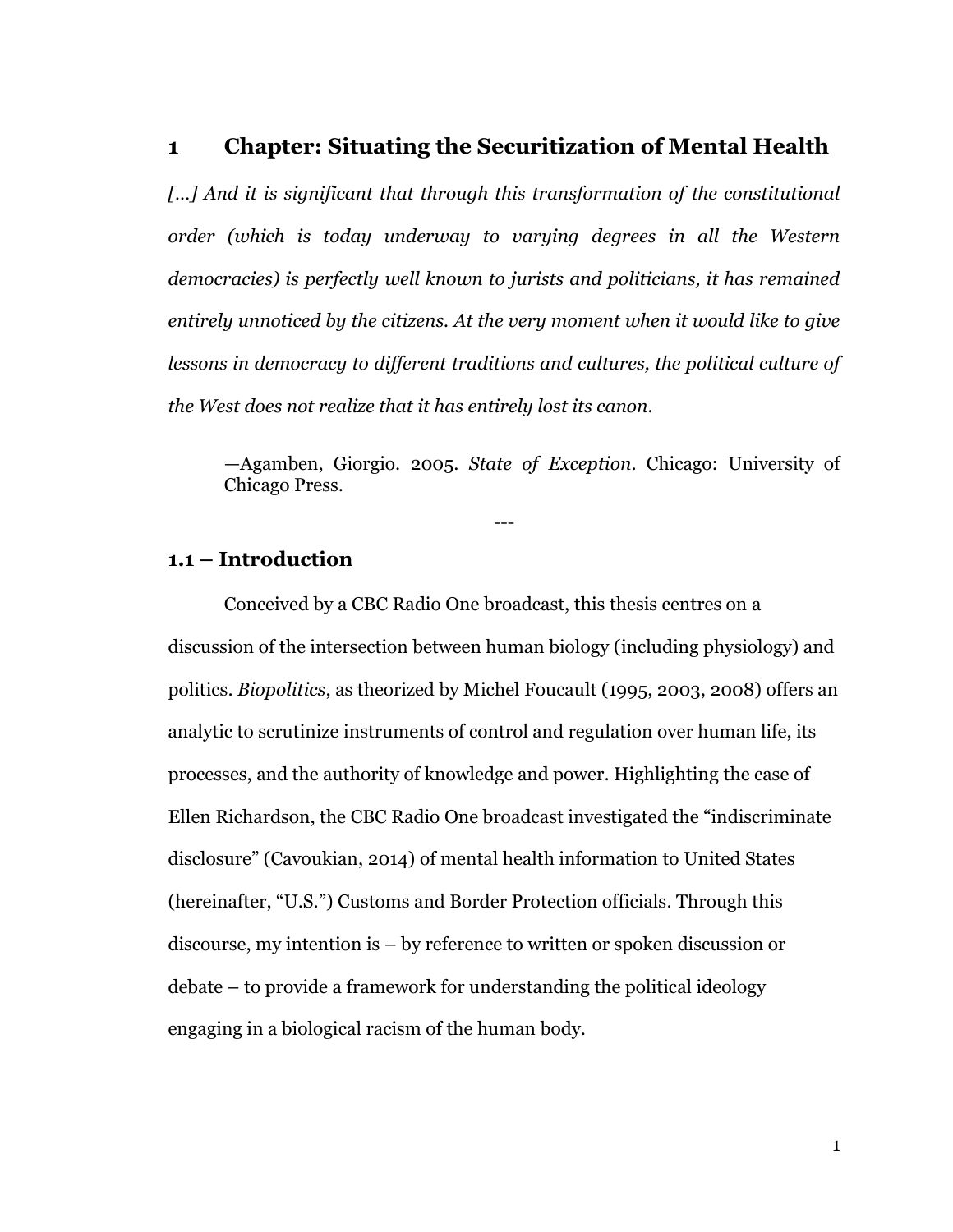# 1 Chapter: Situating the Securitization of Mental Health

*[…] And it is significant that through this transformation of the constitutional order (which is today underway to varying degrees in all the Western democracies) is perfectly well known to jurists and politicians, it has remained entirely unnoticed by the citizens. At the very moment when it would like to give lessons in democracy to different traditions and cultures, the political culture of the West does not realize that it has entirely lost its canon.*

> —Agamben, Giorgio. 2005. *State of Exception*. Chicago: University of Chicago Press.

---

## 1.1 – Introduction

Conceived by a CBC Radio One broadcast, this thesis centres on a discussion of the intersection between human biology (including physiology) and politics. *Biopolitics*, as theorized by Michel Foucault (1995, 2003, 2008) offers an analytic to scrutinize instruments of control and regulation over human life, its processes, and the authority of knowledge and power. Highlighting the case of Ellen Richardson, the CBC Radio One broadcast investigated the "indiscriminate disclosure" (Cavoukian, 2014) of mental health information to United States (hereinafter, "U.S.") Customs and Border Protection officials. Through this discourse, my intention is – by reference to written or spoken discussion or debate – to provide a framework for understanding the political ideology engaging in a biological racism of the human body.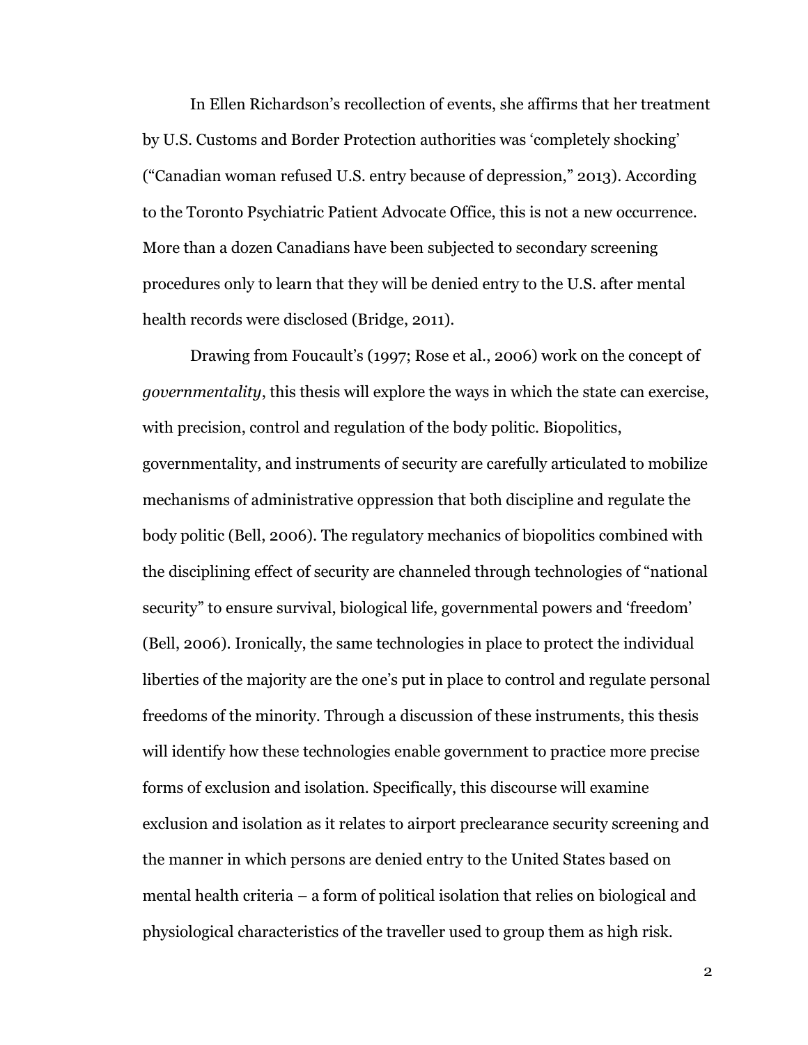In Ellen Richardson's recollection of events, she affirms that her treatment by U.S. Customs and Border Protection authorities was 'completely shocking' ("Canadian woman refused U.S. entry because of depression," 2013). According to the Toronto Psychiatric Patient Advocate Office, this is not a new occurrence. More than a dozen Canadians have been subjected to secondary screening procedures only to learn that they will be denied entry to the U.S. after mental health records were disclosed (Bridge, 2011).

Drawing from Foucault's (1997; Rose et al., 2006) work on the concept of *governmentality*, this thesis will explore the ways in which the state can exercise, with precision, control and regulation of the body politic. Biopolitics, governmentality, and instruments of security are carefully articulated to mobilize mechanisms of administrative oppression that both discipline and regulate the body politic (Bell, 2006). The regulatory mechanics of biopolitics combined with the disciplining effect of security are channeled through technologies of "national security" to ensure survival, biological life, governmental powers and 'freedom' (Bell, 2006). Ironically, the same technologies in place to protect the individual liberties of the majority are the one's put in place to control and regulate personal freedoms of the minority. Through a discussion of these instruments, this thesis will identify how these technologies enable government to practice more precise forms of exclusion and isolation. Specifically, this discourse will examine exclusion and isolation as it relates to airport preclearance security screening and the manner in which persons are denied entry to the United States based on mental health criteria – a form of political isolation that relies on biological and physiological characteristics of the traveller used to group them as high risk.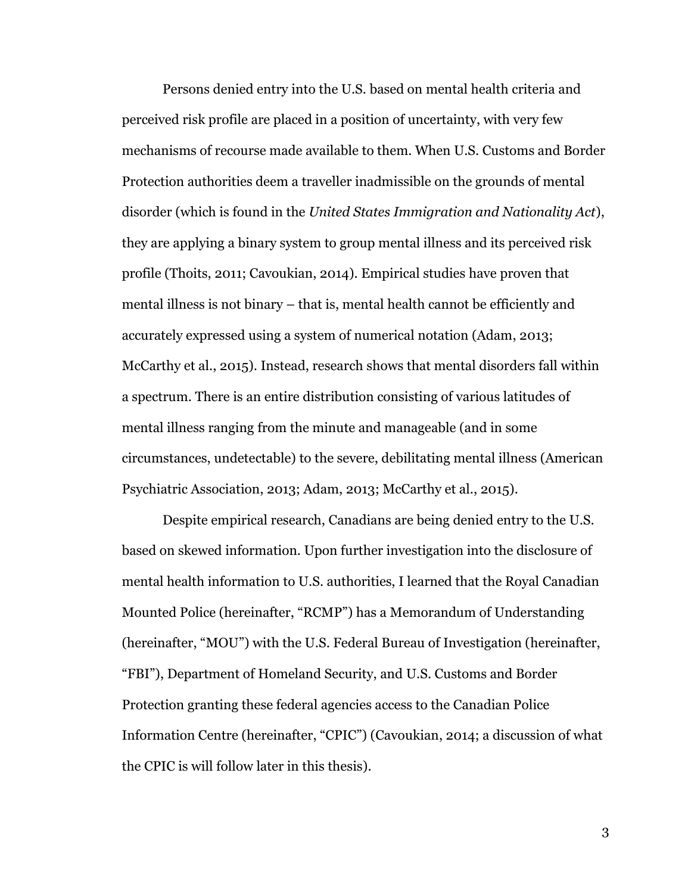Persons denied entry into the U.S. based on mental health criteria and perceived risk profile are placed in a position of uncertainty, with very few mechanisms of recourse made available to them. When U.S. Customs and Border Protection authorities deem a traveller inadmissible on the grounds of mental disorder (which is found in the *United States Immigration and Nationality Act*), they are applying a binary system to group mental illness and its perceived risk profile (Thoits, 2011; Cavoukian, 2014). Empirical studies have proven that mental illness is not binary – that is, mental health cannot be efficiently and accurately expressed using a system of numerical notation (Adam, 2013; McCarthy et al., 2015). Instead, research shows that mental disorders fall within a spectrum. There is an entire distribution consisting of various latitudes of mental illness ranging from the minute and manageable (and in some circumstances, undetectable) to the severe, debilitating mental illness (American Psychiatric Association, 2013; Adam, 2013; McCarthy et al., 2015).

Despite empirical research, Canadians are being denied entry to the U.S. based on skewed information. Upon further investigation into the disclosure of mental health information to U.S. authorities, I learned that the Royal Canadian Mounted Police (hereinafter, "RCMP") has a Memorandum of Understanding (hereinafter, "MOU") with the U.S. Federal Bureau of Investigation (hereinafter, "FBI"), Department of Homeland Security, and U.S. Customs and Border Protection granting these federal agencies access to the Canadian Police Information Centre (hereinafter, "CPIC") (Cavoukian, 2014; a discussion of what the CPIC is will follow later in this thesis).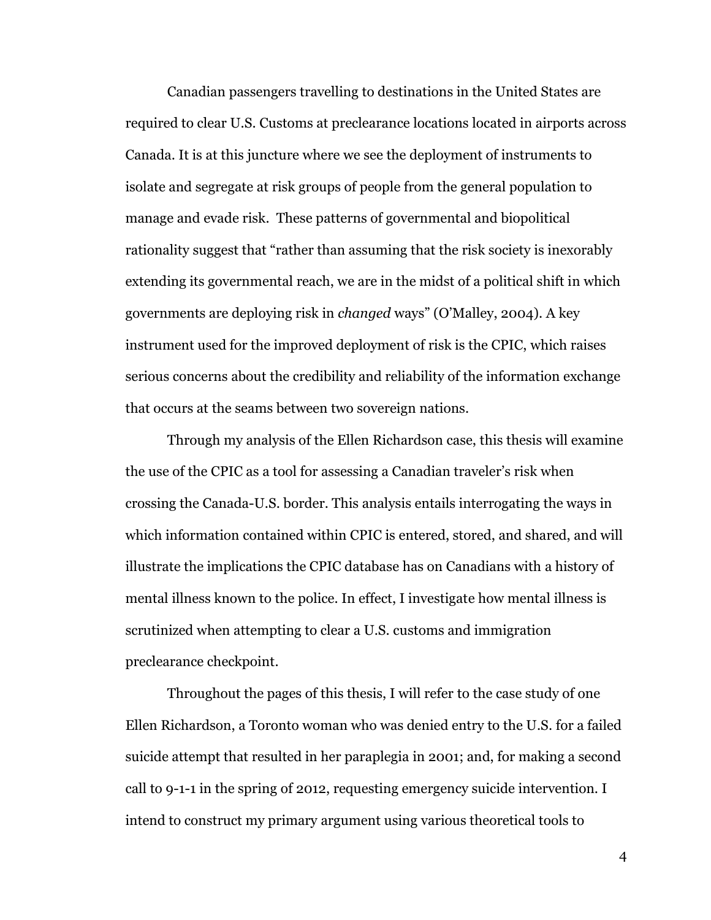Canadian passengers travelling to destinations in the United States are required to clear U.S. Customs at preclearance locations located in airports across Canada. It is at this juncture where we see the deployment of instruments to isolate and segregate at risk groups of people from the general population to manage and evade risk.  These patterns of governmental and biopolitical rationality suggest that "rather than assuming that the risk society is inexorably extending its governmental reach, we are in the midst of a political shift in which governments are deploying risk in *changed* ways" (O'Malley, 2004). A key instrument used for the improved deployment of risk is the CPIC, which raises serious concerns about the credibility and reliability of the information exchange that occurs at the seams between two sovereign nations.

Through my analysis of the Ellen Richardson case, this thesis will examine the use of the CPIC as a tool for assessing a Canadian traveler's risk when crossing the Canada-U.S. border. This analysis entails interrogating the ways in which information contained within CPIC is entered, stored, and shared, and will illustrate the implications the CPIC database has on Canadians with a history of mental illness known to the police. In effect, I investigate how mental illness is scrutinized when attempting to clear a U.S. customs and immigration preclearance checkpoint.

Throughout the pages of this thesis, I will refer to the case study of one Ellen Richardson, a Toronto woman who was denied entry to the U.S. for a failed suicide attempt that resulted in her paraplegia in 2001; and, for making a second call to 9-1-1 in the spring of 2012, requesting emergency suicide intervention. I intend to construct my primary argument using various theoretical tools to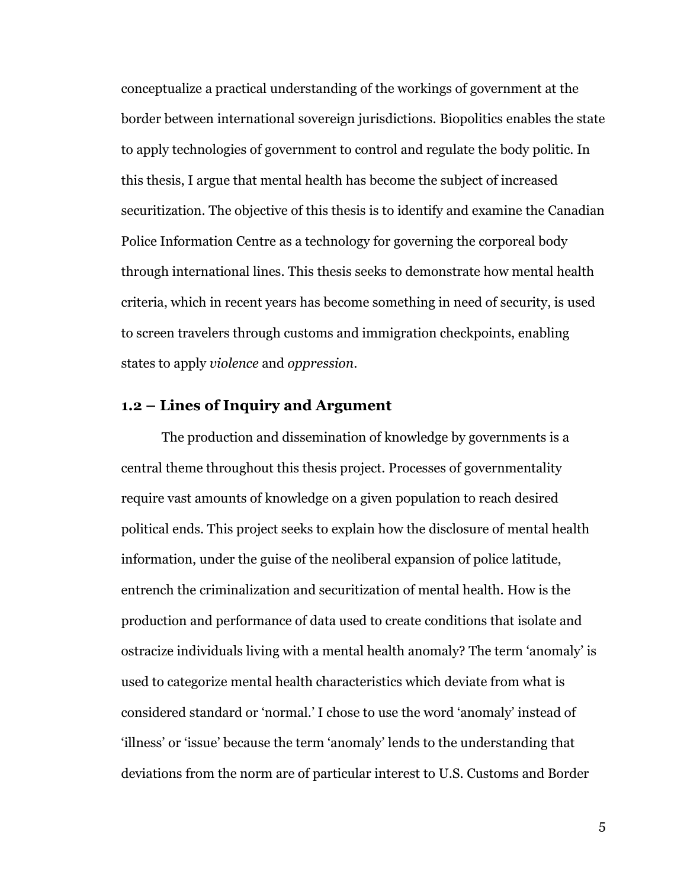conceptualize a practical understanding of the workings of government at the border between international sovereign jurisdictions. Biopolitics enables the state to apply technologies of government to control and regulate the body politic. In this thesis, I argue that mental health has become the subject of increased securitization. The objective of this thesis is to identify and examine the Canadian Police Information Centre as a technology for governing the corporeal body through international lines. This thesis seeks to demonstrate how mental health criteria, which in recent years has become something in need of security, is used to screen travelers through customs and immigration checkpoints, enabling states to apply *violence* and *oppression*.

### 1.2 – Lines of Inquiry and Argument

The production and dissemination of knowledge by governments is a central theme throughout this thesis project. Processes of governmentality require vast amounts of knowledge on a given population to reach desired political ends. This project seeks to explain how the disclosure of mental health information, under the guise of the neoliberal expansion of police latitude, entrench the criminalization and securitization of mental health. How is the production and performance of data used to create conditions that isolate and ostracize individuals living with a mental health anomaly? The term 'anomaly' is used to categorize mental health characteristics which deviate from what is considered standard or 'normal.' I chose to use the word 'anomaly' instead of 'illness' or 'issue' because the term 'anomaly' lends to the understanding that deviations from the norm are of particular interest to U.S. Customs and Border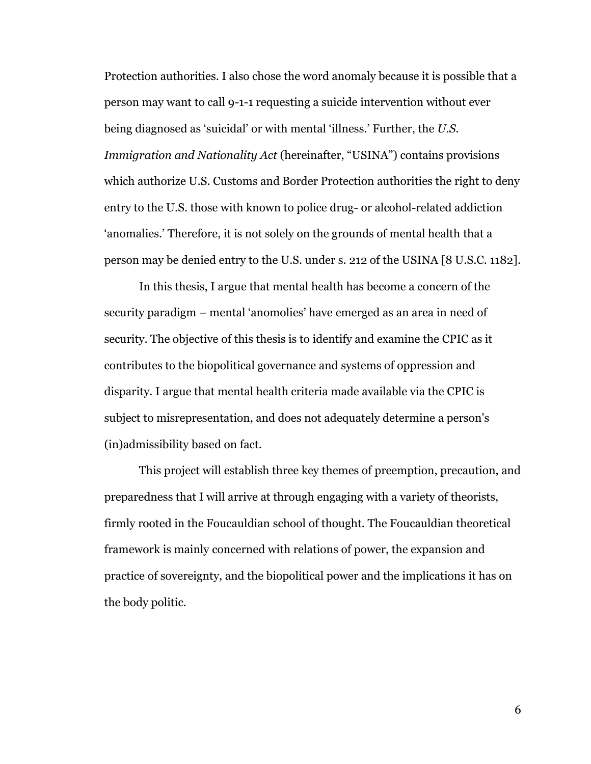Protection authorities. I also chose the word anomaly because it is possible that a person may want to call 9-1-1 requesting a suicide intervention without ever being diagnosed as 'suicidal' or with mental 'illness.' Further, the *U.S. Immigration and Nationality Act* (hereinafter, "USINA") contains provisions which authorize U.S. Customs and Border Protection authorities the right to deny entry to the U.S. those with known to police drug- or alcohol-related addiction 'anomalies.' Therefore, it is not solely on the grounds of mental health that a person may be denied entry to the U.S. under s. 212 of the USINA [8 U.S.C. 1182].

In this thesis, I argue that mental health has become a concern of the security paradigm – mental 'anomolies' have emerged as an area in need of security. The objective of this thesis is to identify and examine the CPIC as it contributes to the biopolitical governance and systems of oppression and disparity. I argue that mental health criteria made available via the CPIC is subject to misrepresentation, and does not adequately determine a person's (in)admissibility based on fact.

This project will establish three key themes of preemption, precaution, and preparedness that I will arrive at through engaging with a variety of theorists, firmly rooted in the Foucauldian school of thought. The Foucauldian theoretical framework is mainly concerned with relations of power, the expansion and practice of sovereignty, and the biopolitical power and the implications it has on the body politic.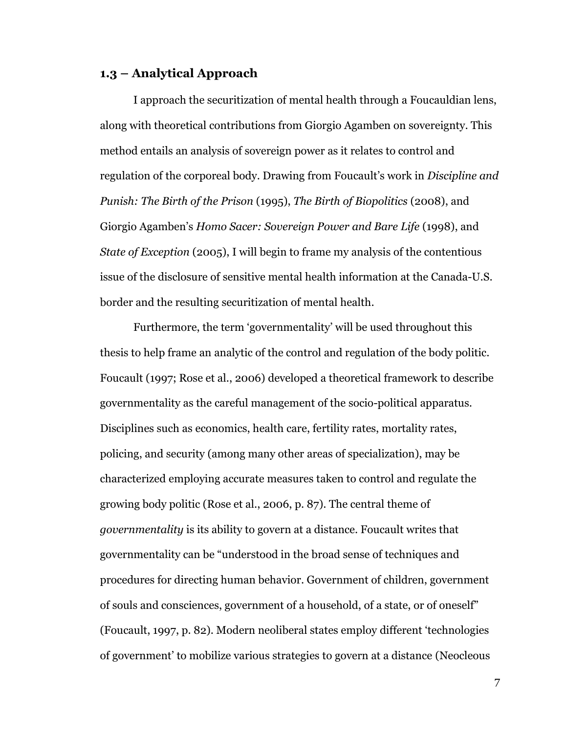### 1.3 – Analytical Approach

I approach the securitization of mental health through a Foucauldian lens, along with theoretical contributions from Giorgio Agamben on sovereignty. This method entails an analysis of sovereign power as it relates to control and regulation of the corporeal body. Drawing from Foucault's work in *Discipline and Punish: The Birth of the Prison* (1995), *The Birth of Biopolitics* (2008), and Giorgio Agamben's *Homo Sacer: Sovereign Power and Bare Life* (1998), and *State of Exception* (2005), I will begin to frame my analysis of the contentious issue of the disclosure of sensitive mental health information at the Canada-U.S. border and the resulting securitization of mental health.

Furthermore, the term 'governmentality' will be used throughout this thesis to help frame an analytic of the control and regulation of the body politic. Foucault (1997; Rose et al., 2006) developed a theoretical framework to describe governmentality as the careful management of the socio-political apparatus. Disciplines such as economics, health care, fertility rates, mortality rates, policing, and security (among many other areas of specialization), may be characterized employing accurate measures taken to control and regulate the growing body politic (Rose et al., 2006, p. 87). The central theme of *governmentality* is its ability to govern at a distance. Foucault writes that governmentality can be "understood in the broad sense of techniques and procedures for directing human behavior. Government of children, government of souls and consciences, government of a household, of a state, or of oneself" (Foucault, 1997, p. 82). Modern neoliberal states employ different 'technologies of government' to mobilize various strategies to govern at a distance (Neocleous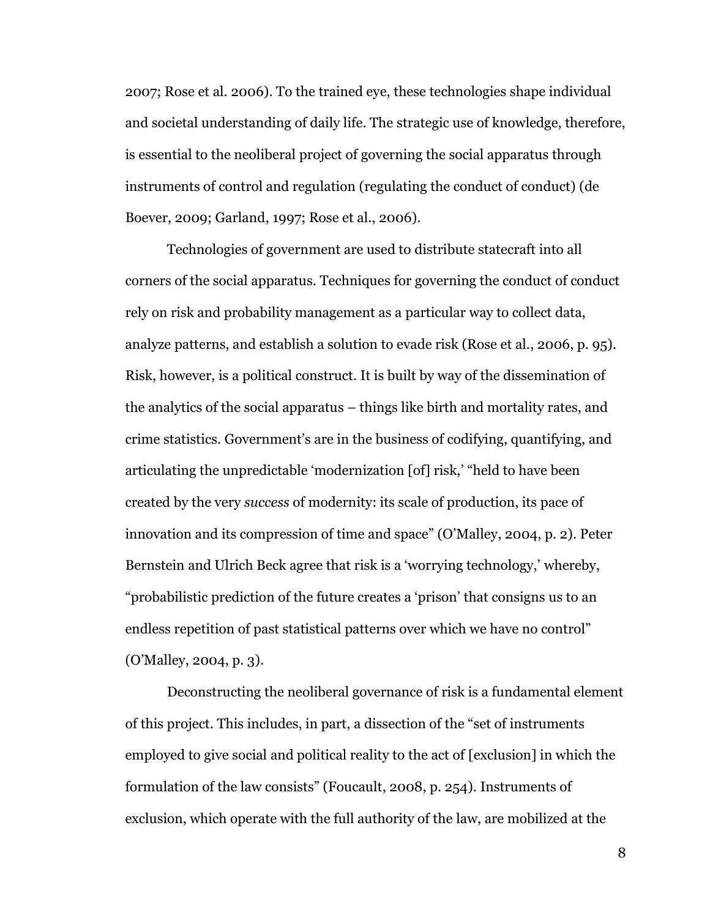2007; Rose et al. 2006). To the trained eye, these technologies shape individual and societal understanding of daily life. The strategic use of knowledge, therefore, is essential to the neoliberal project of governing the social apparatus through instruments of control and regulation (regulating the conduct of conduct) (de Boever, 2009; Garland, 1997; Rose et al., 2006).

Technologies of government are used to distribute statecraft into all corners of the social apparatus. Techniques for governing the conduct of conduct rely on risk and probability management as a particular way to collect data, analyze patterns, and establish a solution to evade risk (Rose et al., 2006, p. 95). Risk, however, is a political construct. It is built by way of the dissemination of the analytics of the social apparatus – things like birth and mortality rates, and crime statistics. Government's are in the business of codifying, quantifying, and articulating the unpredictable 'modernization [of] risk,' "held to have been created by the very *success* of modernity: its scale of production, its pace of innovation and its compression of time and space" (O'Malley, 2004, p. 2). Peter Bernstein and Ulrich Beck agree that risk is a 'worrying technology,' whereby, "probabilistic prediction of the future creates a 'prison' that consigns us to an endless repetition of past statistical patterns over which we have no control" (O'Malley, 2004, p. 3).

Deconstructing the neoliberal governance of risk is a fundamental element of this project. This includes, in part, a dissection of the "set of instruments employed to give social and political reality to the act of [exclusion] in which the formulation of the law consists" (Foucault, 2008, p. 254). Instruments of exclusion, which operate with the full authority of the law, are mobilized at the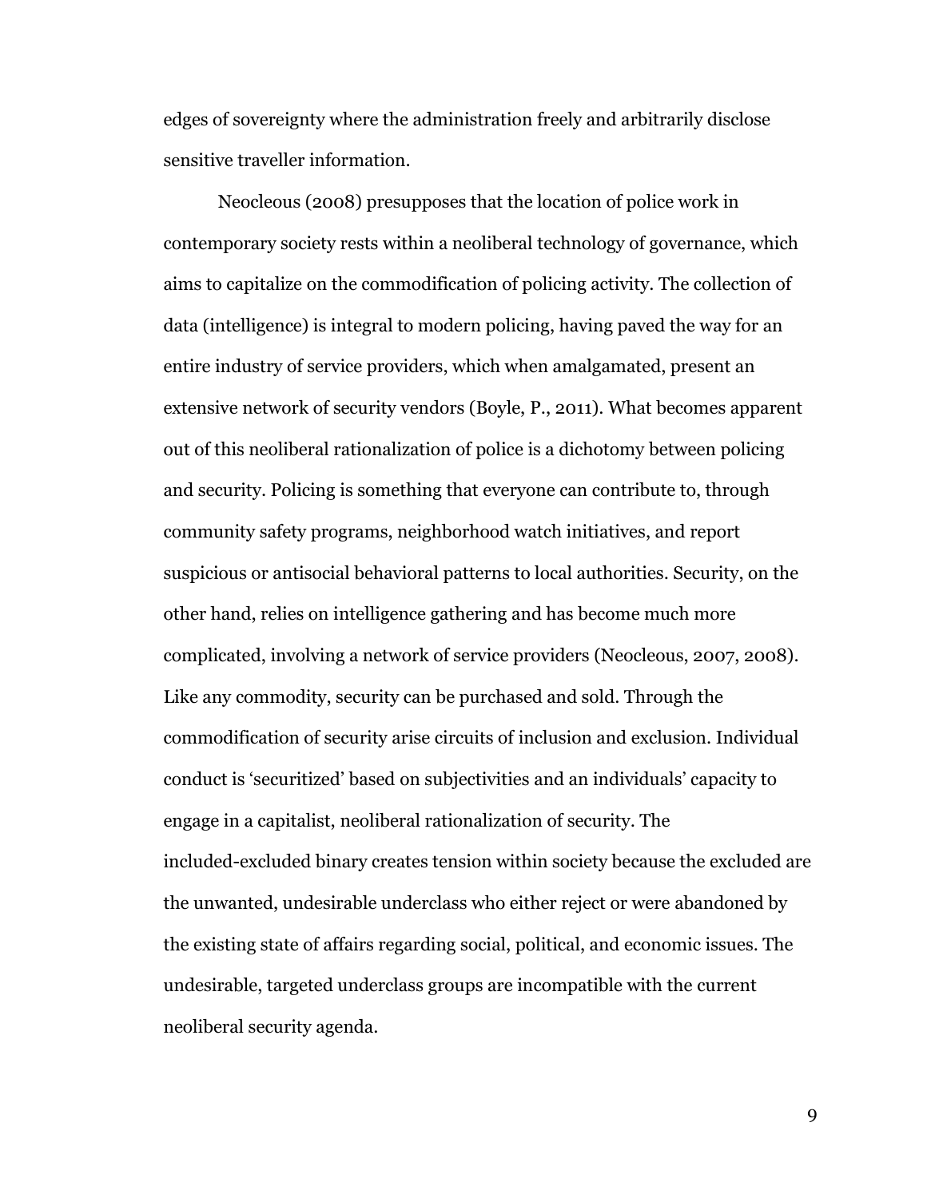edges of sovereignty where the administration freely and arbitrarily disclose sensitive traveller information.

Neocleous (2008) presupposes that the location of police work in contemporary society rests within a neoliberal technology of governance, which aims to capitalize on the commodification of policing activity. The collection of data (intelligence) is integral to modern policing, having paved the way for an entire industry of service providers, which when amalgamated, present an extensive network of security vendors (Boyle, P., 2011). What becomes apparent out of this neoliberal rationalization of police is a dichotomy between policing and security. Policing is something that everyone can contribute to, through community safety programs, neighborhood watch initiatives, and report suspicious or antisocial behavioral patterns to local authorities. Security, on the other hand, relies on intelligence gathering and has become much more complicated, involving a network of service providers (Neocleous, 2007, 2008). Like any commodity, security can be purchased and sold. Through the commodification of security arise circuits of inclusion and exclusion. Individual conduct is 'securitized' based on subjectivities and an individuals' capacity to engage in a capitalist, neoliberal rationalization of security. The included-excluded binary creates tension within society because the excluded are the unwanted, undesirable underclass who either reject or were abandoned by the existing state of affairs regarding social, political, and economic issues. The undesirable, targeted underclass groups are incompatible with the current neoliberal security agenda.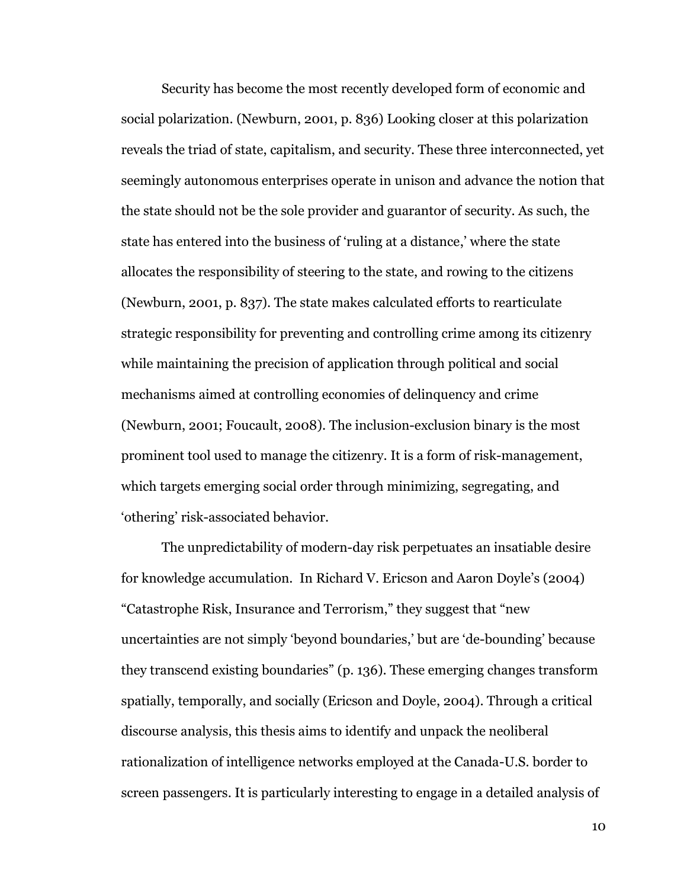Security has become the most recently developed form of economic and social polarization. (Newburn, 2001, p. 836) Looking closer at this polarization reveals the triad of state, capitalism, and security. These three interconnected, yet seemingly autonomous enterprises operate in unison and advance the notion that the state should not be the sole provider and guarantor of security. As such, the state has entered into the business of 'ruling at a distance,' where the state allocates the responsibility of steering to the state, and rowing to the citizens (Newburn, 2001, p. 837). The state makes calculated efforts to rearticulate strategic responsibility for preventing and controlling crime among its citizenry while maintaining the precision of application through political and social mechanisms aimed at controlling economies of delinquency and crime (Newburn, 2001; Foucault, 2008). The inclusion-exclusion binary is the most prominent tool used to manage the citizenry. It is a form of risk-management, which targets emerging social order through minimizing, segregating, and 'othering' risk-associated behavior.

The unpredictability of modern-day risk perpetuates an insatiable desire for knowledge accumulation. In Richard V. Ericson and Aaron Doyle's (2004) "Catastrophe Risk, Insurance and Terrorism," they suggest that "new uncertainties are not simply 'beyond boundaries,' but are 'de-bounding' because they transcend existing boundaries" (p. 136). These emerging changes transform spatially, temporally, and socially (Ericson and Doyle, 2004). Through a critical discourse analysis, this thesis aims to identify and unpack the neoliberal rationalization of intelligence networks employed at the Canada-U.S. border to screen passengers. It is particularly interesting to engage in a detailed analysis of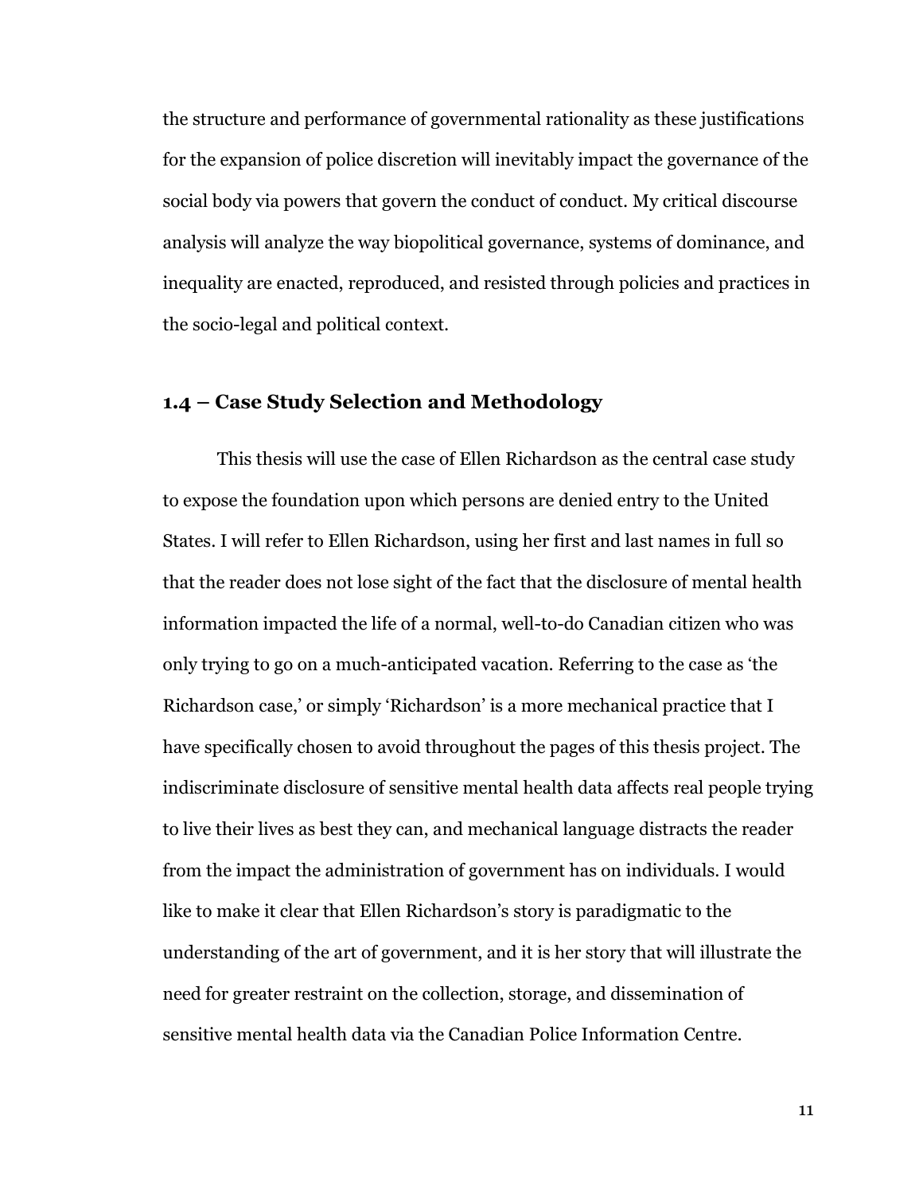the structure and performance of governmental rationality as these justifications for the expansion of police discretion will inevitably impact the governance of the social body via powers that govern the conduct of conduct. My critical discourse analysis will analyze the way biopolitical governance, systems of dominance, and inequality are enacted, reproduced, and resisted through policies and practices in the socio-legal and political context.

### 1.4 – Case Study Selection and Methodology

This thesis will use the case of Ellen Richardson as the central case study to expose the foundation upon which persons are denied entry to the United States. I will refer to Ellen Richardson, using her first and last names in full so that the reader does not lose sight of the fact that the disclosure of mental health information impacted the life of a normal, well-to-do Canadian citizen who was only trying to go on a much-anticipated vacation. Referring to the case as 'the Richardson case,' or simply 'Richardson' is a more mechanical practice that I have specifically chosen to avoid throughout the pages of this thesis project. The indiscriminate disclosure of sensitive mental health data affects real people trying to live their lives as best they can, and mechanical language distracts the reader from the impact the administration of government has on individuals. I would like to make it clear that Ellen Richardson's story is paradigmatic to the understanding of the art of government, and it is her story that will illustrate the need for greater restraint on the collection, storage, and dissemination of sensitive mental health data via the Canadian Police Information Centre.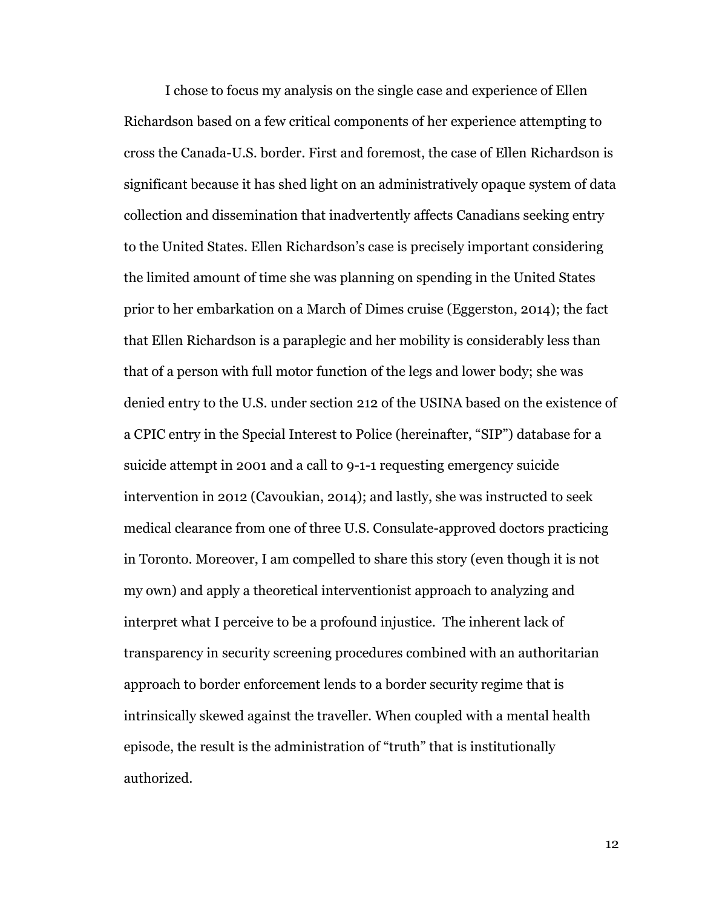I chose to focus my analysis on the single case and experience of Ellen Richardson based on a few critical components of her experience attempting to cross the Canada-U.S. border. First and foremost, the case of Ellen Richardson is significant because it has shed light on an administratively opaque system of data collection and dissemination that inadvertently affects Canadians seeking entry to the United States. Ellen Richardson's case is precisely important considering the limited amount of time she was planning on spending in the United States prior to her embarkation on a March of Dimes cruise (Eggerston, 2014); the fact that Ellen Richardson is a paraplegic and her mobility is considerably less than that of a person with full motor function of the legs and lower body; she was denied entry to the U.S. under section 212 of the USINA based on the existence of a CPIC entry in the Special Interest to Police (hereinafter, "SIP") database for a suicide attempt in 2001 and a call to 9-1-1 requesting emergency suicide intervention in 2012 (Cavoukian, 2014); and lastly, she was instructed to seek medical clearance from one of three U.S. Consulate-approved doctors practicing in Toronto. Moreover, I am compelled to share this story (even though it is not my own) and apply a theoretical interventionist approach to analyzing and interpret what I perceive to be a profound injustice. The inherent lack of transparency in security screening procedures combined with an authoritarian approach to border enforcement lends to a border security regime that is intrinsically skewed against the traveller. When coupled with a mental health episode, the result is the administration of "truth" that is institutionally authorized.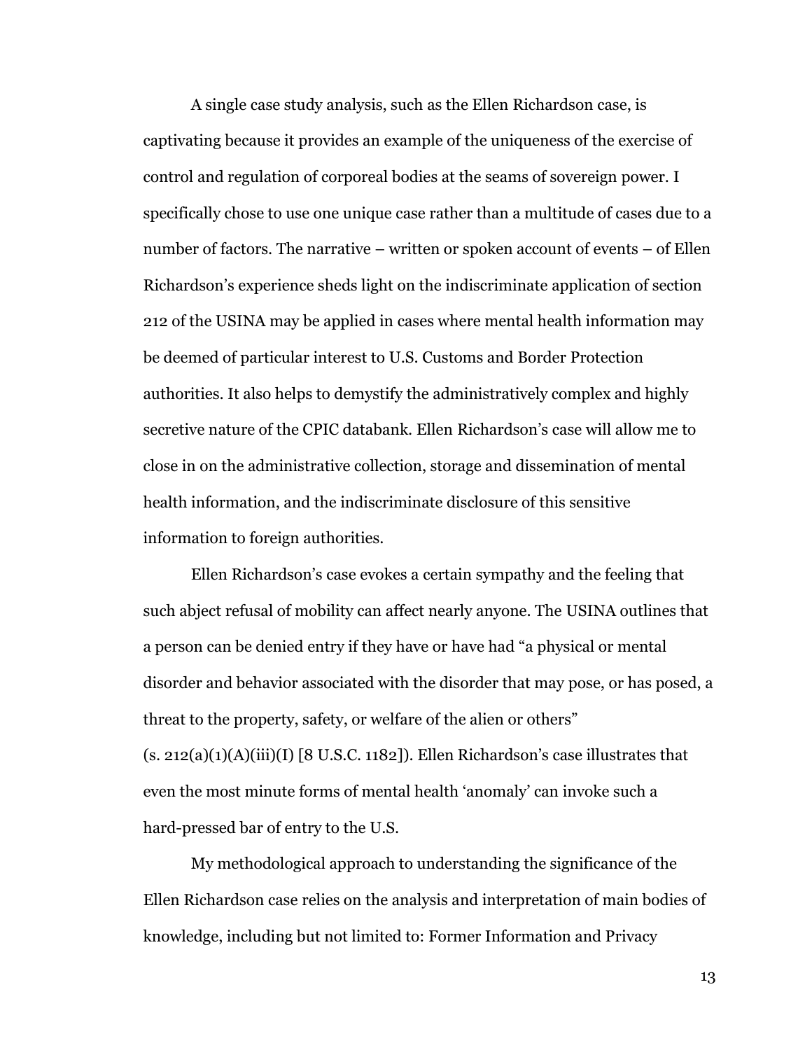A single case study analysis, such as the Ellen Richardson case, is captivating because it provides an example of the uniqueness of the exercise of control and regulation of corporeal bodies at the seams of sovereign power. I specifically chose to use one unique case rather than a multitude of cases due to a number of factors. The narrative – written or spoken account of events – of Ellen Richardson's experience sheds light on the indiscriminate application of section 212 of the USINA may be applied in cases where mental health information may be deemed of particular interest to U.S. Customs and Border Protection authorities. It also helps to demystify the administratively complex and highly secretive nature of the CPIC databank. Ellen Richardson's case will allow me to close in on the administrative collection, storage and dissemination of mental health information, and the indiscriminate disclosure of this sensitive information to foreign authorities.

Ellen Richardson's case evokes a certain sympathy and the feeling that such abject refusal of mobility can affect nearly anyone. The USINA outlines that a person can be denied entry if they have or have had "a physical or mental disorder and behavior associated with the disorder that may pose, or has posed, a threat to the property, safety, or welfare of the alien or others" (s. 212(a)(1)(A)(iii)(I) [8 U.S.C. 1182]). Ellen Richardson's case illustrates that even the most minute forms of mental health 'anomaly' can invoke such a hard-pressed bar of entry to the U.S.

My methodological approach to understanding the significance of the Ellen Richardson case relies on the analysis and interpretation of main bodies of knowledge, including but not limited to: Former Information and Privacy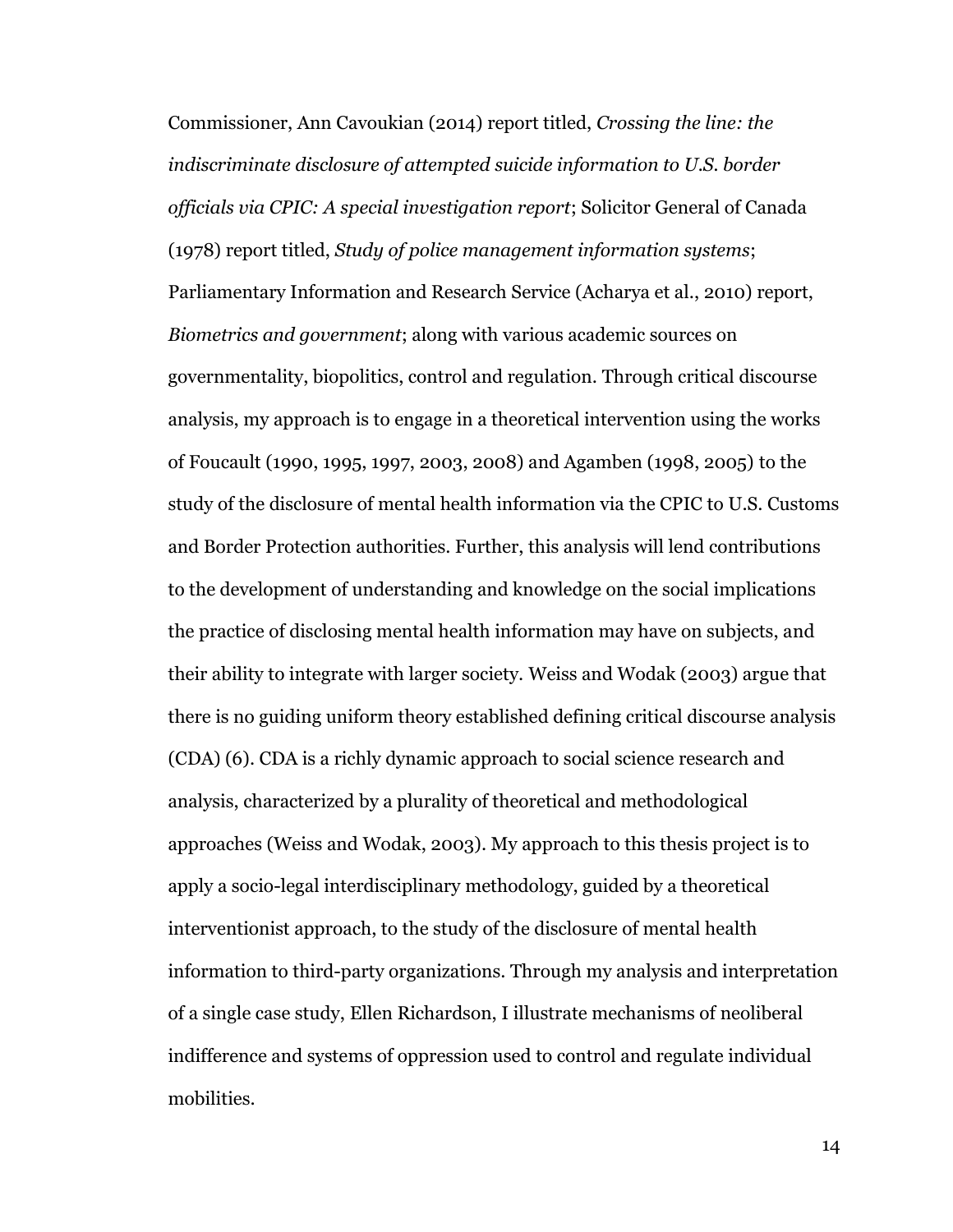Commissioner, Ann Cavoukian (2014) report titled, *Crossing the line: the indiscriminate disclosure of attempted suicide information to U.S. border officials via CPIC: A special investigation report*; Solicitor General of Canada (1978) report titled, *Study of police management information systems*; Parliamentary Information and Research Service (Acharya et al., 2010) report, *Biometrics and government*; along with various academic sources on governmentality, biopolitics, control and regulation. Through critical discourse analysis, my approach is to engage in a theoretical intervention using the works of Foucault (1990, 1995, 1997, 2003, 2008) and Agamben (1998, 2005) to the study of the disclosure of mental health information via the CPIC to U.S. Customs and Border Protection authorities. Further, this analysis will lend contributions to the development of understanding and knowledge on the social implications the practice of disclosing mental health information may have on subjects, and their ability to integrate with larger society. Weiss and Wodak (2003) argue that there is no guiding uniform theory established defining critical discourse analysis (CDA) (6). CDA is a richly dynamic approach to social science research and analysis, characterized by a plurality of theoretical and methodological approaches (Weiss and Wodak, 2003). My approach to this thesis project is to apply a socio-legal interdisciplinary methodology, guided by a theoretical interventionist approach, to the study of the disclosure of mental health information to third-party organizations. Through my analysis and interpretation of a single case study, Ellen Richardson, I illustrate mechanisms of neoliberal indifference and systems of oppression used to control and regulate individual mobilities.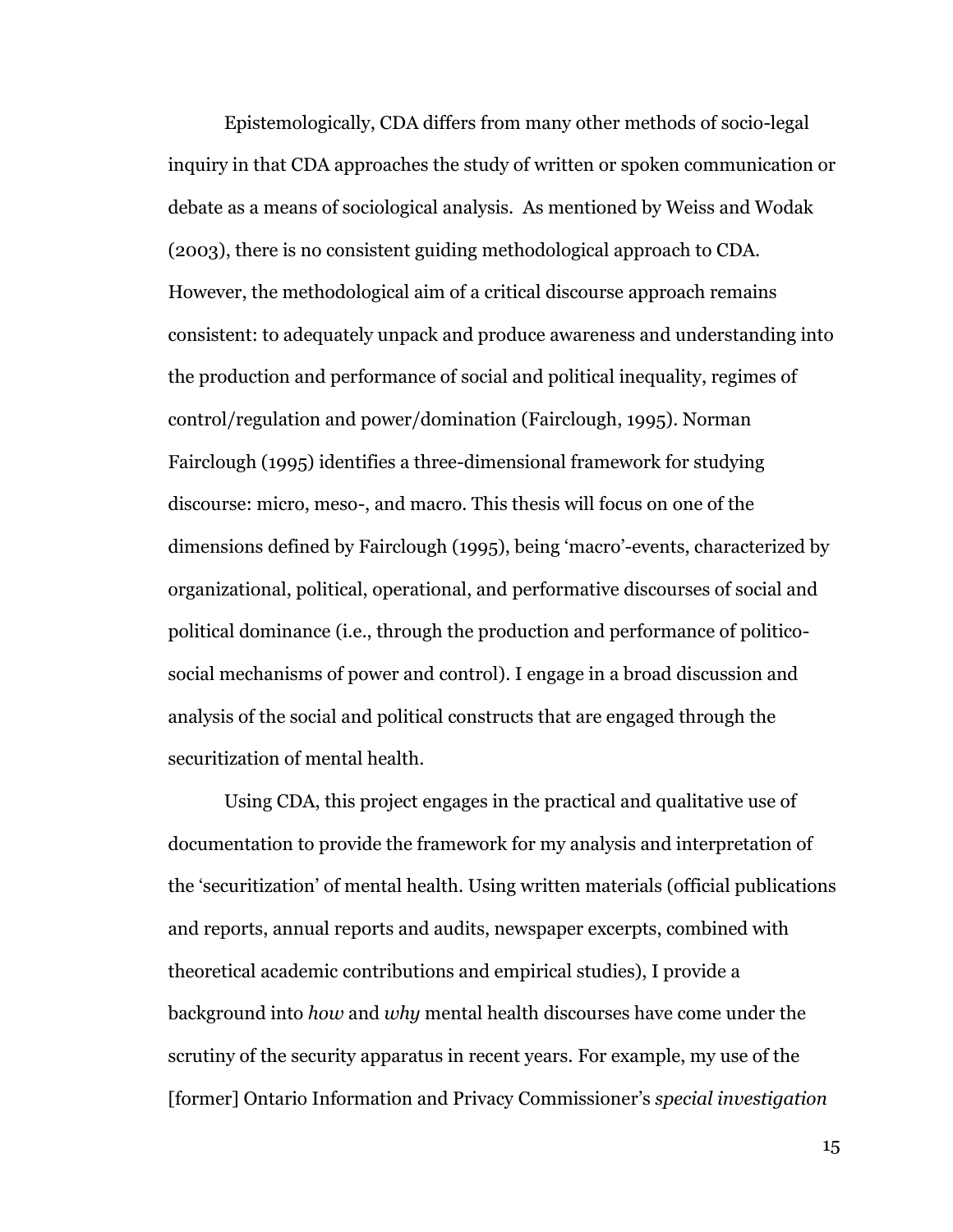Epistemologically, CDA differs from many other methods of socio-legal inquiry in that CDA approaches the study of written or spoken communication or debate as a means of sociological analysis.  As mentioned by Weiss and Wodak (2003), there is no consistent guiding methodological approach to CDA. However, the methodological aim of a critical discourse approach remains consistent: to adequately unpack and produce awareness and understanding into the production and performance of social and political inequality, regimes of control/regulation and power/domination (Fairclough, 1995). Norman Fairclough (1995) identifies a three-dimensional framework for studying discourse: micro, meso-, and macro. This thesis will focus on one of the dimensions defined by Fairclough (1995), being 'macro'-events, characterized by organizational, political, operational, and performative discourses of social and political dominance (i.e., through the production and performance of politico-social mechanisms of power and control). I engage in a broad discussion and analysis of the social and political constructs that are engaged through the securitization of mental health.

Using CDA, this project engages in the practical and qualitative use of documentation to provide the framework for my analysis and interpretation of the 'securitization' of mental health. Using written materials (official publications and reports, annual reports and audits, newspaper excerpts, combined with theoretical academic contributions and empirical studies), I provide a background into *how* and *why* mental health discourses have come under the scrutiny of the security apparatus in recent years. For example, my use of the [former] Ontario Information and Privacy Commissioner's *special investigation*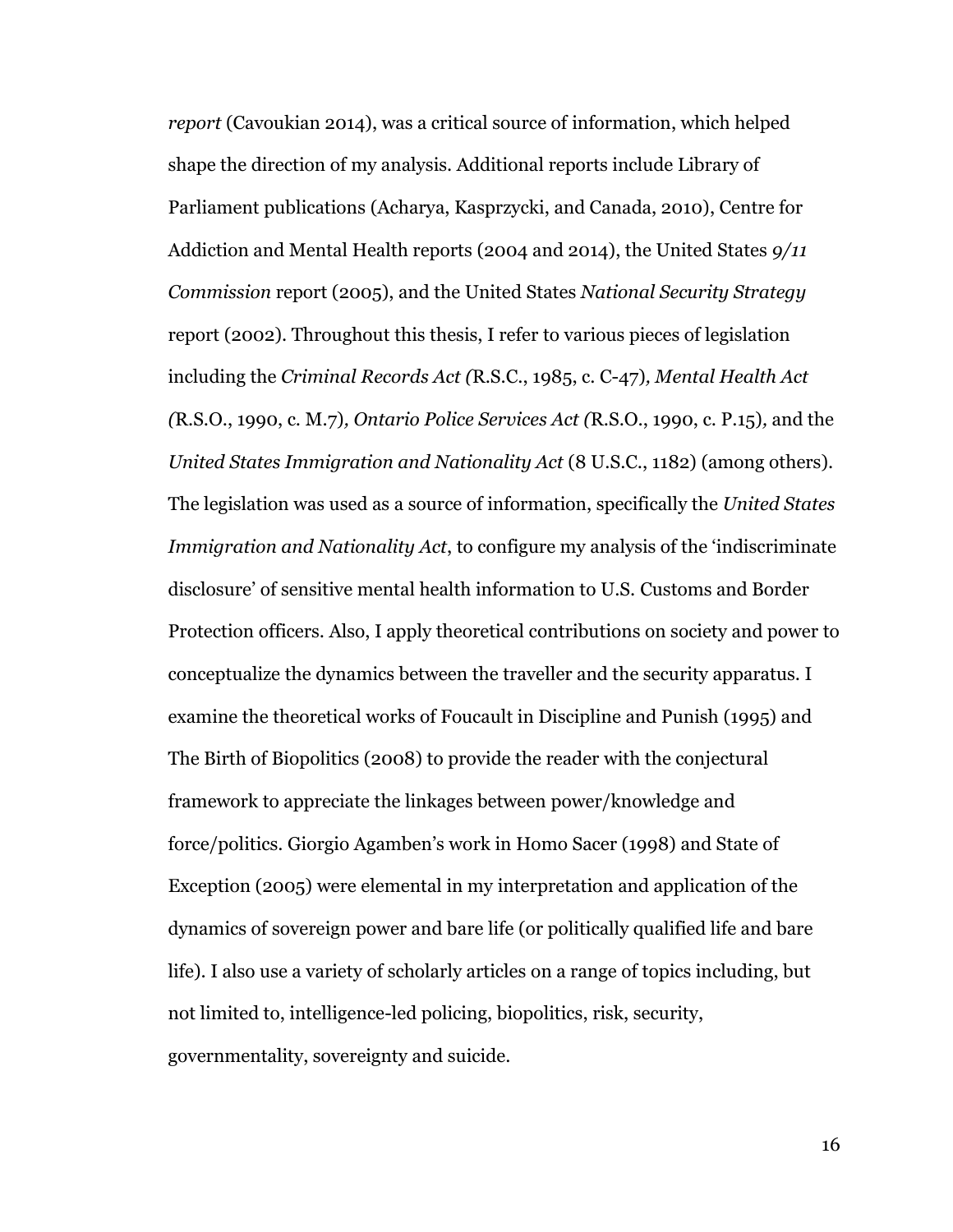*report* (Cavoukian 2014), was a critical source of information, which helped shape the direction of my analysis. Additional reports include Library of Parliament publications (Acharya, Kasprzycki, and Canada, 2010), Centre for Addiction and Mental Health reports (2004 and 2014), the United States *9/11 Commission* report (2005), and the United States *National Security Strategy* report (2002). Throughout this thesis, I refer to various pieces of legislation including the *Criminal Records Act (*R.S.C., 1985, c. C-47)*, Mental Health Act (*R.S.O., 1990, c. M.7)*, Ontario Police Services Act (*R.S.O., 1990, c. P.15)*,* and the *United States Immigration and Nationality Act* (8 U.S.C., 1182) (among others). The legislation was used as a source of information, specifically the *United States Immigration and Nationality Act*, to configure my analysis of the 'indiscriminate disclosure' of sensitive mental health information to U.S. Customs and Border Protection officers. Also, I apply theoretical contributions on society and power to conceptualize the dynamics between the traveller and the security apparatus. I examine the theoretical works of Foucault in Discipline and Punish (1995) and The Birth of Biopolitics (2008) to provide the reader with the conjectural framework to appreciate the linkages between power/knowledge and force/politics. Giorgio Agamben's work in Homo Sacer (1998) and State of Exception (2005) were elemental in my interpretation and application of the dynamics of sovereign power and bare life (or politically qualified life and bare life). I also use a variety of scholarly articles on a range of topics including, but not limited to, intelligence-led policing, biopolitics, risk, security, governmentality, sovereignty and suicide.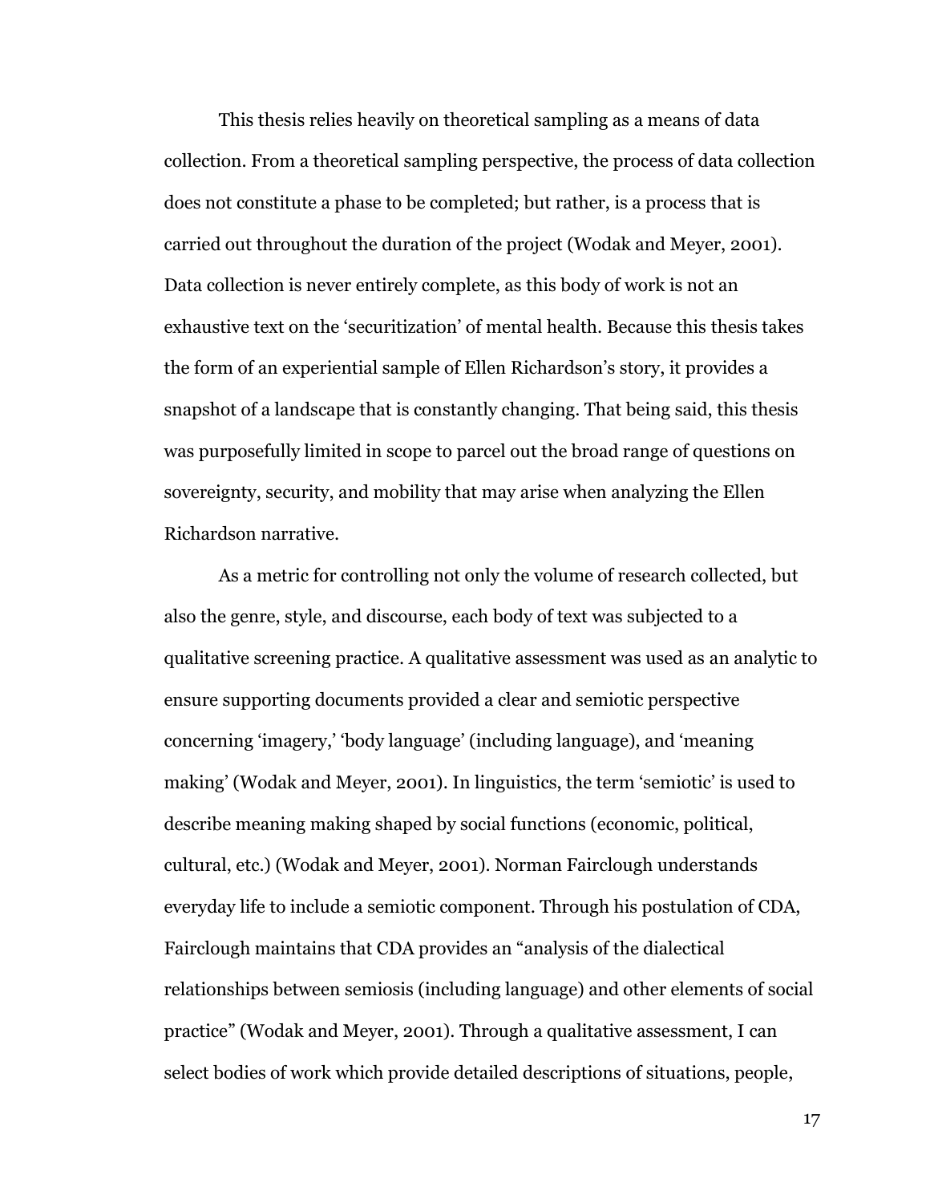This thesis relies heavily on theoretical sampling as a means of data collection. From a theoretical sampling perspective, the process of data collection does not constitute a phase to be completed; but rather, is a process that is carried out throughout the duration of the project (Wodak and Meyer, 2001). Data collection is never entirely complete, as this body of work is not an exhaustive text on the 'securitization' of mental health. Because this thesis takes the form of an experiential sample of Ellen Richardson's story, it provides a snapshot of a landscape that is constantly changing. That being said, this thesis was purposefully limited in scope to parcel out the broad range of questions on sovereignty, security, and mobility that may arise when analyzing the Ellen Richardson narrative.

As a metric for controlling not only the volume of research collected, but also the genre, style, and discourse, each body of text was subjected to a qualitative screening practice. A qualitative assessment was used as an analytic to ensure supporting documents provided a clear and semiotic perspective concerning 'imagery,' 'body language' (including language), and 'meaning making' (Wodak and Meyer, 2001). In linguistics, the term 'semiotic' is used to describe meaning making shaped by social functions (economic, political, cultural, etc.) (Wodak and Meyer, 2001). Norman Fairclough understands everyday life to include a semiotic component. Through his postulation of CDA, Fairclough maintains that CDA provides an "analysis of the dialectical relationships between semiosis (including language) and other elements of social practice" (Wodak and Meyer, 2001). Through a qualitative assessment, I can select bodies of work which provide detailed descriptions of situations, people,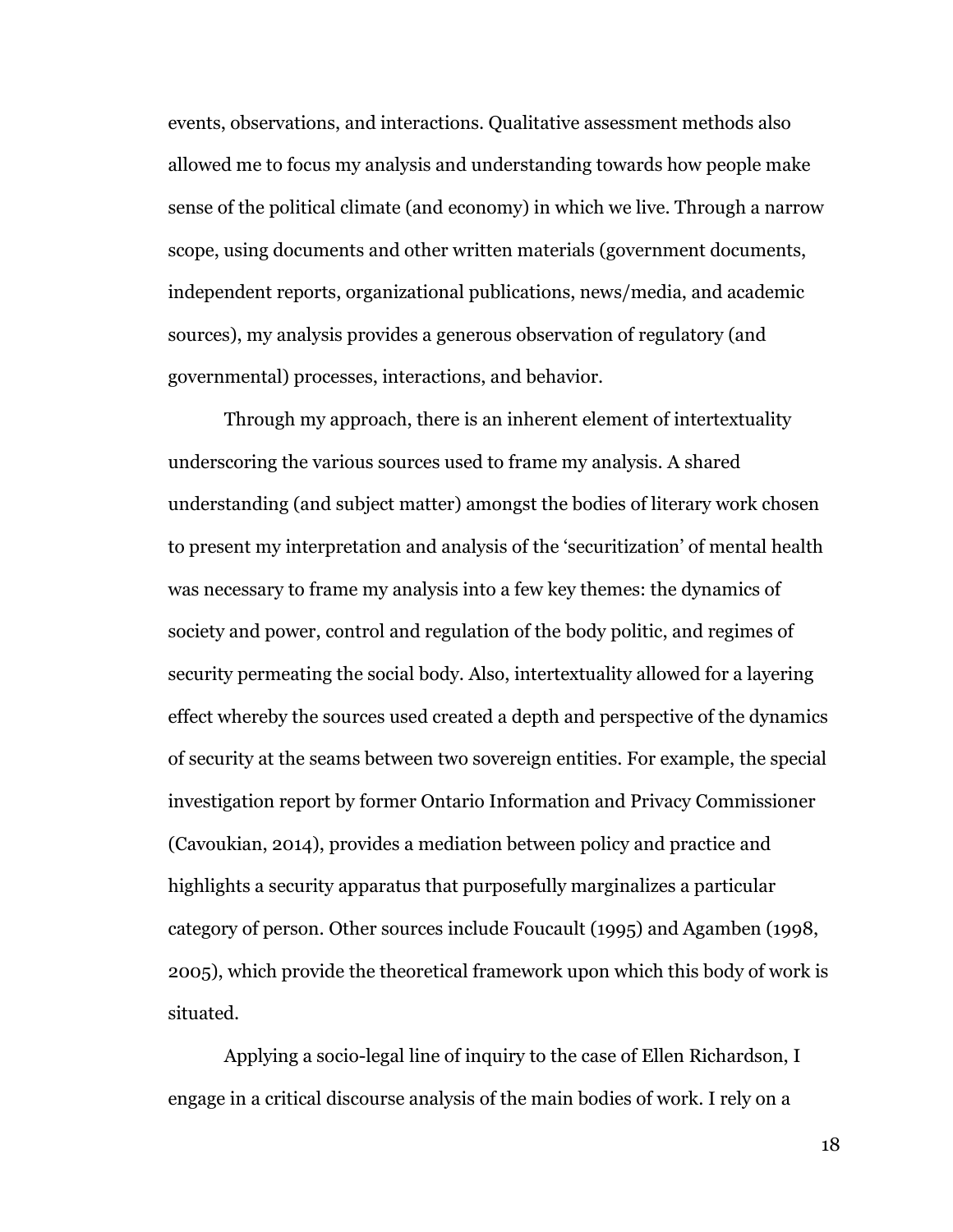events, observations, and interactions. Qualitative assessment methods also allowed me to focus my analysis and understanding towards how people make sense of the political climate (and economy) in which we live. Through a narrow scope, using documents and other written materials (government documents, independent reports, organizational publications, news/media, and academic sources), my analysis provides a generous observation of regulatory (and governmental) processes, interactions, and behavior.

Through my approach, there is an inherent element of intertextuality underscoring the various sources used to frame my analysis. A shared understanding (and subject matter) amongst the bodies of literary work chosen to present my interpretation and analysis of the 'securitization' of mental health was necessary to frame my analysis into a few key themes: the dynamics of society and power, control and regulation of the body politic, and regimes of security permeating the social body. Also, intertextuality allowed for a layering effect whereby the sources used created a depth and perspective of the dynamics of security at the seams between two sovereign entities. For example, the special investigation report by former Ontario Information and Privacy Commissioner (Cavoukian, 2014), provides a mediation between policy and practice and highlights a security apparatus that purposefully marginalizes a particular category of person. Other sources include Foucault (1995) and Agamben (1998, 2005), which provide the theoretical framework upon which this body of work is situated.

Applying a socio-legal line of inquiry to the case of Ellen Richardson, I engage in a critical discourse analysis of the main bodies of work. I rely on a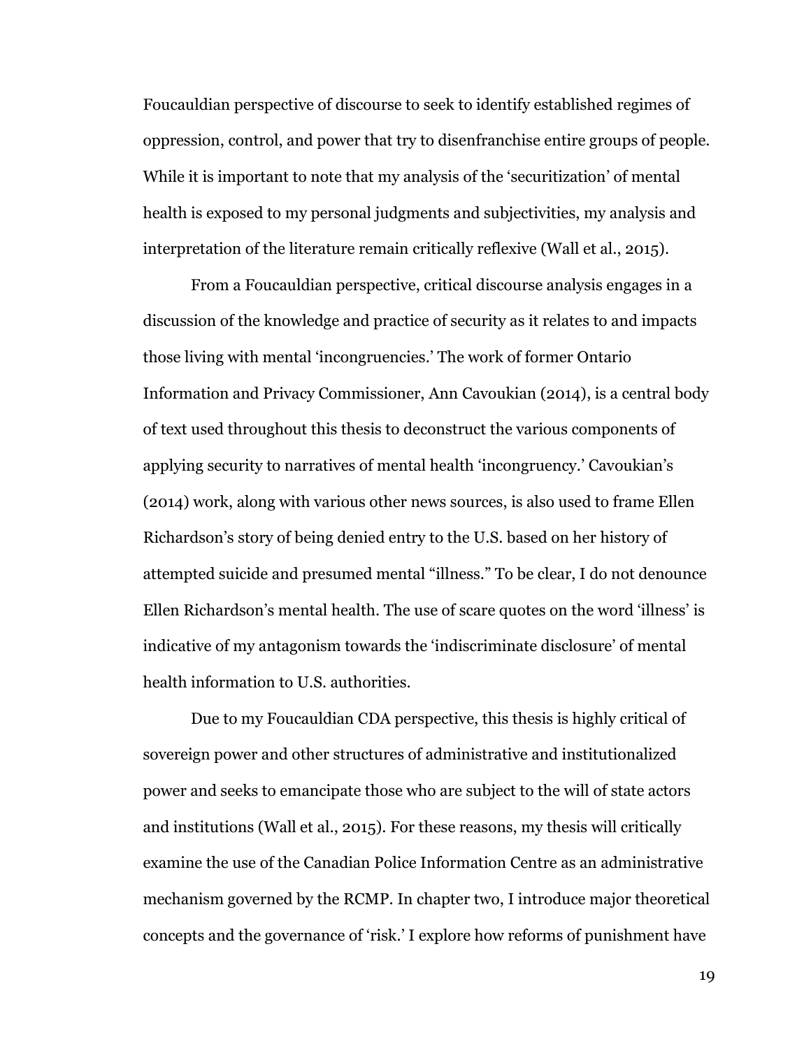Foucauldian perspective of discourse to seek to identify established regimes of oppression, control, and power that try to disenfranchise entire groups of people. While it is important to note that my analysis of the 'securitization' of mental health is exposed to my personal judgments and subjectivities, my analysis and interpretation of the literature remain critically reflexive (Wall et al., 2015).

From a Foucauldian perspective, critical discourse analysis engages in a discussion of the knowledge and practice of security as it relates to and impacts those living with mental 'incongruencies.' The work of former Ontario Information and Privacy Commissioner, Ann Cavoukian (2014), is a central body of text used throughout this thesis to deconstruct the various components of applying security to narratives of mental health 'incongruency.' Cavoukian's (2014) work, along with various other news sources, is also used to frame Ellen Richardson's story of being denied entry to the U.S. based on her history of attempted suicide and presumed mental "illness." To be clear, I do not denounce Ellen Richardson's mental health. The use of scare quotes on the word 'illness' is indicative of my antagonism towards the 'indiscriminate disclosure' of mental health information to U.S. authorities.

Due to my Foucauldian CDA perspective, this thesis is highly critical of sovereign power and other structures of administrative and institutionalized power and seeks to emancipate those who are subject to the will of state actors and institutions (Wall et al., 2015). For these reasons, my thesis will critically examine the use of the Canadian Police Information Centre as an administrative mechanism governed by the RCMP. In chapter two, I introduce major theoretical concepts and the governance of 'risk.' I explore how reforms of punishment have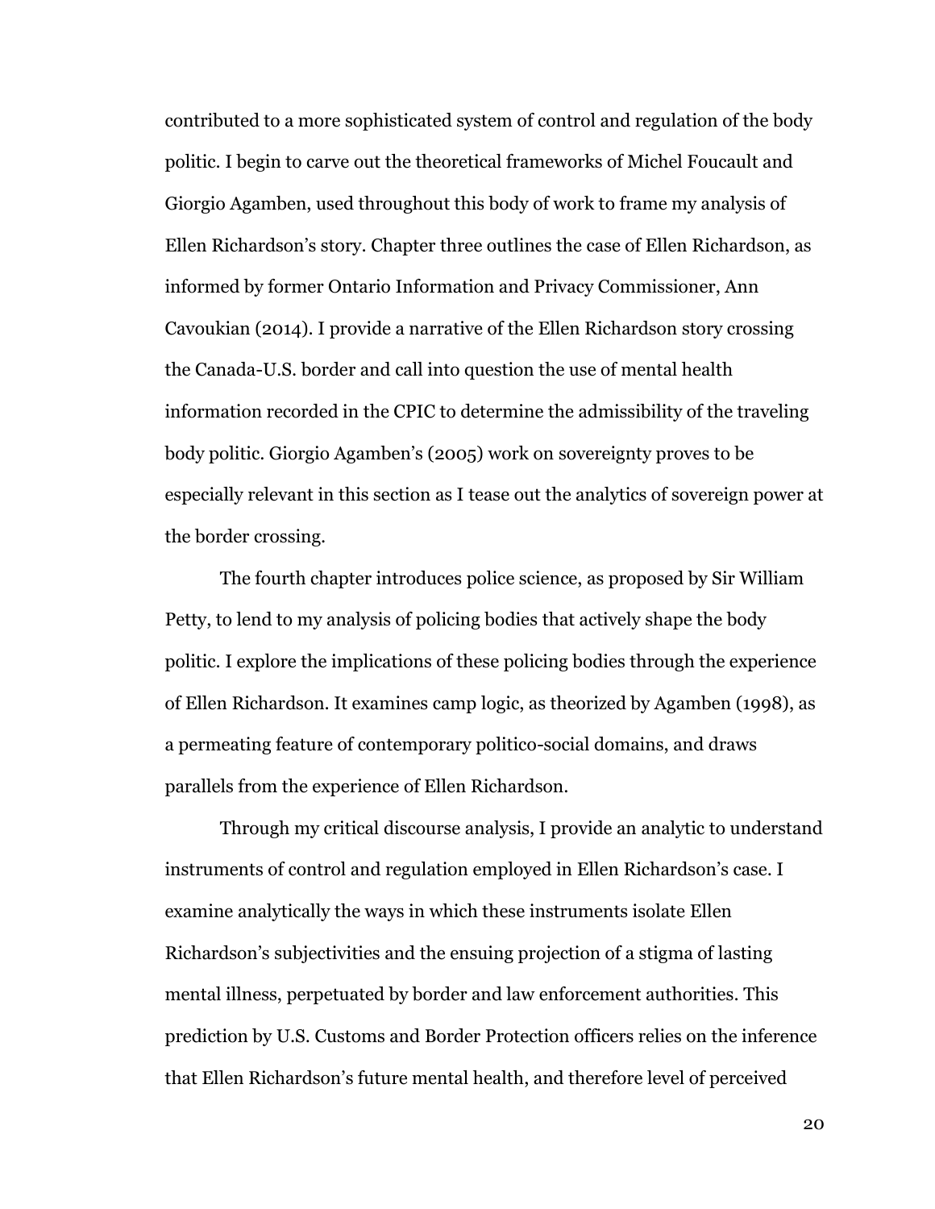contributed to a more sophisticated system of control and regulation of the body politic. I begin to carve out the theoretical frameworks of Michel Foucault and Giorgio Agamben, used throughout this body of work to frame my analysis of Ellen Richardson's story. Chapter three outlines the case of Ellen Richardson, as informed by former Ontario Information and Privacy Commissioner, Ann Cavoukian (2014). I provide a narrative of the Ellen Richardson story crossing the Canada-U.S. border and call into question the use of mental health information recorded in the CPIC to determine the admissibility of the traveling body politic. Giorgio Agamben's (2005) work on sovereignty proves to be especially relevant in this section as I tease out the analytics of sovereign power at the border crossing.

The fourth chapter introduces police science, as proposed by Sir William Petty, to lend to my analysis of policing bodies that actively shape the body politic. I explore the implications of these policing bodies through the experience of Ellen Richardson. It examines camp logic, as theorized by Agamben (1998), as a permeating feature of contemporary politico-social domains, and draws parallels from the experience of Ellen Richardson.

Through my critical discourse analysis, I provide an analytic to understand instruments of control and regulation employed in Ellen Richardson's case. I examine analytically the ways in which these instruments isolate Ellen Richardson's subjectivities and the ensuing projection of a stigma of lasting mental illness, perpetuated by border and law enforcement authorities. This prediction by U.S. Customs and Border Protection officers relies on the inference that Ellen Richardson's future mental health, and therefore level of perceived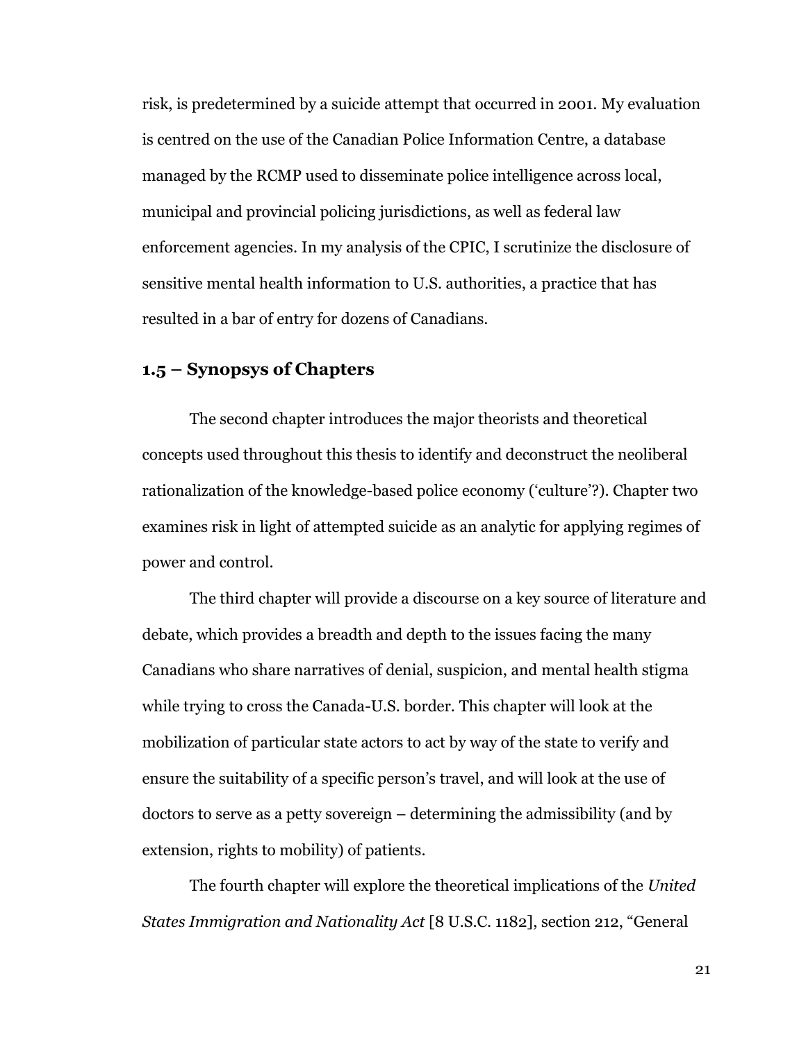risk, is predetermined by a suicide attempt that occurred in 2001. My evaluation is centred on the use of the Canadian Police Information Centre, a database managed by the RCMP used to disseminate police intelligence across local, municipal and provincial policing jurisdictions, as well as federal law enforcement agencies. In my analysis of the CPIC, I scrutinize the disclosure of sensitive mental health information to U.S. authorities, a practice that has resulted in a bar of entry for dozens of Canadians.

### 1.5 – Synopsys of Chapters

The second chapter introduces the major theorists and theoretical concepts used throughout this thesis to identify and deconstruct the neoliberal rationalization of the knowledge-based police economy ('culture'?). Chapter two examines risk in light of attempted suicide as an analytic for applying regimes of power and control.

The third chapter will provide a discourse on a key source of literature and debate, which provides a breadth and depth to the issues facing the many Canadians who share narratives of denial, suspicion, and mental health stigma while trying to cross the Canada-U.S. border. This chapter will look at the mobilization of particular state actors to act by way of the state to verify and ensure the suitability of a specific person's travel, and will look at the use of doctors to serve as a petty sovereign – determining the admissibility (and by extension, rights to mobility) of patients.

The fourth chapter will explore the theoretical implications of the *United States Immigration and Nationality Act* [8 U.S.C. 1182], section 212, "General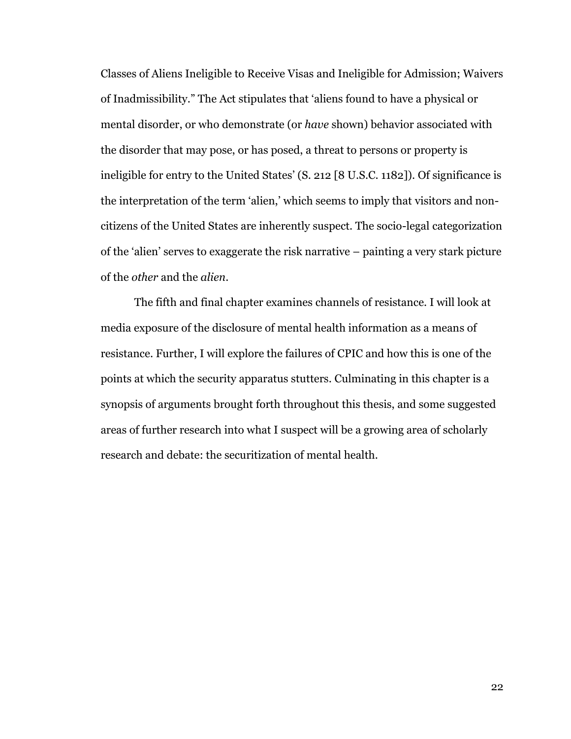Classes of Aliens Ineligible to Receive Visas and Ineligible for Admission; Waivers of Inadmissibility." The Act stipulates that 'aliens found to have a physical or mental disorder, or who demonstrate (or *have* shown) behavior associated with the disorder that may pose, or has posed, a threat to persons or property is ineligible for entry to the United States' (S. 212 [8 U.S.C. 1182]). Of significance is the interpretation of the term 'alien,' which seems to imply that visitors and non-citizens of the United States are inherently suspect. The socio-legal categorization of the 'alien' serves to exaggerate the risk narrative – painting a very stark picture of the *other* and the *alien*.

The fifth and final chapter examines channels of resistance. I will look at media exposure of the disclosure of mental health information as a means of resistance. Further, I will explore the failures of CPIC and how this is one of the points at which the security apparatus stutters. Culminating in this chapter is a synopsis of arguments brought forth throughout this thesis, and some suggested areas of further research into what I suspect will be a growing area of scholarly research and debate: the securitization of mental health.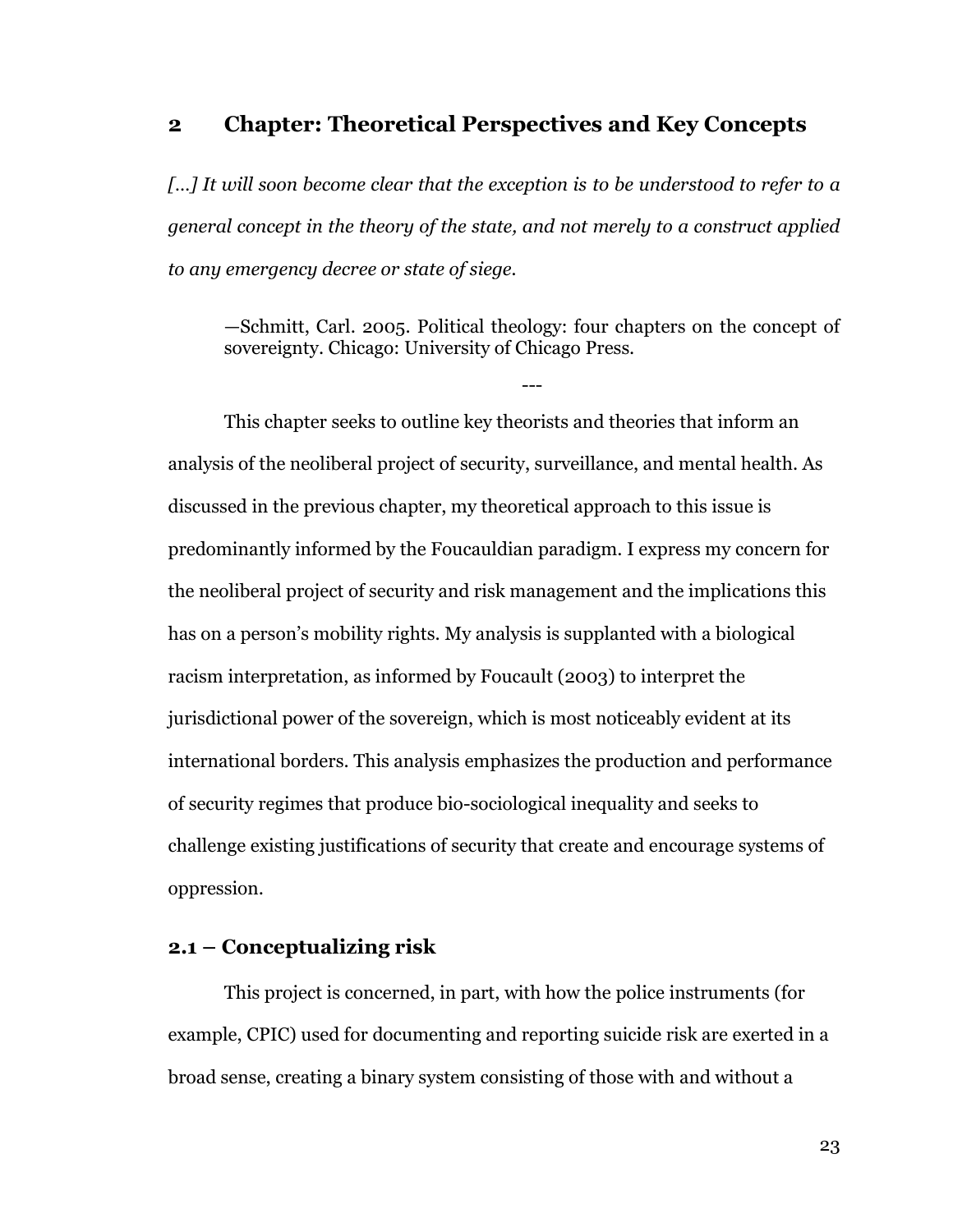# 2 Chapter: Theoretical Perspectives and Key Concepts

*[…] It will soon become clear that the exception is to be understood to refer to a general concept in the theory of the state, and not merely to a construct applied to any emergency decree or state of siege.*

> —Schmitt, Carl. 2005. Political theology: four chapters on the concept of sovereignty. Chicago: University of Chicago Press.

---

This chapter seeks to outline key theorists and theories that inform an analysis of the neoliberal project of security, surveillance, and mental health. As discussed in the previous chapter, my theoretical approach to this issue is predominantly informed by the Foucauldian paradigm. I express my concern for the neoliberal project of security and risk management and the implications this has on a person's mobility rights. My analysis is supplanted with a biological racism interpretation, as informed by Foucault (2003) to interpret the jurisdictional power of the sovereign, which is most noticeably evident at its international borders. This analysis emphasizes the production and performance of security regimes that produce bio-sociological inequality and seeks to challenge existing justifications of security that create and encourage systems of oppression.

## 2.1 – Conceptualizing risk

This project is concerned, in part, with how the police instruments (for example, CPIC) used for documenting and reporting suicide risk are exerted in a broad sense, creating a binary system consisting of those with and without a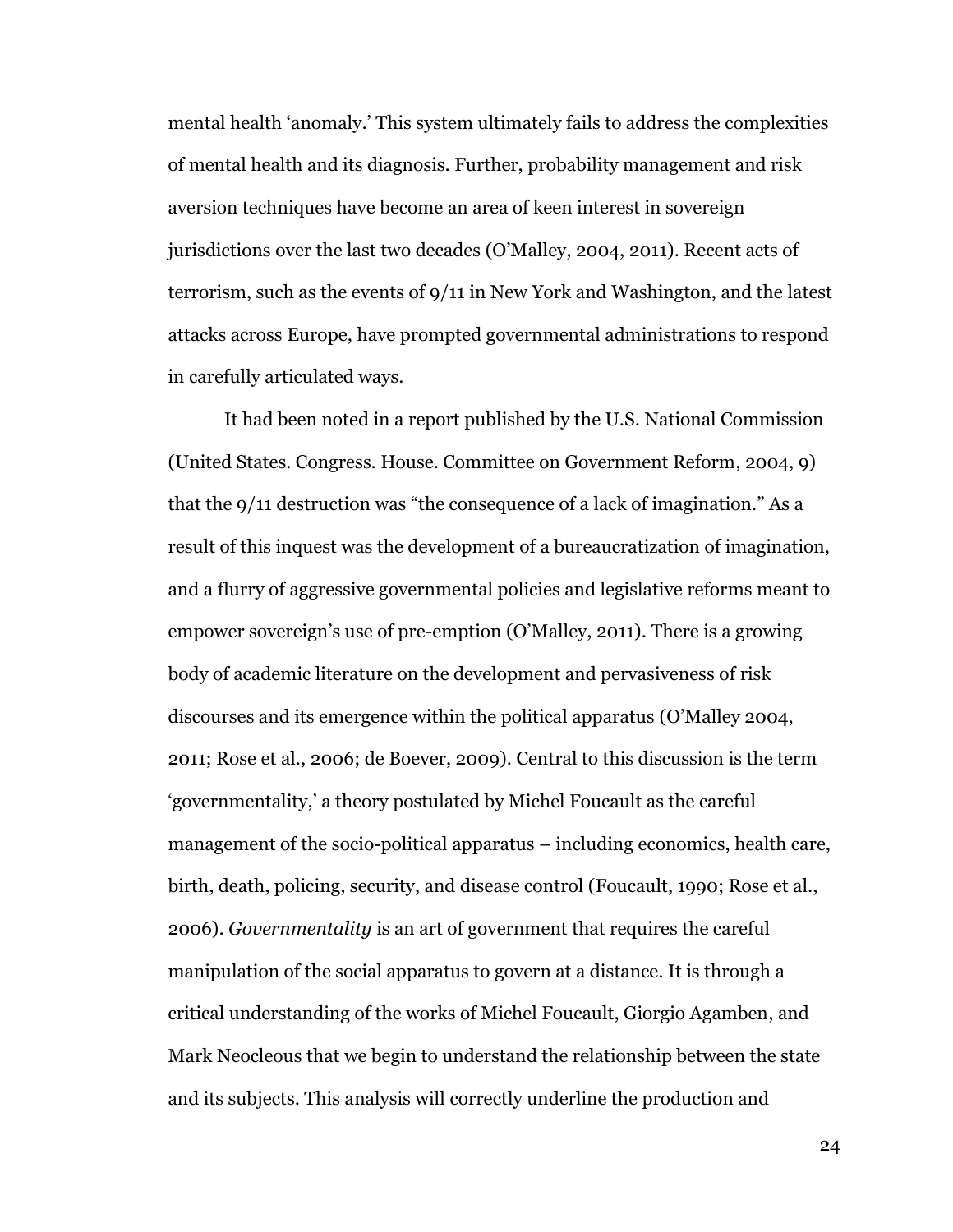mental health 'anomaly.' This system ultimately fails to address the complexities of mental health and its diagnosis. Further, probability management and risk aversion techniques have become an area of keen interest in sovereign jurisdictions over the last two decades (O'Malley, 2004, 2011). Recent acts of terrorism, such as the events of 9/11 in New York and Washington, and the latest attacks across Europe, have prompted governmental administrations to respond in carefully articulated ways.

It had been noted in a report published by the U.S. National Commission (United States. Congress. House. Committee on Government Reform, 2004, 9) that the 9/11 destruction was "the consequence of a lack of imagination." As a result of this inquest was the development of a bureaucratization of imagination, and a flurry of aggressive governmental policies and legislative reforms meant to empower sovereign's use of pre-emption (O'Malley, 2011). There is a growing body of academic literature on the development and pervasiveness of risk discourses and its emergence within the political apparatus (O'Malley 2004, 2011; Rose et al., 2006; de Boever, 2009). Central to this discussion is the term 'governmentality,' a theory postulated by Michel Foucault as the careful management of the socio-political apparatus – including economics, health care, birth, death, policing, security, and disease control (Foucault, 1990; Rose et al., 2006). *Governmentality* is an art of government that requires the careful manipulation of the social apparatus to govern at a distance. It is through a critical understanding of the works of Michel Foucault, Giorgio Agamben, and Mark Neocleous that we begin to understand the relationship between the state and its subjects. This analysis will correctly underline the production and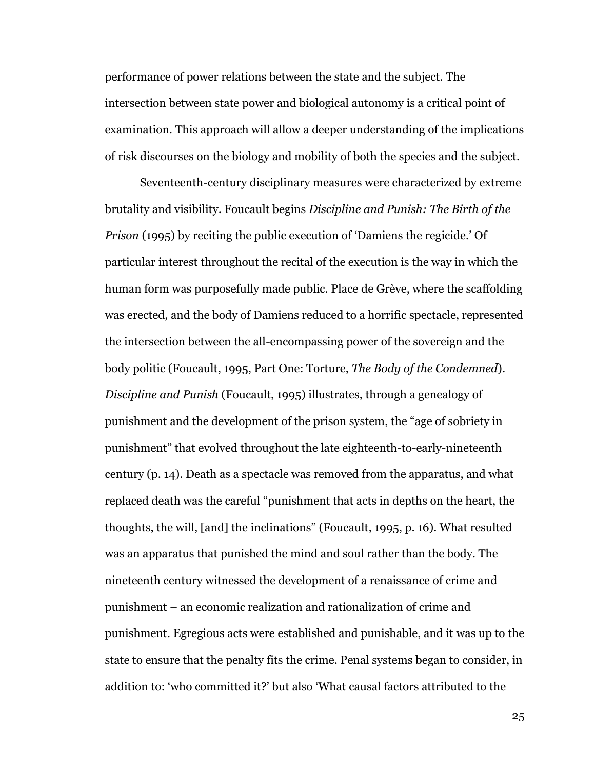performance of power relations between the state and the subject. The intersection between state power and biological autonomy is a critical point of examination. This approach will allow a deeper understanding of the implications of risk discourses on the biology and mobility of both the species and the subject.

Seventeenth-century disciplinary measures were characterized by extreme brutality and visibility. Foucault begins *Discipline and Punish: The Birth of the Prison* (1995) by reciting the public execution of 'Damiens the regicide.' Of particular interest throughout the recital of the execution is the way in which the human form was purposefully made public. Place de Grève, where the scaffolding was erected, and the body of Damiens reduced to a horrific spectacle, represented the intersection between the all-encompassing power of the sovereign and the body politic (Foucault, 1995, Part One: Torture, *The Body of the Condemned*). *Discipline and Punish* (Foucault, 1995) illustrates, through a genealogy of punishment and the development of the prison system, the "age of sobriety in punishment" that evolved throughout the late eighteenth-to-early-nineteenth century (p. 14). Death as a spectacle was removed from the apparatus, and what replaced death was the careful "punishment that acts in depths on the heart, the thoughts, the will, [and] the inclinations" (Foucault, 1995, p. 16). What resulted was an apparatus that punished the mind and soul rather than the body. The nineteenth century witnessed the development of a renaissance of crime and punishment – an economic realization and rationalization of crime and punishment. Egregious acts were established and punishable, and it was up to the state to ensure that the penalty fits the crime. Penal systems began to consider, in addition to: 'who committed it?' but also 'What causal factors attributed to the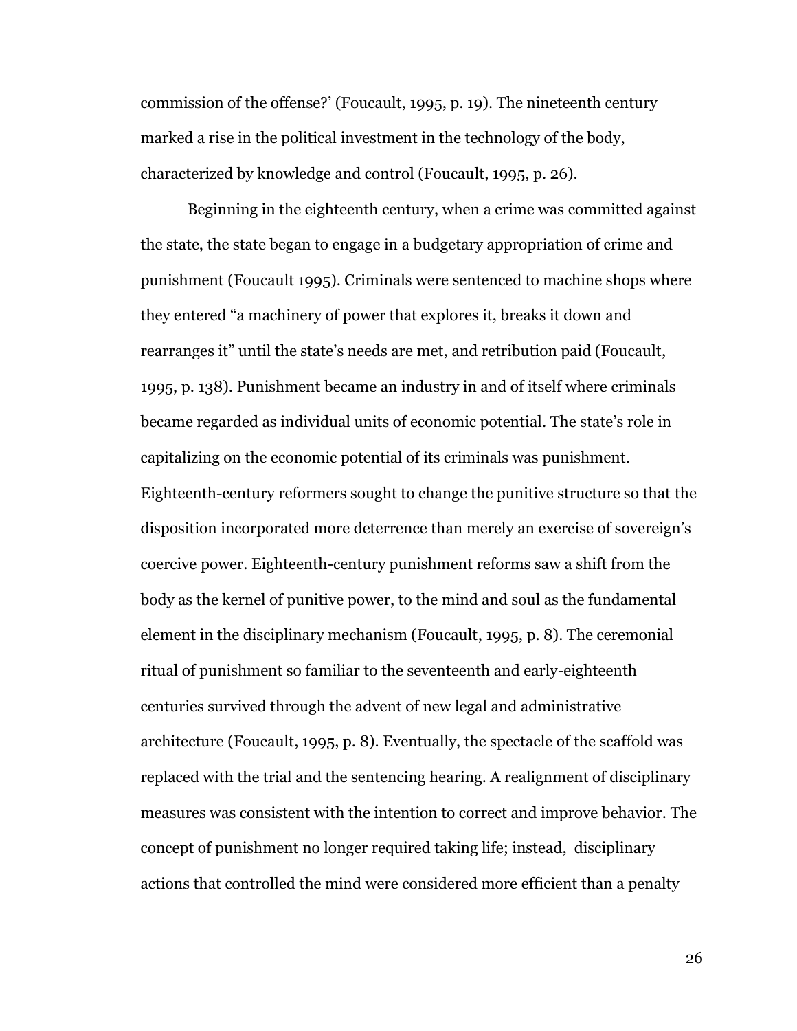commission of the offense?' (Foucault, 1995, p. 19). The nineteenth century marked a rise in the political investment in the technology of the body, characterized by knowledge and control (Foucault, 1995, p. 26).

Beginning in the eighteenth century, when a crime was committed against the state, the state began to engage in a budgetary appropriation of crime and punishment (Foucault 1995). Criminals were sentenced to machine shops where they entered "a machinery of power that explores it, breaks it down and rearranges it" until the state's needs are met, and retribution paid (Foucault, 1995, p. 138). Punishment became an industry in and of itself where criminals became regarded as individual units of economic potential. The state's role in capitalizing on the economic potential of its criminals was punishment. Eighteenth-century reformers sought to change the punitive structure so that the disposition incorporated more deterrence than merely an exercise of sovereign's coercive power. Eighteenth-century punishment reforms saw a shift from the body as the kernel of punitive power, to the mind and soul as the fundamental element in the disciplinary mechanism (Foucault, 1995, p. 8). The ceremonial ritual of punishment so familiar to the seventeenth and early-eighteenth centuries survived through the advent of new legal and administrative architecture (Foucault, 1995, p. 8). Eventually, the spectacle of the scaffold was replaced with the trial and the sentencing hearing. A realignment of disciplinary measures was consistent with the intention to correct and improve behavior. The concept of punishment no longer required taking life; instead, disciplinary actions that controlled the mind were considered more efficient than a penalty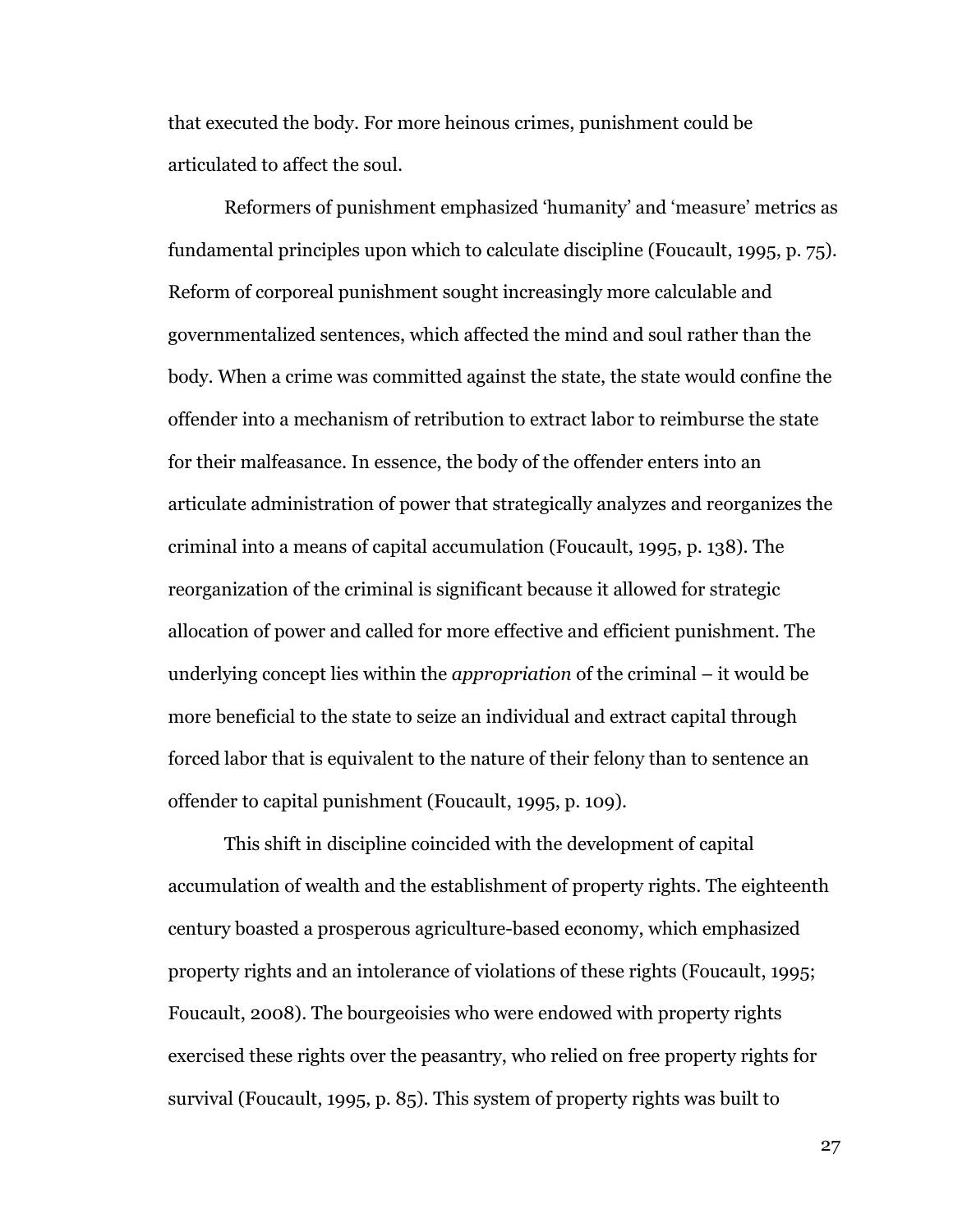that executed the body. For more heinous crimes, punishment could be articulated to affect the soul.

Reformers of punishment emphasized ‘humanity’ and ‘measure’ metrics as fundamental principles upon which to calculate discipline (Foucault, 1995, p. 75). Reform of corporeal punishment sought increasingly more calculable and governmentalized sentences, which affected the mind and soul rather than the body. When a crime was committed against the state, the state would confine the offender into a mechanism of retribution to extract labor to reimburse the state for their malfeasance. In essence, the body of the offender enters into an articulate administration of power that strategically analyzes and reorganizes the criminal into a means of capital accumulation (Foucault, 1995, p. 138). The reorganization of the criminal is significant because it allowed for strategic allocation of power and called for more effective and efficient punishment. The underlying concept lies within the *appropriation* of the criminal – it would be more beneficial to the state to seize an individual and extract capital through forced labor that is equivalent to the nature of their felony than to sentence an offender to capital punishment (Foucault, 1995, p. 109).

This shift in discipline coincided with the development of capital accumulation of wealth and the establishment of property rights. The eighteenth century boasted a prosperous agriculture-based economy, which emphasized property rights and an intolerance of violations of these rights (Foucault, 1995; Foucault, 2008). The bourgeoisies who were endowed with property rights exercised these rights over the peasantry, who relied on free property rights for survival (Foucault, 1995, p. 85). This system of property rights was built to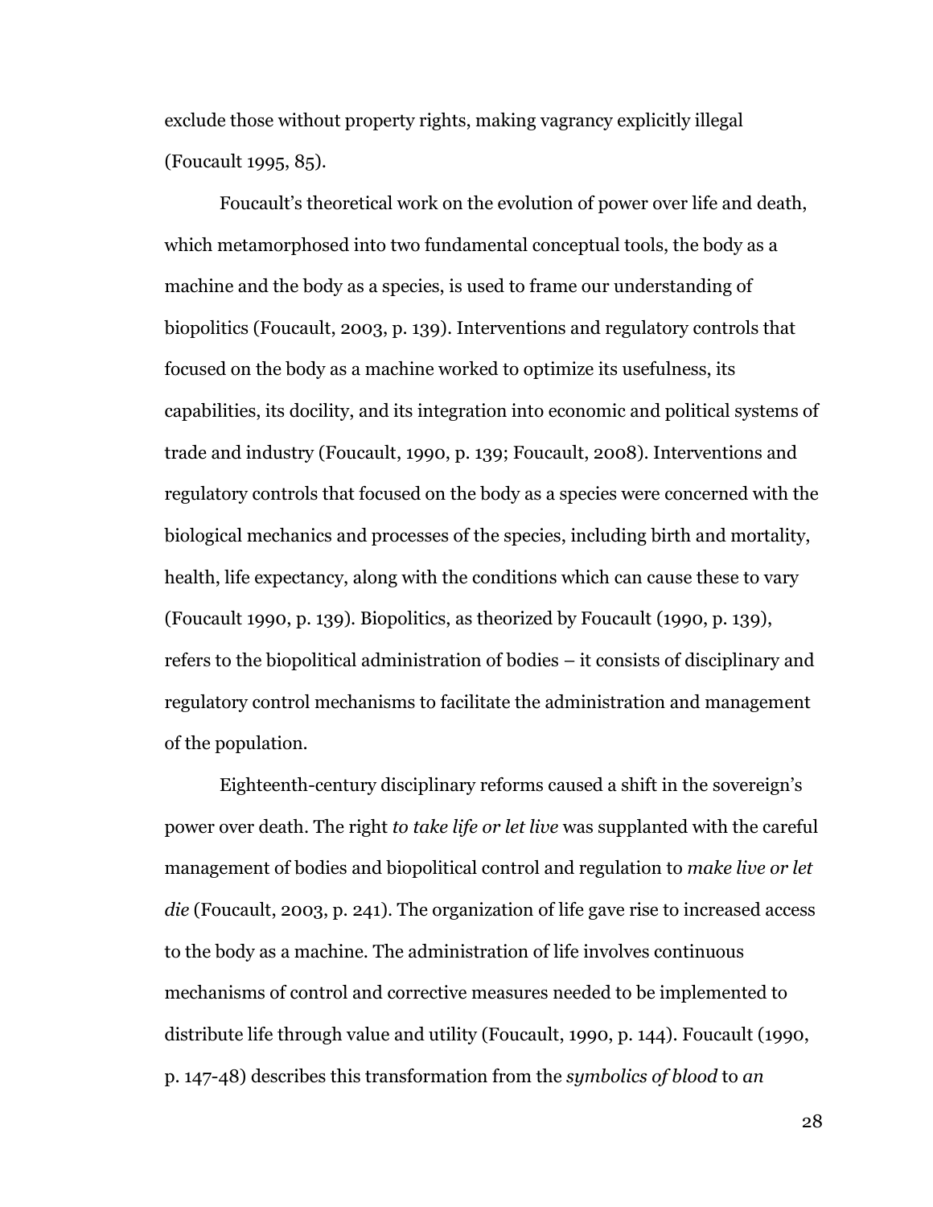exclude those without property rights, making vagrancy explicitly illegal (Foucault 1995, 85).

Foucault's theoretical work on the evolution of power over life and death, which metamorphosed into two fundamental conceptual tools, the body as a machine and the body as a species, is used to frame our understanding of biopolitics (Foucault, 2003, p. 139). Interventions and regulatory controls that focused on the body as a machine worked to optimize its usefulness, its capabilities, its docility, and its integration into economic and political systems of trade and industry (Foucault, 1990, p. 139; Foucault, 2008). Interventions and regulatory controls that focused on the body as a species were concerned with the biological mechanics and processes of the species, including birth and mortality, health, life expectancy, along with the conditions which can cause these to vary (Foucault 1990, p. 139). Biopolitics, as theorized by Foucault (1990, p. 139), refers to the biopolitical administration of bodies – it consists of disciplinary and regulatory control mechanisms to facilitate the administration and management of the population.

Eighteenth-century disciplinary reforms caused a shift in the sovereign's power over death. The right *to take life or let live* was supplanted with the careful management of bodies and biopolitical control and regulation to *make live or let die* (Foucault, 2003, p. 241). The organization of life gave rise to increased access to the body as a machine. The administration of life involves continuous mechanisms of control and corrective measures needed to be implemented to distribute life through value and utility (Foucault, 1990, p. 144). Foucault (1990, p. 147-48) describes this transformation from the *symbolics of blood* to *an*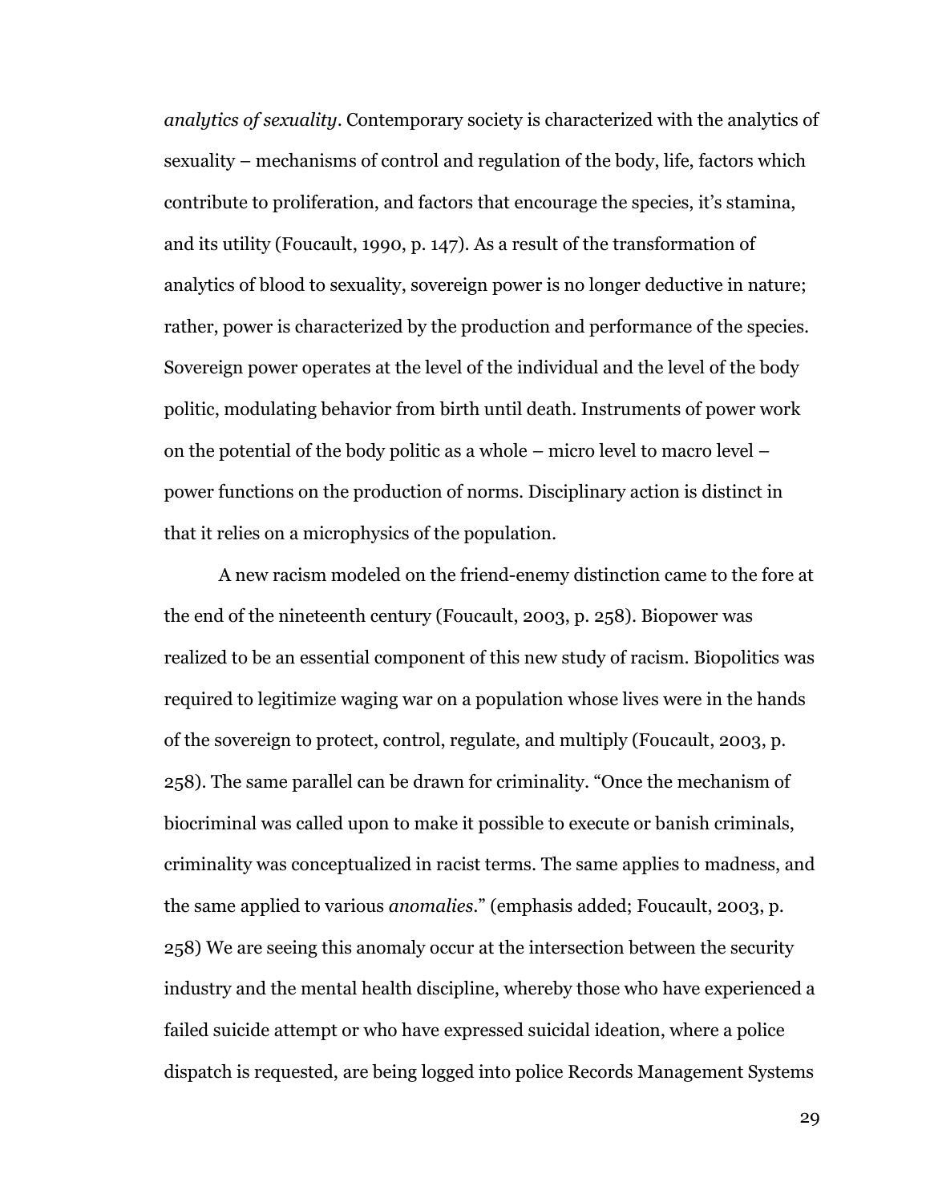*analytics of sexuality*. Contemporary society is characterized with the analytics of sexuality – mechanisms of control and regulation of the body, life, factors which contribute to proliferation, and factors that encourage the species, it's stamina, and its utility (Foucault, 1990, p. 147). As a result of the transformation of analytics of blood to sexuality, sovereign power is no longer deductive in nature; rather, power is characterized by the production and performance of the species. Sovereign power operates at the level of the individual and the level of the body politic, modulating behavior from birth until death. Instruments of power work on the potential of the body politic as a whole – micro level to macro level – power functions on the production of norms. Disciplinary action is distinct in that it relies on a microphysics of the population.

A new racism modeled on the friend-enemy distinction came to the fore at the end of the nineteenth century (Foucault, 2003, p. 258). Biopower was realized to be an essential component of this new study of racism. Biopolitics was required to legitimize waging war on a population whose lives were in the hands of the sovereign to protect, control, regulate, and multiply (Foucault, 2003, p. 258). The same parallel can be drawn for criminality. "Once the mechanism of biocriminal was called upon to make it possible to execute or banish criminals, criminality was conceptualized in racist terms. The same applies to madness, and the same applied to various *anomalies*." (emphasis added; Foucault, 2003, p. 258) We are seeing this anomaly occur at the intersection between the security industry and the mental health discipline, whereby those who have experienced a failed suicide attempt or who have expressed suicidal ideation, where a police dispatch is requested, are being logged into police Records Management Systems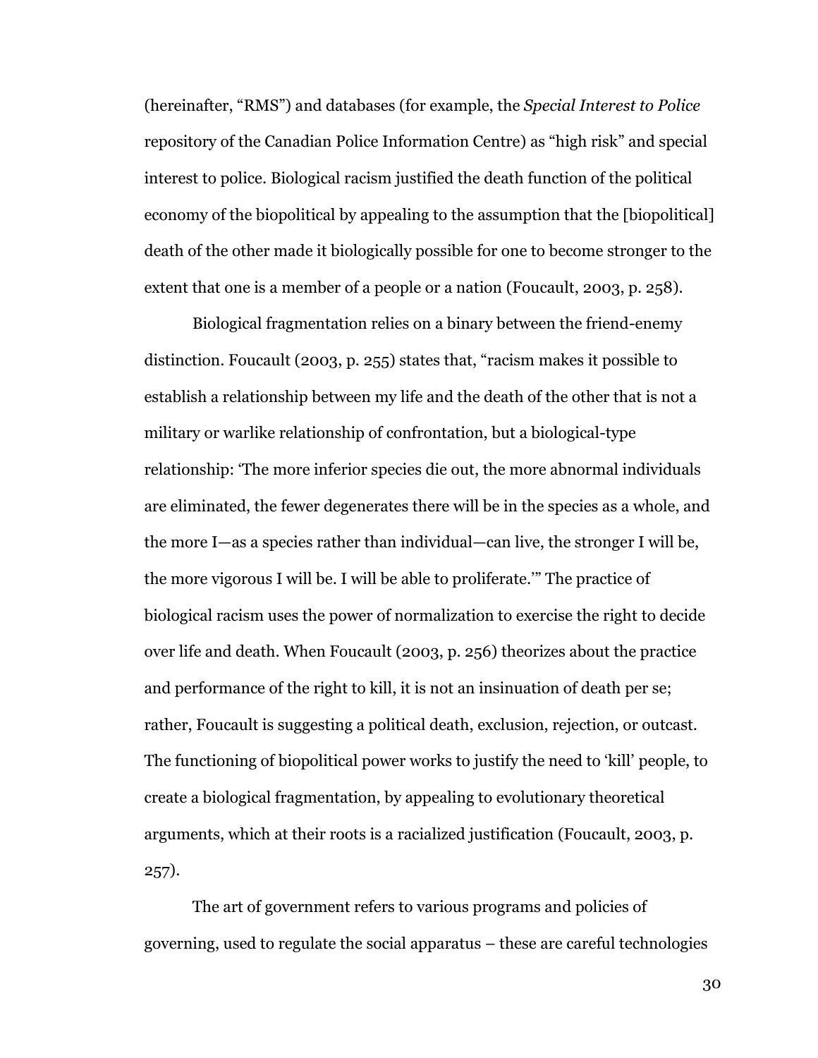(hereinafter, “RMS”) and databases (for example, the *Special Interest to Police* repository of the Canadian Police Information Centre) as “high risk” and special interest to police. Biological racism justified the death function of the political economy of the biopolitical by appealing to the assumption that the [biopolitical] death of the other made it biologically possible for one to become stronger to the extent that one is a member of a people or a nation (Foucault, 2003, p. 258).

Biological fragmentation relies on a binary between the friend-enemy distinction. Foucault (2003, p. 255) states that, “racism makes it possible to establish a relationship between my life and the death of the other that is not a military or warlike relationship of confrontation, but a biological-type relationship: ‘The more inferior species die out, the more abnormal individuals are eliminated, the fewer degenerates there will be in the species as a whole, and the more I—as a species rather than individual—can live, the stronger I will be, the more vigorous I will be. I will be able to proliferate.’” The practice of biological racism uses the power of normalization to exercise the right to decide over life and death. When Foucault (2003, p. 256) theorizes about the practice and performance of the right to kill, it is not an insinuation of death per se; rather, Foucault is suggesting a political death, exclusion, rejection, or outcast. The functioning of biopolitical power works to justify the need to ‘kill’ people, to create a biological fragmentation, by appealing to evolutionary theoretical arguments, which at their roots is a racialized justification (Foucault, 2003, p. 257).

The art of government refers to various programs and policies of governing, used to regulate the social apparatus – these are careful technologies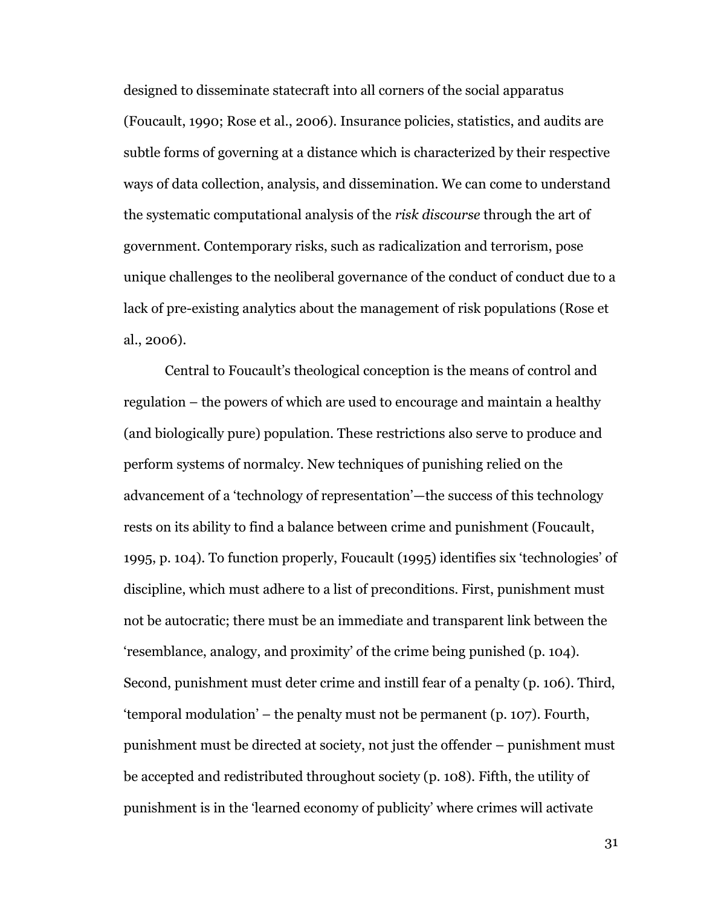designed to disseminate statecraft into all corners of the social apparatus (Foucault, 1990; Rose et al., 2006). Insurance policies, statistics, and audits are subtle forms of governing at a distance which is characterized by their respective ways of data collection, analysis, and dissemination. We can come to understand the systematic computational analysis of the *risk discourse* through the art of government. Contemporary risks, such as radicalization and terrorism, pose unique challenges to the neoliberal governance of the conduct of conduct due to a lack of pre-existing analytics about the management of risk populations (Rose et al., 2006).

Central to Foucault's theological conception is the means of control and regulation – the powers of which are used to encourage and maintain a healthy (and biologically pure) population. These restrictions also serve to produce and perform systems of normalcy. New techniques of punishing relied on the advancement of a 'technology of representation'—the success of this technology rests on its ability to find a balance between crime and punishment (Foucault, 1995, p. 104). To function properly, Foucault (1995) identifies six 'technologies' of discipline, which must adhere to a list of preconditions. First, punishment must not be autocratic; there must be an immediate and transparent link between the 'resemblance, analogy, and proximity' of the crime being punished (p. 104). Second, punishment must deter crime and instill fear of a penalty (p. 106). Third, 'temporal modulation' – the penalty must not be permanent (p. 107). Fourth, punishment must be directed at society, not just the offender – punishment must be accepted and redistributed throughout society (p. 108). Fifth, the utility of punishment is in the 'learned economy of publicity' where crimes will activate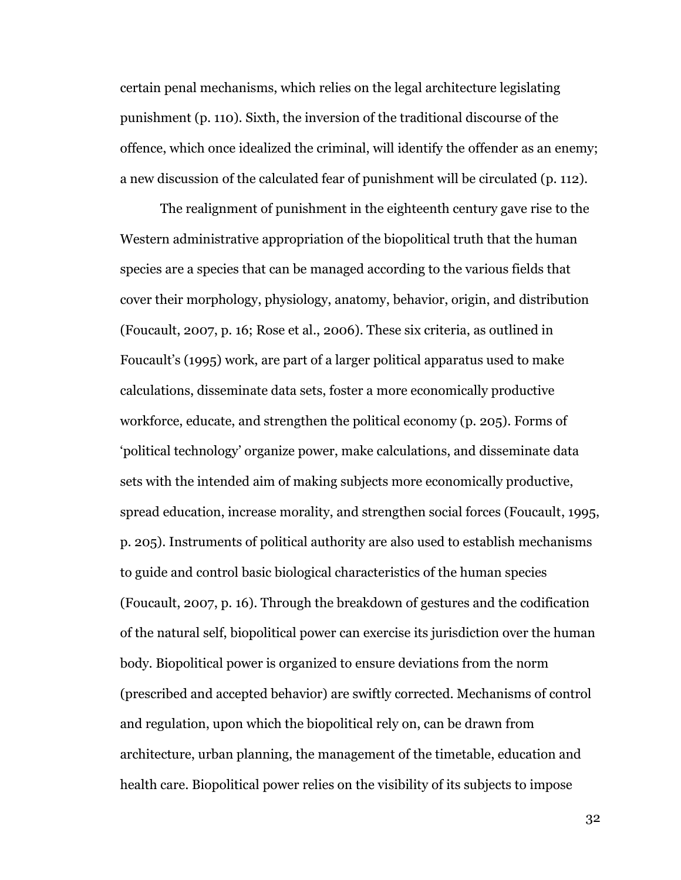certain penal mechanisms, which relies on the legal architecture legislating punishment (p. 110). Sixth, the inversion of the traditional discourse of the offence, which once idealized the criminal, will identify the offender as an enemy; a new discussion of the calculated fear of punishment will be circulated (p. 112).

The realignment of punishment in the eighteenth century gave rise to the Western administrative appropriation of the biopolitical truth that the human species are a species that can be managed according to the various fields that cover their morphology, physiology, anatomy, behavior, origin, and distribution (Foucault, 2007, p. 16; Rose et al., 2006). These six criteria, as outlined in Foucault's (1995) work, are part of a larger political apparatus used to make calculations, disseminate data sets, foster a more economically productive workforce, educate, and strengthen the political economy (p. 205). Forms of 'political technology' organize power, make calculations, and disseminate data sets with the intended aim of making subjects more economically productive, spread education, increase morality, and strengthen social forces (Foucault, 1995, p. 205). Instruments of political authority are also used to establish mechanisms to guide and control basic biological characteristics of the human species (Foucault, 2007, p. 16). Through the breakdown of gestures and the codification of the natural self, biopolitical power can exercise its jurisdiction over the human body. Biopolitical power is organized to ensure deviations from the norm (prescribed and accepted behavior) are swiftly corrected. Mechanisms of control and regulation, upon which the biopolitical rely on, can be drawn from architecture, urban planning, the management of the timetable, education and health care. Biopolitical power relies on the visibility of its subjects to impose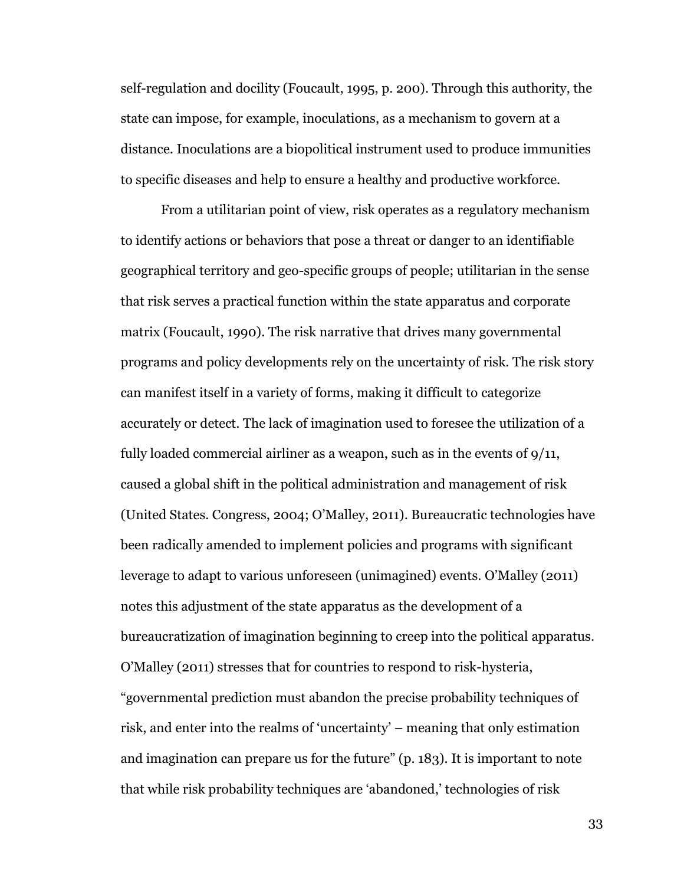self-regulation and docility (Foucault, 1995, p. 200). Through this authority, the state can impose, for example, inoculations, as a mechanism to govern at a distance. Inoculations are a biopolitical instrument used to produce immunities to specific diseases and help to ensure a healthy and productive workforce.

From a utilitarian point of view, risk operates as a regulatory mechanism to identify actions or behaviors that pose a threat or danger to an identifiable geographical territory and geo-specific groups of people; utilitarian in the sense that risk serves a practical function within the state apparatus and corporate matrix (Foucault, 1990). The risk narrative that drives many governmental programs and policy developments rely on the uncertainty of risk. The risk story can manifest itself in a variety of forms, making it difficult to categorize accurately or detect. The lack of imagination used to foresee the utilization of a fully loaded commercial airliner as a weapon, such as in the events of 9/11, caused a global shift in the political administration and management of risk (United States. Congress, 2004; O'Malley, 2011). Bureaucratic technologies have been radically amended to implement policies and programs with significant leverage to adapt to various unforeseen (unimagined) events. O'Malley (2011) notes this adjustment of the state apparatus as the development of a bureaucratization of imagination beginning to creep into the political apparatus. O'Malley (2011) stresses that for countries to respond to risk-hysteria, "governmental prediction must abandon the precise probability techniques of risk, and enter into the realms of 'uncertainty' – meaning that only estimation and imagination can prepare us for the future" (p. 183). It is important to note that while risk probability techniques are 'abandoned,' technologies of risk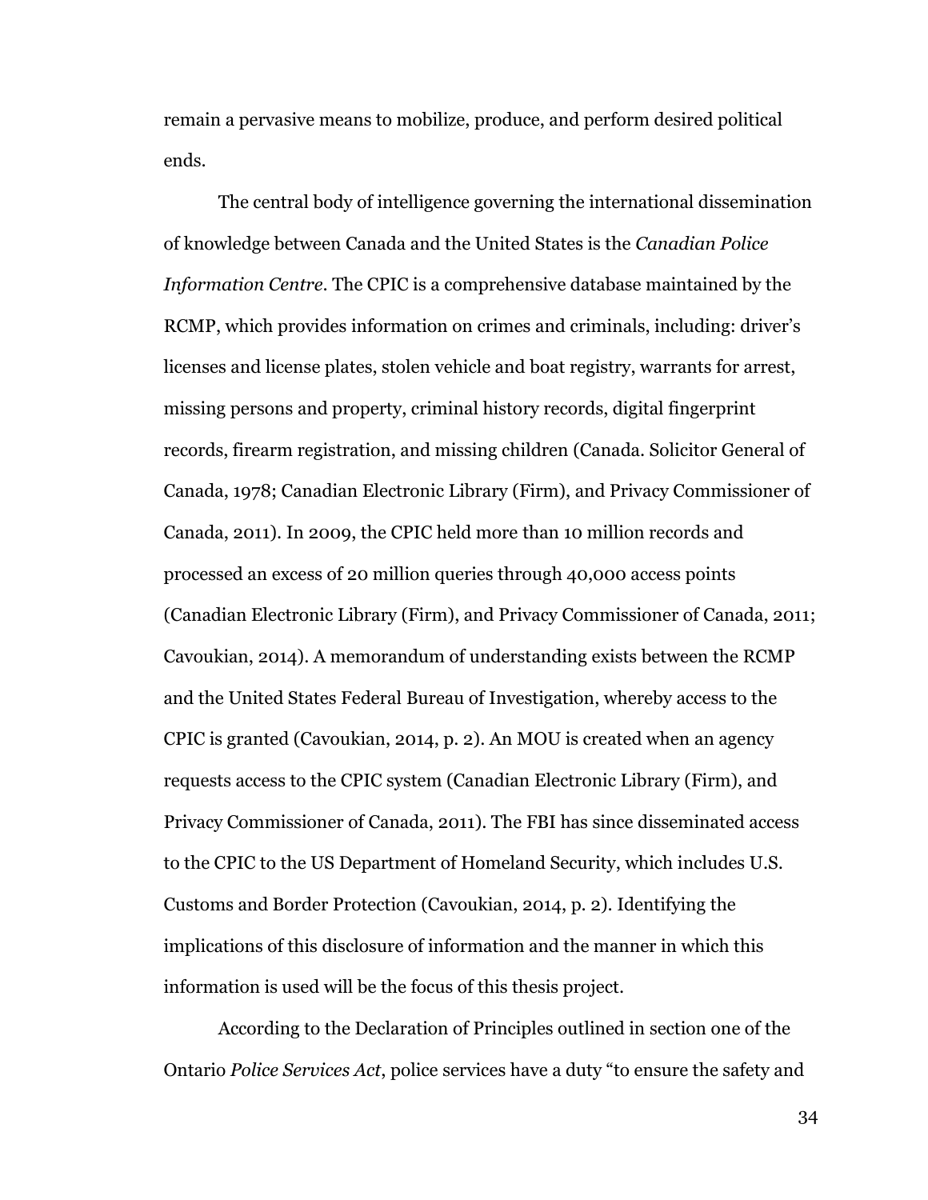remain a pervasive means to mobilize, produce, and perform desired political ends.

The central body of intelligence governing the international dissemination of knowledge between Canada and the United States is the *Canadian Police Information Centre*. The CPIC is a comprehensive database maintained by the RCMP, which provides information on crimes and criminals, including: driver's licenses and license plates, stolen vehicle and boat registry, warrants for arrest, missing persons and property, criminal history records, digital fingerprint records, firearm registration, and missing children (Canada. Solicitor General of Canada, 1978; Canadian Electronic Library (Firm), and Privacy Commissioner of Canada, 2011). In 2009, the CPIC held more than 10 million records and processed an excess of 20 million queries through 40,000 access points (Canadian Electronic Library (Firm), and Privacy Commissioner of Canada, 2011; Cavoukian, 2014). A memorandum of understanding exists between the RCMP and the United States Federal Bureau of Investigation, whereby access to the CPIC is granted (Cavoukian, 2014, p. 2). An MOU is created when an agency requests access to the CPIC system (Canadian Electronic Library (Firm), and Privacy Commissioner of Canada, 2011). The FBI has since disseminated access to the CPIC to the US Department of Homeland Security, which includes U.S. Customs and Border Protection (Cavoukian, 2014, p. 2). Identifying the implications of this disclosure of information and the manner in which this information is used will be the focus of this thesis project.

According to the Declaration of Principles outlined in section one of the Ontario *Police Services Act*, police services have a duty "to ensure the safety and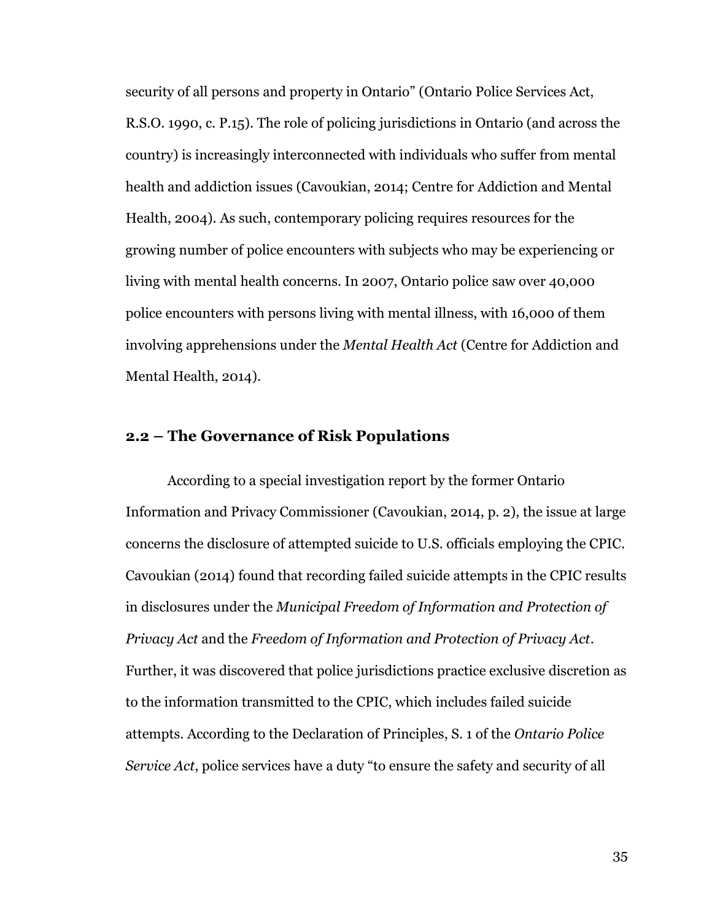security of all persons and property in Ontario" (Ontario Police Services Act, R.S.O. 1990, c. P.15). The role of policing jurisdictions in Ontario (and across the country) is increasingly interconnected with individuals who suffer from mental health and addiction issues (Cavoukian, 2014; Centre for Addiction and Mental Health, 2004). As such, contemporary policing requires resources for the growing number of police encounters with subjects who may be experiencing or living with mental health concerns. In 2007, Ontario police saw over 40,000 police encounters with persons living with mental illness, with 16,000 of them involving apprehensions under the *Mental Health Act* (Centre for Addiction and Mental Health, 2014).

## 2.2 – The Governance of Risk Populations

According to a special investigation report by the former Ontario Information and Privacy Commissioner (Cavoukian, 2014, p. 2), the issue at large concerns the disclosure of attempted suicide to U.S. officials employing the CPIC. Cavoukian (2014) found that recording failed suicide attempts in the CPIC results in disclosures under the *Municipal Freedom of Information and Protection of Privacy Act* and the *Freedom of Information and Protection of Privacy Act*. Further, it was discovered that police jurisdictions practice exclusive discretion as to the information transmitted to the CPIC, which includes failed suicide attempts. According to the Declaration of Principles, S. 1 of the *Ontario Police Service Act*, police services have a duty "to ensure the safety and security of all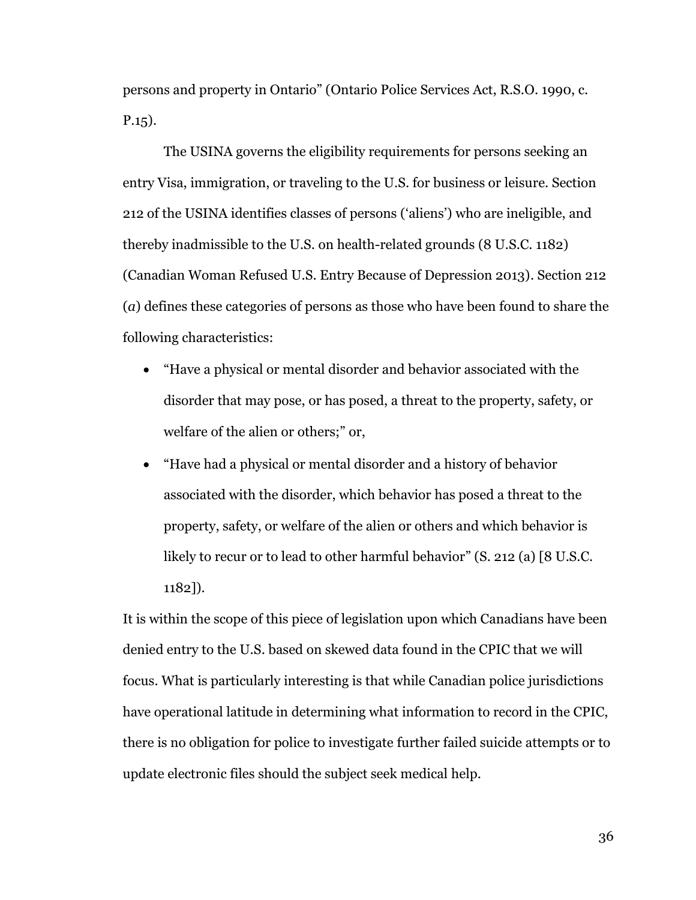persons and property in Ontario" (Ontario Police Services Act, R.S.O. 1990, c. P.15).

The USINA governs the eligibility requirements for persons seeking an entry Visa, immigration, or traveling to the U.S. for business or leisure. Section 212 of the USINA identifies classes of persons ('aliens') who are ineligible, and thereby inadmissible to the U.S. on health-related grounds (8 U.S.C. 1182) (Canadian Woman Refused U.S. Entry Because of Depression 2013). Section 212 (*a*) defines these categories of persons as those who have been found to share the following characteristics:

- "Have a physical or mental disorder and behavior associated with the disorder that may pose, or has posed, a threat to the property, safety, or welfare of the alien or others;" or,
- "Have had a physical or mental disorder and a history of behavior associated with the disorder, which behavior has posed a threat to the property, safety, or welfare of the alien or others and which behavior is likely to recur or to lead to other harmful behavior" (S. 212 (a) [8 U.S.C. 1182]).

It is within the scope of this piece of legislation upon which Canadians have been denied entry to the U.S. based on skewed data found in the CPIC that we will focus. What is particularly interesting is that while Canadian police jurisdictions have operational latitude in determining what information to record in the CPIC, there is no obligation for police to investigate further failed suicide attempts or to update electronic files should the subject seek medical help.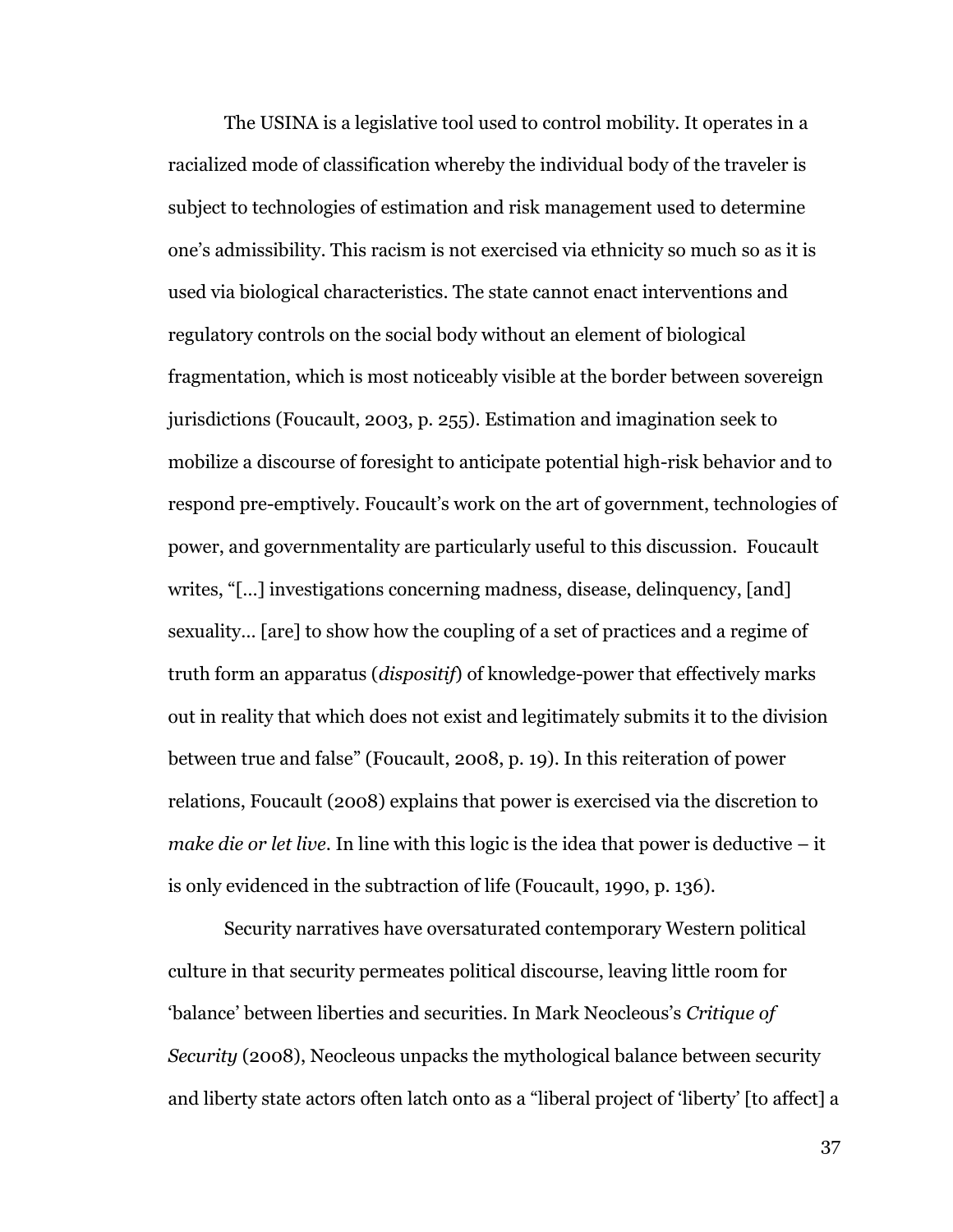The USINA is a legislative tool used to control mobility. It operates in a racialized mode of classification whereby the individual body of the traveler is subject to technologies of estimation and risk management used to determine one's admissibility. This racism is not exercised via ethnicity so much so as it is used via biological characteristics. The state cannot enact interventions and regulatory controls on the social body without an element of biological fragmentation, which is most noticeably visible at the border between sovereign jurisdictions (Foucault, 2003, p. 255). Estimation and imagination seek to mobilize a discourse of foresight to anticipate potential high-risk behavior and to respond pre-emptively. Foucault's work on the art of government, technologies of power, and governmentality are particularly useful to this discussion. Foucault writes, "[...] investigations concerning madness, disease, delinquency, [and] sexuality... [are] to show how the coupling of a set of practices and a regime of truth form an apparatus (*dispositif*) of knowledge-power that effectively marks out in reality that which does not exist and legitimately submits it to the division between true and false" (Foucault, 2008, p. 19). In this reiteration of power relations, Foucault (2008) explains that power is exercised via the discretion to *make die or let live*. In line with this logic is the idea that power is deductive – it is only evidenced in the subtraction of life (Foucault, 1990, p. 136).

Security narratives have oversaturated contemporary Western political culture in that security permeates political discourse, leaving little room for 'balance' between liberties and securities. In Mark Neocleous's *Critique of Security* (2008), Neocleous unpacks the mythological balance between security and liberty state actors often latch onto as a "liberal project of 'liberty' [to affect] a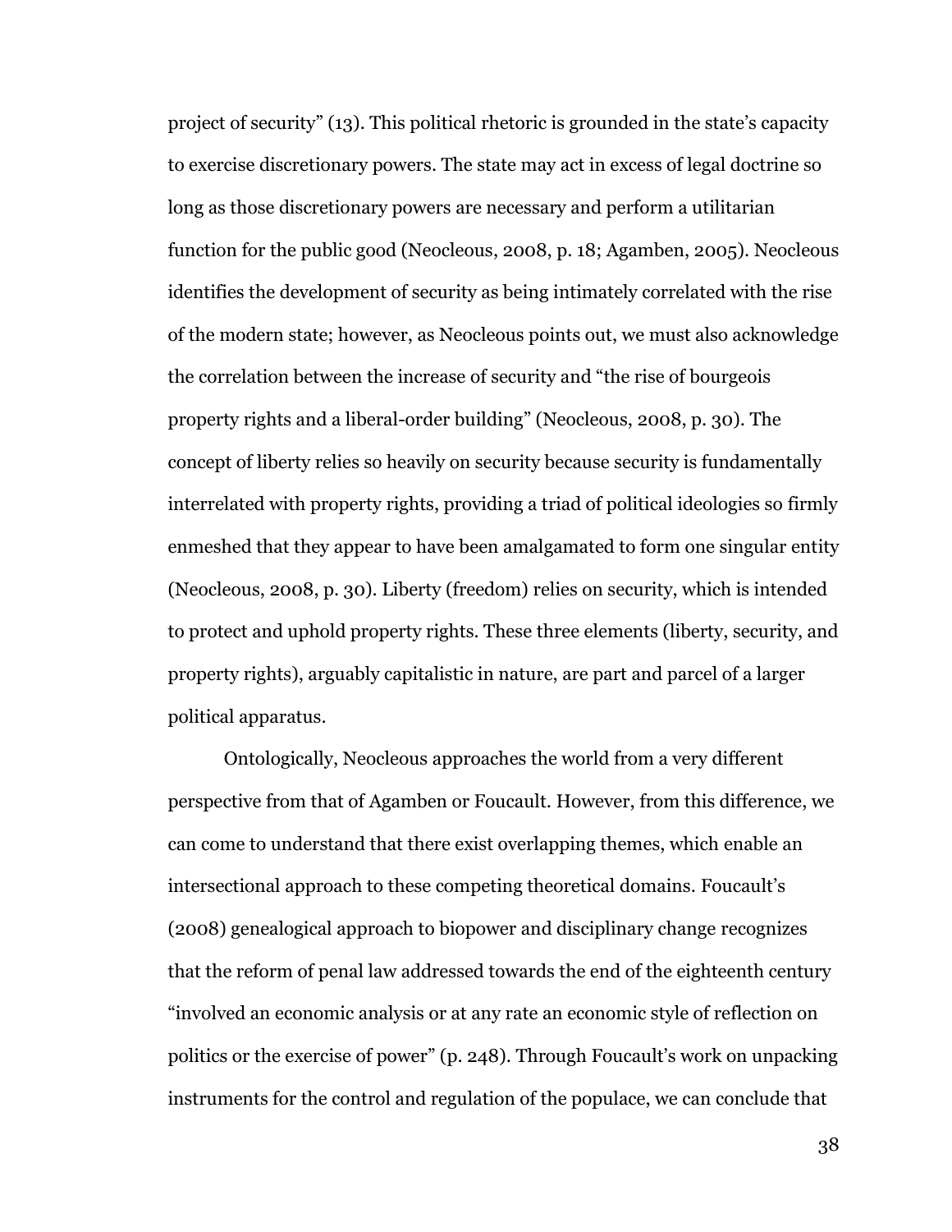project of security" (13). This political rhetoric is grounded in the state's capacity to exercise discretionary powers. The state may act in excess of legal doctrine so long as those discretionary powers are necessary and perform a utilitarian function for the public good (Neocleous, 2008, p. 18; Agamben, 2005). Neocleous identifies the development of security as being intimately correlated with the rise of the modern state; however, as Neocleous points out, we must also acknowledge the correlation between the increase of security and "the rise of bourgeois property rights and a liberal-order building" (Neocleous, 2008, p. 30). The concept of liberty relies so heavily on security because security is fundamentally interrelated with property rights, providing a triad of political ideologies so firmly enmeshed that they appear to have been amalgamated to form one singular entity (Neocleous, 2008, p. 30). Liberty (freedom) relies on security, which is intended to protect and uphold property rights. These three elements (liberty, security, and property rights), arguably capitalistic in nature, are part and parcel of a larger political apparatus.

Ontologically, Neocleous approaches the world from a very different perspective from that of Agamben or Foucault. However, from this difference, we can come to understand that there exist overlapping themes, which enable an intersectional approach to these competing theoretical domains. Foucault's (2008) genealogical approach to biopower and disciplinary change recognizes that the reform of penal law addressed towards the end of the eighteenth century "involved an economic analysis or at any rate an economic style of reflection on politics or the exercise of power" (p. 248). Through Foucault's work on unpacking instruments for the control and regulation of the populace, we can conclude that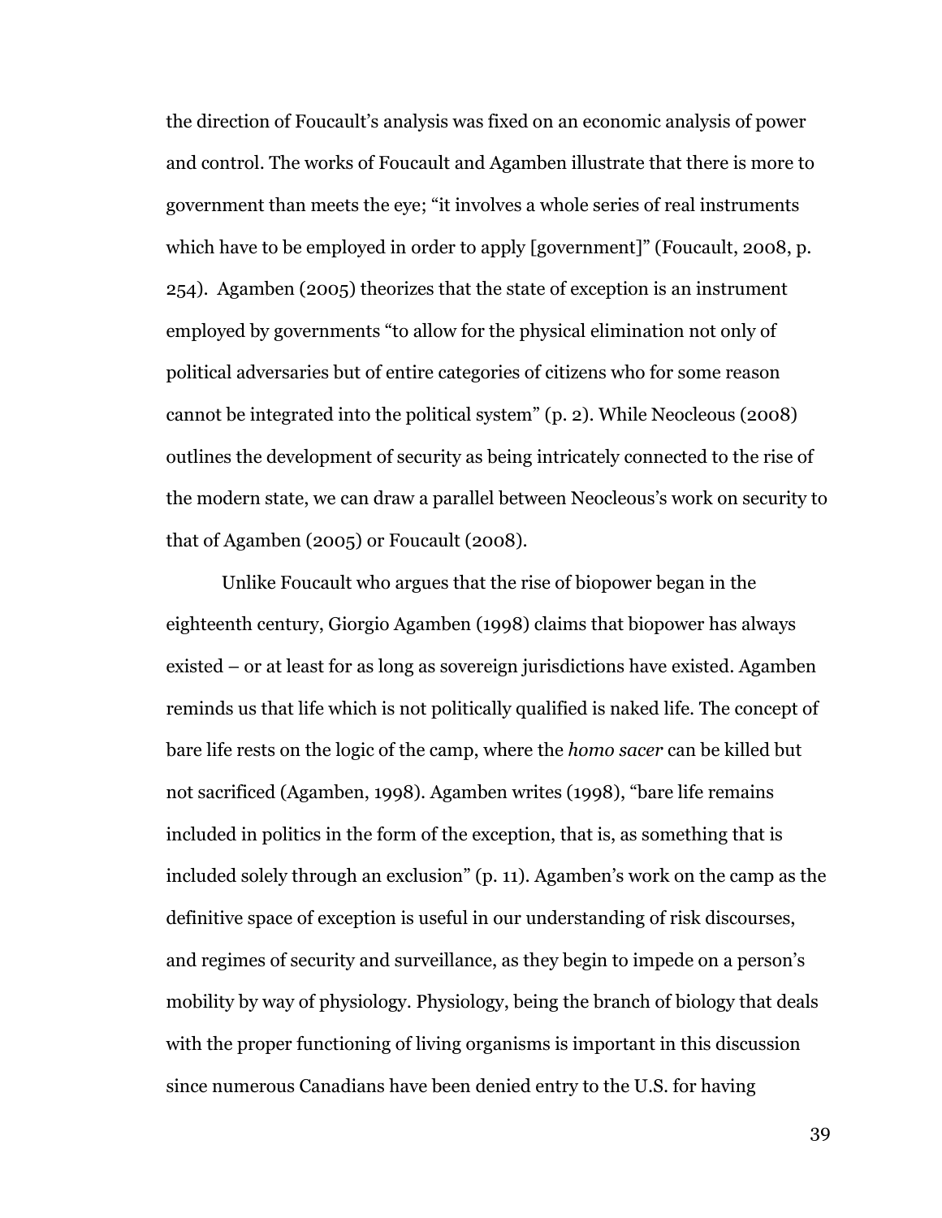the direction of Foucault's analysis was fixed on an economic analysis of power and control. The works of Foucault and Agamben illustrate that there is more to government than meets the eye; "it involves a whole series of real instruments which have to be employed in order to apply [government]" (Foucault, 2008, p. 254). Agamben (2005) theorizes that the state of exception is an instrument employed by governments "to allow for the physical elimination not only of political adversaries but of entire categories of citizens who for some reason cannot be integrated into the political system" (p. 2). While Neocleous (2008) outlines the development of security as being intricately connected to the rise of the modern state, we can draw a parallel between Neocleous's work on security to that of Agamben (2005) or Foucault (2008).

Unlike Foucault who argues that the rise of biopower began in the eighteenth century, Giorgio Agamben (1998) claims that biopower has always existed – or at least for as long as sovereign jurisdictions have existed. Agamben reminds us that life which is not politically qualified is naked life. The concept of bare life rests on the logic of the camp, where the *homo sacer* can be killed but not sacrificed (Agamben, 1998). Agamben writes (1998), "bare life remains included in politics in the form of the exception, that is, as something that is included solely through an exclusion" (p. 11). Agamben's work on the camp as the definitive space of exception is useful in our understanding of risk discourses, and regimes of security and surveillance, as they begin to impede on a person's mobility by way of physiology. Physiology, being the branch of biology that deals with the proper functioning of living organisms is important in this discussion since numerous Canadians have been denied entry to the U.S. for having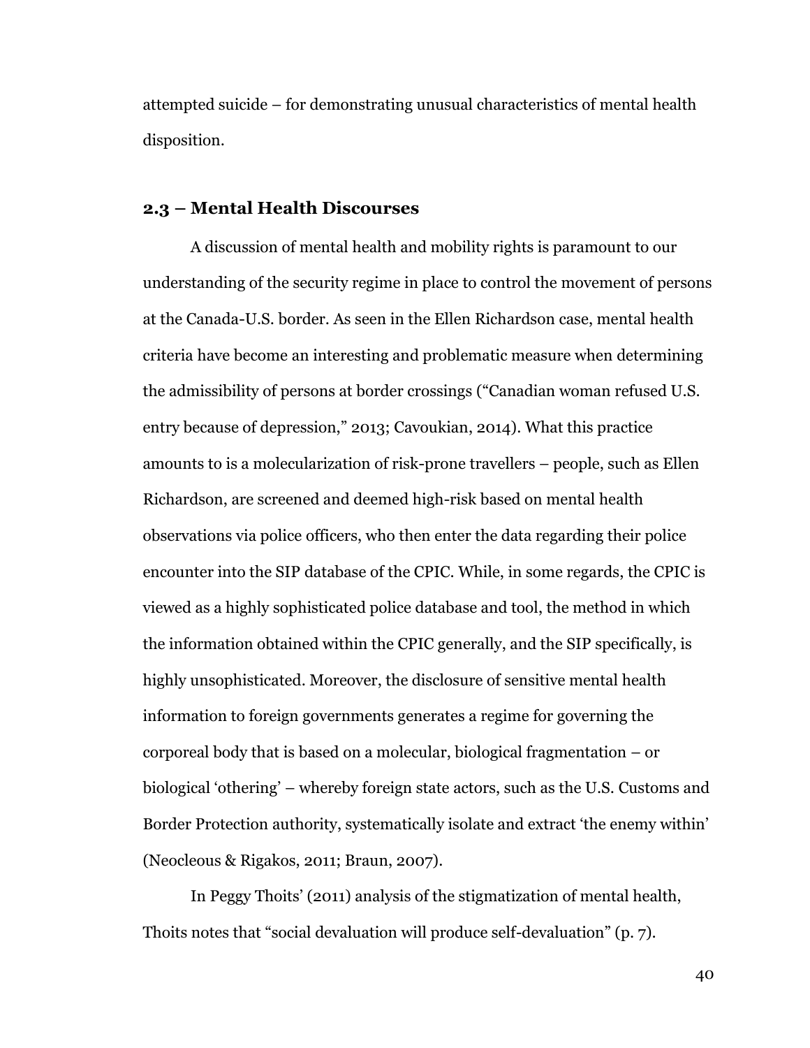attempted suicide – for demonstrating unusual characteristics of mental health disposition.

## 2.3 – Mental Health Discourses

A discussion of mental health and mobility rights is paramount to our understanding of the security regime in place to control the movement of persons at the Canada-U.S. border. As seen in the Ellen Richardson case, mental health criteria have become an interesting and problematic measure when determining the admissibility of persons at border crossings ("Canadian woman refused U.S. entry because of depression," 2013; Cavoukian, 2014). What this practice amounts to is a molecularization of risk-prone travellers – people, such as Ellen Richardson, are screened and deemed high-risk based on mental health observations via police officers, who then enter the data regarding their police encounter into the SIP database of the CPIC. While, in some regards, the CPIC is viewed as a highly sophisticated police database and tool, the method in which the information obtained within the CPIC generally, and the SIP specifically, is highly unsophisticated. Moreover, the disclosure of sensitive mental health information to foreign governments generates a regime for governing the corporeal body that is based on a molecular, biological fragmentation – or biological 'othering' – whereby foreign state actors, such as the U.S. Customs and Border Protection authority, systematically isolate and extract 'the enemy within' (Neocleous & Rigakos, 2011; Braun, 2007).

In Peggy Thoits' (2011) analysis of the stigmatization of mental health, Thoits notes that "social devaluation will produce self-devaluation" (p. 7).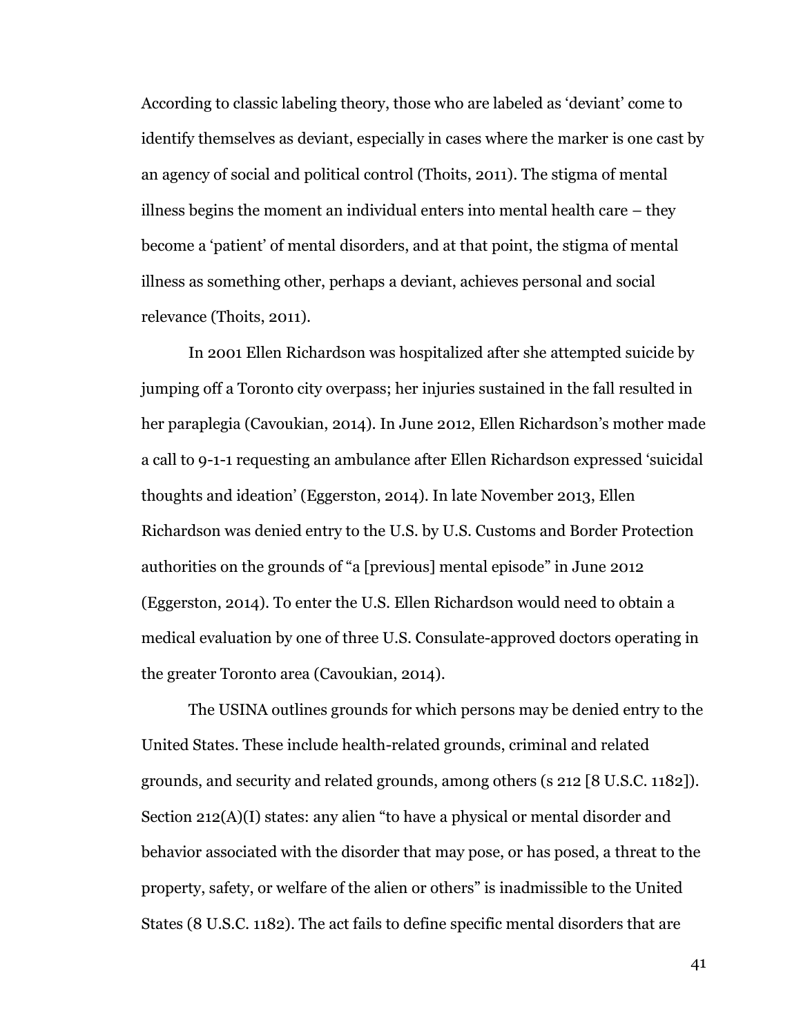According to classic labeling theory, those who are labeled as 'deviant' come to identify themselves as deviant, especially in cases where the marker is one cast by an agency of social and political control (Thoits, 2011). The stigma of mental illness begins the moment an individual enters into mental health care – they become a 'patient' of mental disorders, and at that point, the stigma of mental illness as something other, perhaps a deviant, achieves personal and social relevance (Thoits, 2011).

In 2001 Ellen Richardson was hospitalized after she attempted suicide by jumping off a Toronto city overpass; her injuries sustained in the fall resulted in her paraplegia (Cavoukian, 2014). In June 2012, Ellen Richardson's mother made a call to 9-1-1 requesting an ambulance after Ellen Richardson expressed 'suicidal thoughts and ideation' (Eggerston, 2014). In late November 2013, Ellen Richardson was denied entry to the U.S. by U.S. Customs and Border Protection authorities on the grounds of "a [previous] mental episode" in June 2012 (Eggerston, 2014). To enter the U.S. Ellen Richardson would need to obtain a medical evaluation by one of three U.S. Consulate-approved doctors operating in the greater Toronto area (Cavoukian, 2014).

The USINA outlines grounds for which persons may be denied entry to the United States. These include health-related grounds, criminal and related grounds, and security and related grounds, among others (s 212 [8 U.S.C. 1182]). Section 212(A)(I) states: any alien "to have a physical or mental disorder and behavior associated with the disorder that may pose, or has posed, a threat to the property, safety, or welfare of the alien or others" is inadmissible to the United States (8 U.S.C. 1182). The act fails to define specific mental disorders that are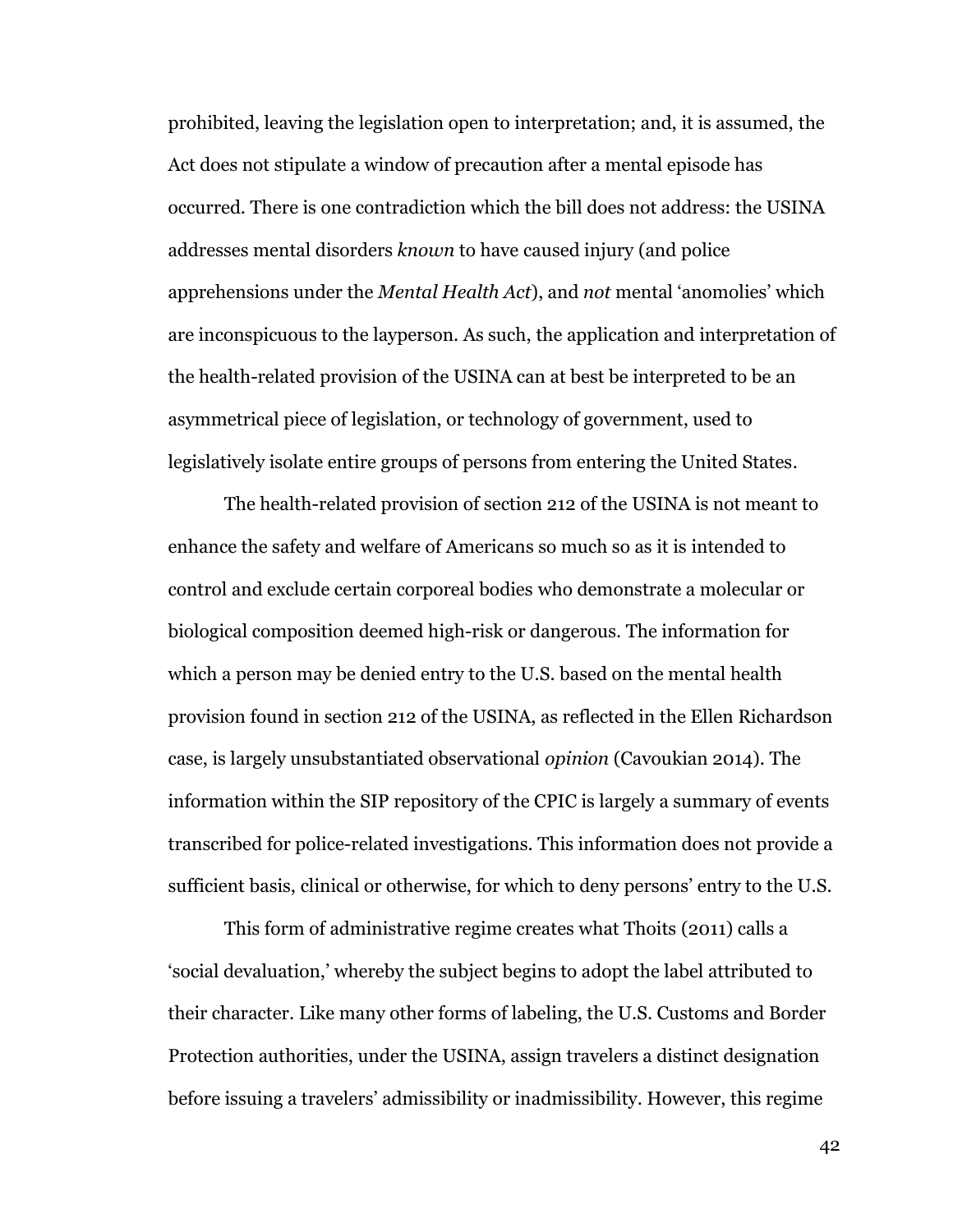prohibited, leaving the legislation open to interpretation; and, it is assumed, the Act does not stipulate a window of precaution after a mental episode has occurred. There is one contradiction which the bill does not address: the USINA addresses mental disorders *known* to have caused injury (and police apprehensions under the *Mental Health Act*), and *not* mental 'anomolies' which are inconspicuous to the layperson. As such, the application and interpretation of the health-related provision of the USINA can at best be interpreted to be an asymmetrical piece of legislation, or technology of government, used to legislatively isolate entire groups of persons from entering the United States.

The health-related provision of section 212 of the USINA is not meant to enhance the safety and welfare of Americans so much so as it is intended to control and exclude certain corporeal bodies who demonstrate a molecular or biological composition deemed high-risk or dangerous. The information for which a person may be denied entry to the U.S. based on the mental health provision found in section 212 of the USINA, as reflected in the Ellen Richardson case, is largely unsubstantiated observational *opinion* (Cavoukian 2014). The information within the SIP repository of the CPIC is largely a summary of events transcribed for police-related investigations. This information does not provide a sufficient basis, clinical or otherwise, for which to deny persons' entry to the U.S.

This form of administrative regime creates what Thoits (2011) calls a 'social devaluation,' whereby the subject begins to adopt the label attributed to their character. Like many other forms of labeling, the U.S. Customs and Border Protection authorities, under the USINA, assign travelers a distinct designation before issuing a travelers' admissibility or inadmissibility. However, this regime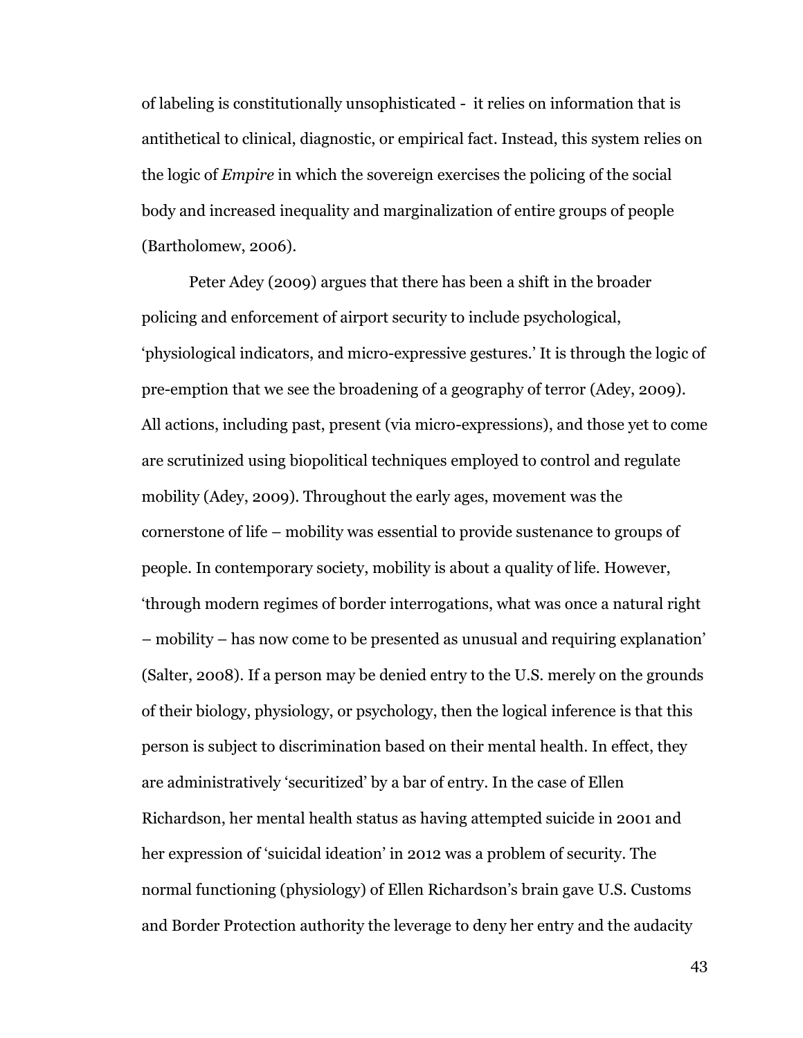of labeling is constitutionally unsophisticated - it relies on information that is antithetical to clinical, diagnostic, or empirical fact. Instead, this system relies on the logic of *Empire* in which the sovereign exercises the policing of the social body and increased inequality and marginalization of entire groups of people (Bartholomew, 2006).

Peter Adey (2009) argues that there has been a shift in the broader policing and enforcement of airport security to include psychological, 'physiological indicators, and micro-expressive gestures.' It is through the logic of pre-emption that we see the broadening of a geography of terror (Adey, 2009). All actions, including past, present (via micro-expressions), and those yet to come are scrutinized using biopolitical techniques employed to control and regulate mobility (Adey, 2009). Throughout the early ages, movement was the cornerstone of life – mobility was essential to provide sustenance to groups of people. In contemporary society, mobility is about a quality of life. However, 'through modern regimes of border interrogations, what was once a natural right – mobility – has now come to be presented as unusual and requiring explanation' (Salter, 2008). If a person may be denied entry to the U.S. merely on the grounds of their biology, physiology, or psychology, then the logical inference is that this person is subject to discrimination based on their mental health. In effect, they are administratively 'securitized' by a bar of entry. In the case of Ellen Richardson, her mental health status as having attempted suicide in 2001 and her expression of 'suicidal ideation' in 2012 was a problem of security. The normal functioning (physiology) of Ellen Richardson's brain gave U.S. Customs and Border Protection authority the leverage to deny her entry and the audacity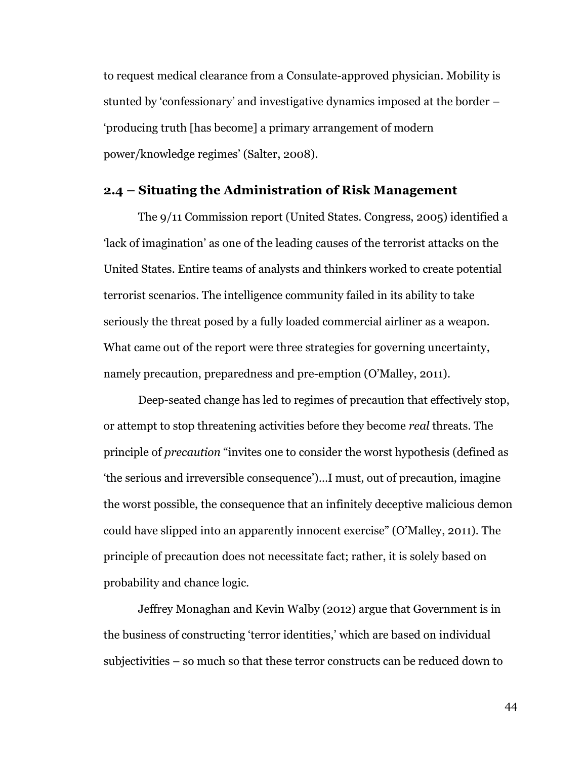to request medical clearance from a Consulate-approved physician. Mobility is stunted by 'confessionary' and investigative dynamics imposed at the border – 'producing truth [has become] a primary arrangement of modern power/knowledge regimes' (Salter, 2008).

## 2.4 – Situating the Administration of Risk Management

The 9/11 Commission report (United States. Congress, 2005) identified a 'lack of imagination' as one of the leading causes of the terrorist attacks on the United States. Entire teams of analysts and thinkers worked to create potential terrorist scenarios. The intelligence community failed in its ability to take seriously the threat posed by a fully loaded commercial airliner as a weapon. What came out of the report were three strategies for governing uncertainty, namely precaution, preparedness and pre-emption (O'Malley, 2011).

Deep-seated change has led to regimes of precaution that effectively stop, or attempt to stop threatening activities before they become *real* threats. The principle of *precaution* "invites one to consider the worst hypothesis (defined as 'the serious and irreversible consequence')…I must, out of precaution, imagine the worst possible, the consequence that an infinitely deceptive malicious demon could have slipped into an apparently innocent exercise" (O'Malley, 2011). The principle of precaution does not necessitate fact; rather, it is solely based on probability and chance logic.

Jeffrey Monaghan and Kevin Walby (2012) argue that Government is in the business of constructing 'terror identities,' which are based on individual subjectivities – so much so that these terror constructs can be reduced down to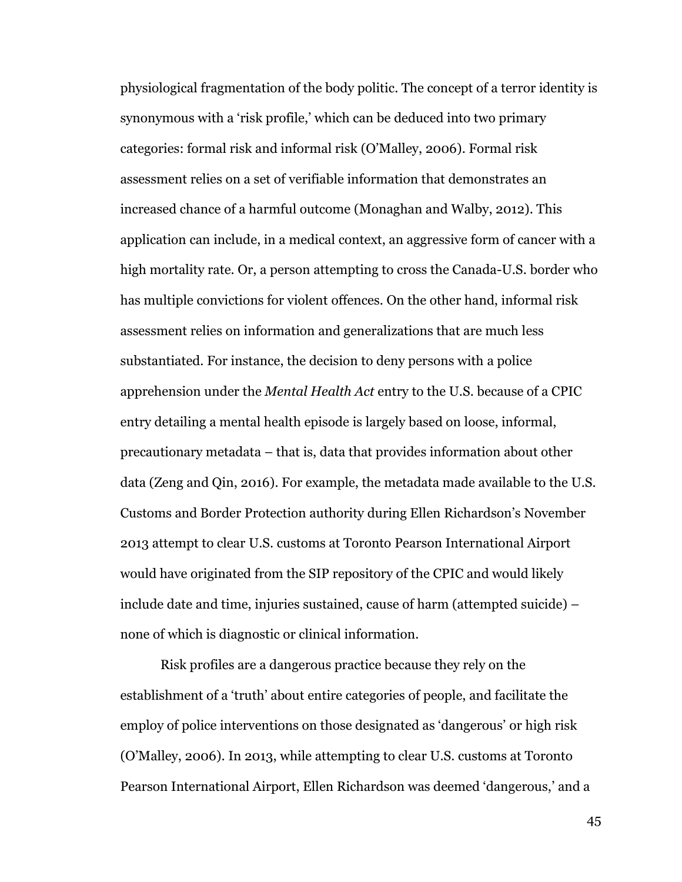physiological fragmentation of the body politic. The concept of a terror identity is synonymous with a 'risk profile,' which can be deduced into two primary categories: formal risk and informal risk (O'Malley, 2006). Formal risk assessment relies on a set of verifiable information that demonstrates an increased chance of a harmful outcome (Monaghan and Walby, 2012). This application can include, in a medical context, an aggressive form of cancer with a high mortality rate. Or, a person attempting to cross the Canada-U.S. border who has multiple convictions for violent offences. On the other hand, informal risk assessment relies on information and generalizations that are much less substantiated. For instance, the decision to deny persons with a police apprehension under the *Mental Health Act* entry to the U.S. because of a CPIC entry detailing a mental health episode is largely based on loose, informal, precautionary metadata – that is, data that provides information about other data (Zeng and Qin, 2016). For example, the metadata made available to the U.S. Customs and Border Protection authority during Ellen Richardson's November 2013 attempt to clear U.S. customs at Toronto Pearson International Airport would have originated from the SIP repository of the CPIC and would likely include date and time, injuries sustained, cause of harm (attempted suicide) – none of which is diagnostic or clinical information.

Risk profiles are a dangerous practice because they rely on the establishment of a 'truth' about entire categories of people, and facilitate the employ of police interventions on those designated as 'dangerous' or high risk (O'Malley, 2006). In 2013, while attempting to clear U.S. customs at Toronto Pearson International Airport, Ellen Richardson was deemed 'dangerous,' and a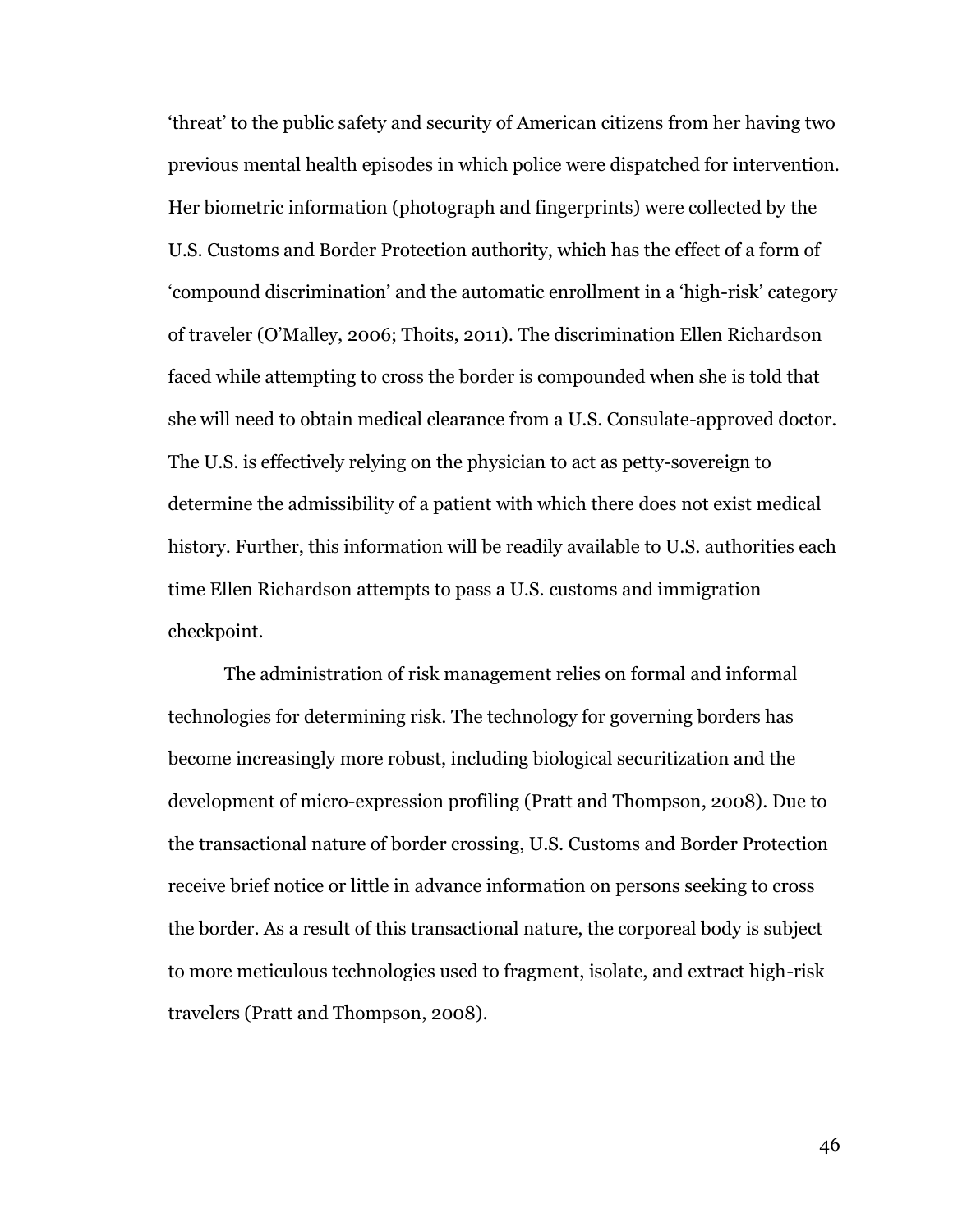'threat' to the public safety and security of American citizens from her having two previous mental health episodes in which police were dispatched for intervention. Her biometric information (photograph and fingerprints) were collected by the U.S. Customs and Border Protection authority, which has the effect of a form of 'compound discrimination' and the automatic enrollment in a 'high-risk' category of traveler (O'Malley, 2006; Thoits, 2011). The discrimination Ellen Richardson faced while attempting to cross the border is compounded when she is told that she will need to obtain medical clearance from a U.S. Consulate-approved doctor. The U.S. is effectively relying on the physician to act as petty-sovereign to determine the admissibility of a patient with which there does not exist medical history. Further, this information will be readily available to U.S. authorities each time Ellen Richardson attempts to pass a U.S. customs and immigration checkpoint.

The administration of risk management relies on formal and informal technologies for determining risk. The technology for governing borders has become increasingly more robust, including biological securitization and the development of micro-expression profiling (Pratt and Thompson, 2008). Due to the transactional nature of border crossing, U.S. Customs and Border Protection receive brief notice or little in advance information on persons seeking to cross the border. As a result of this transactional nature, the corporeal body is subject to more meticulous technologies used to fragment, isolate, and extract high-risk travelers (Pratt and Thompson, 2008).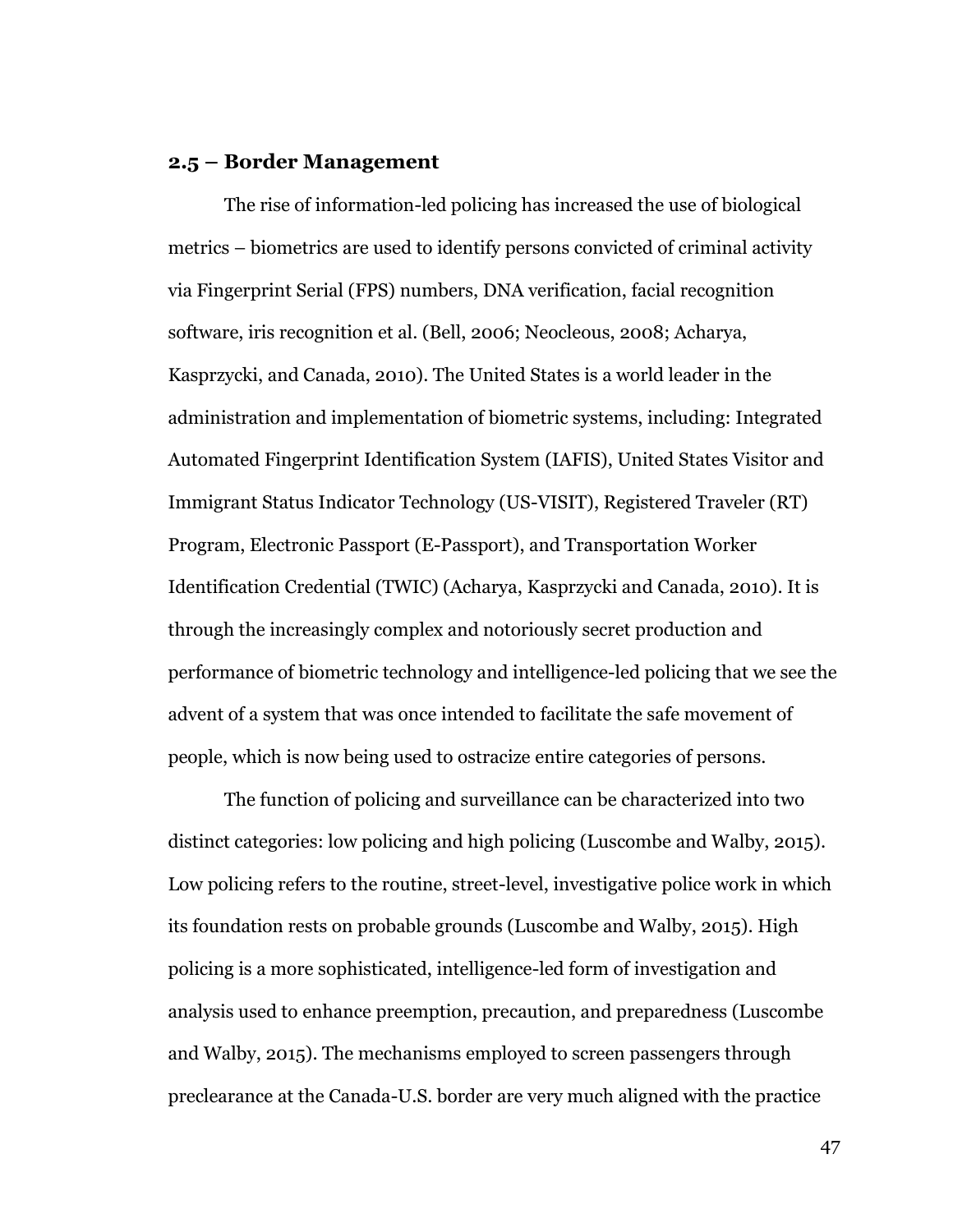## 2.5 – Border Management

The rise of information-led policing has increased the use of biological metrics – biometrics are used to identify persons convicted of criminal activity via Fingerprint Serial (FPS) numbers, DNA verification, facial recognition software, iris recognition et al. (Bell, 2006; Neocleous, 2008; Acharya, Kasprzycki, and Canada, 2010). The United States is a world leader in the administration and implementation of biometric systems, including: Integrated Automated Fingerprint Identification System (IAFIS), United States Visitor and Immigrant Status Indicator Technology (US-VISIT), Registered Traveler (RT) Program, Electronic Passport (E-Passport), and Transportation Worker Identification Credential (TWIC) (Acharya, Kasprzycki and Canada, 2010). It is through the increasingly complex and notoriously secret production and performance of biometric technology and intelligence-led policing that we see the advent of a system that was once intended to facilitate the safe movement of people, which is now being used to ostracize entire categories of persons.

The function of policing and surveillance can be characterized into two distinct categories: low policing and high policing (Luscombe and Walby, 2015). Low policing refers to the routine, street-level, investigative police work in which its foundation rests on probable grounds (Luscombe and Walby, 2015). High policing is a more sophisticated, intelligence-led form of investigation and analysis used to enhance preemption, precaution, and preparedness (Luscombe and Walby, 2015). The mechanisms employed to screen passengers through preclearance at the Canada-U.S. border are very much aligned with the practice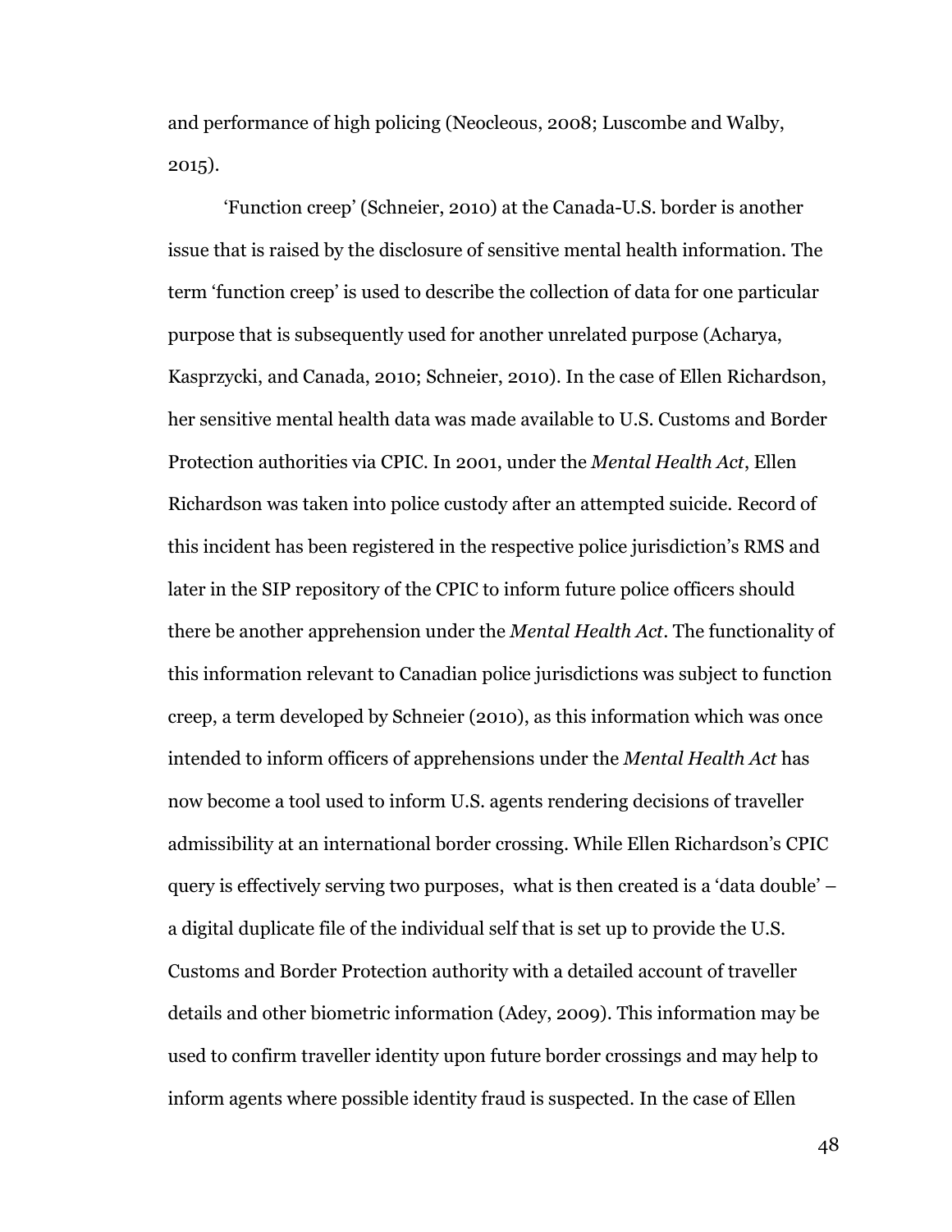and performance of high policing (Neocleous, 2008; Luscombe and Walby, 2015).

‘Function creep’ (Schneier, 2010) at the Canada-U.S. border is another issue that is raised by the disclosure of sensitive mental health information. The term ‘function creep’ is used to describe the collection of data for one particular purpose that is subsequently used for another unrelated purpose (Acharya, Kasprzycki, and Canada, 2010; Schneier, 2010). In the case of Ellen Richardson, her sensitive mental health data was made available to U.S. Customs and Border Protection authorities via CPIC. In 2001, under the *Mental Health Act*, Ellen Richardson was taken into police custody after an attempted suicide. Record of this incident has been registered in the respective police jurisdiction’s RMS and later in the SIP repository of the CPIC to inform future police officers should there be another apprehension under the *Mental Health Act*. The functionality of this information relevant to Canadian police jurisdictions was subject to function creep, a term developed by Schneier (2010), as this information which was once intended to inform officers of apprehensions under the *Mental Health Act* has now become a tool used to inform U.S. agents rendering decisions of traveller admissibility at an international border crossing. While Ellen Richardson’s CPIC query is effectively serving two purposes, what is then created is a ‘data double’ – a digital duplicate file of the individual self that is set up to provide the U.S. Customs and Border Protection authority with a detailed account of traveller details and other biometric information (Adey, 2009). This information may be used to confirm traveller identity upon future border crossings and may help to inform agents where possible identity fraud is suspected. In the case of Ellen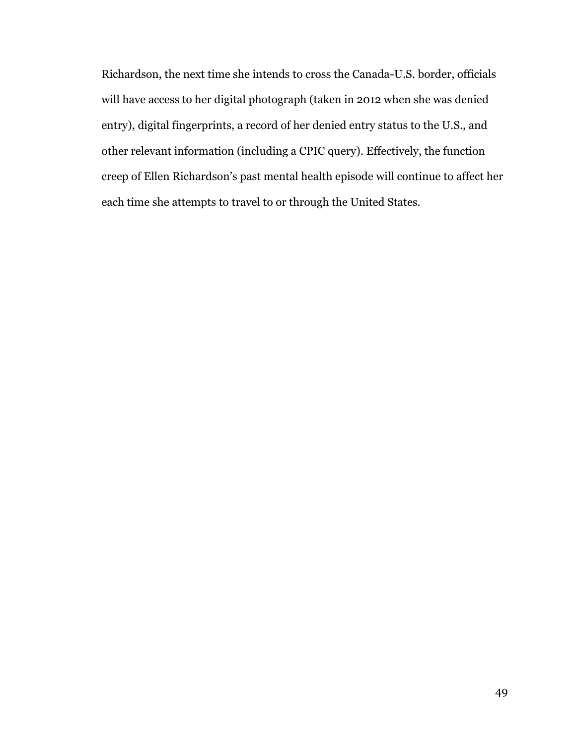Richardson, the next time she intends to cross the Canada-U.S. border, officials will have access to her digital photograph (taken in 2012 when she was denied entry), digital fingerprints, a record of her denied entry status to the U.S., and other relevant information (including a CPIC query). Effectively, the function creep of Ellen Richardson's past mental health episode will continue to affect her each time she attempts to travel to or through the United States.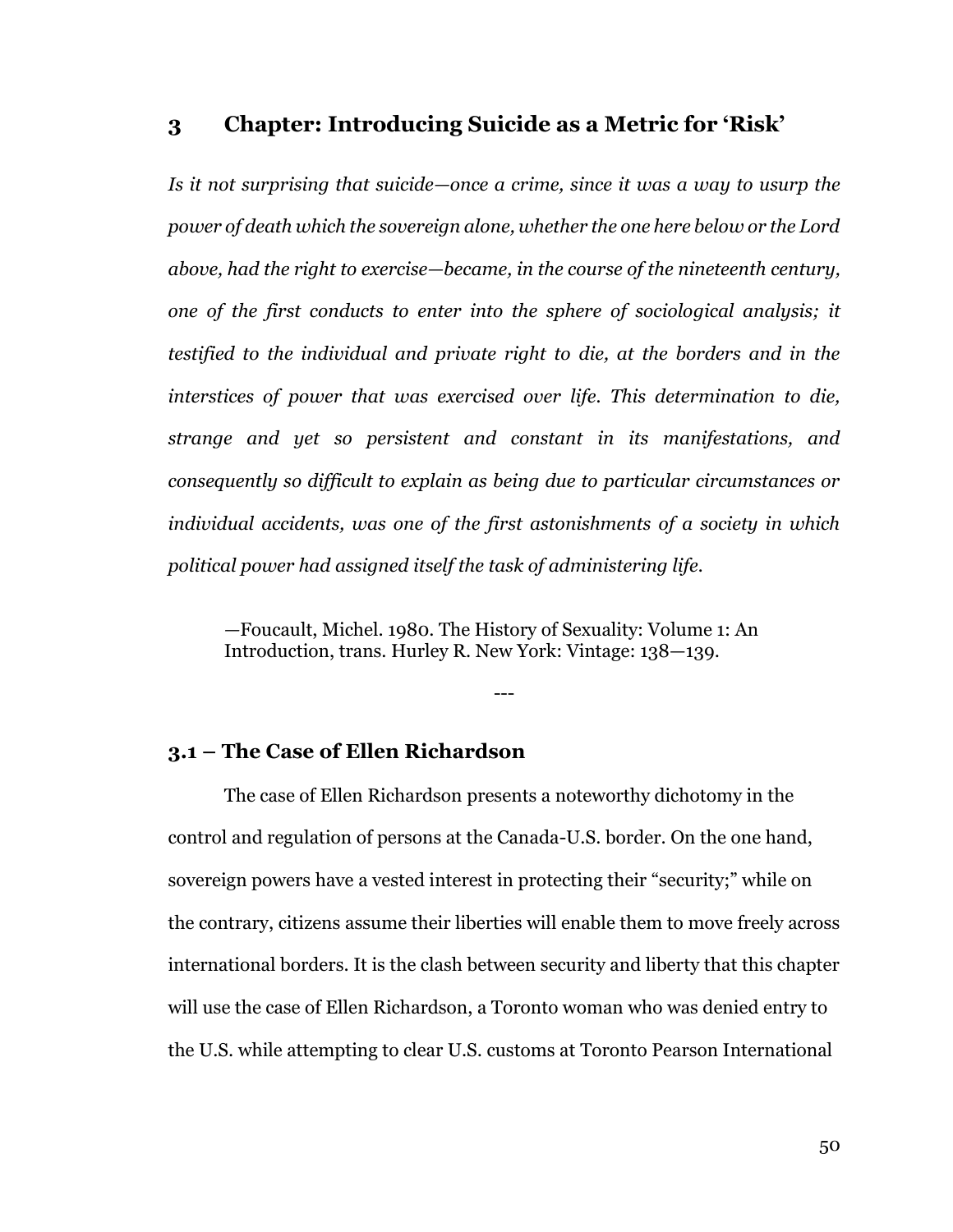# 3 Chapter: Introducing Suicide as a Metric for 'Risk'

*Is it not surprising that suicide—once a crime, since it was a way to usurp the power of death which the sovereign alone, whether the one here below or the Lord above, had the right to exercise—became, in the course of the nineteenth century, one of the first conducts to enter into the sphere of sociological analysis; it testified to the individual and private right to die, at the borders and in the interstices of power that was exercised over life. This determination to die, strange and yet so persistent and constant in its manifestations, and consequently so difficult to explain as being due to particular circumstances or individual accidents, was one of the first astonishments of a society in which political power had assigned itself the task of administering life.*

> —Foucault, Michel. 1980. The History of Sexuality: Volume 1: An Introduction, trans. Hurley R. New York: Vintage: 138—139.

---

## 3.1 – The Case of Ellen Richardson

The case of Ellen Richardson presents a noteworthy dichotomy in the control and regulation of persons at the Canada-U.S. border. On the one hand, sovereign powers have a vested interest in protecting their "security;" while on the contrary, citizens assume their liberties will enable them to move freely across international borders. It is the clash between security and liberty that this chapter will use the case of Ellen Richardson, a Toronto woman who was denied entry to the U.S. while attempting to clear U.S. customs at Toronto Pearson International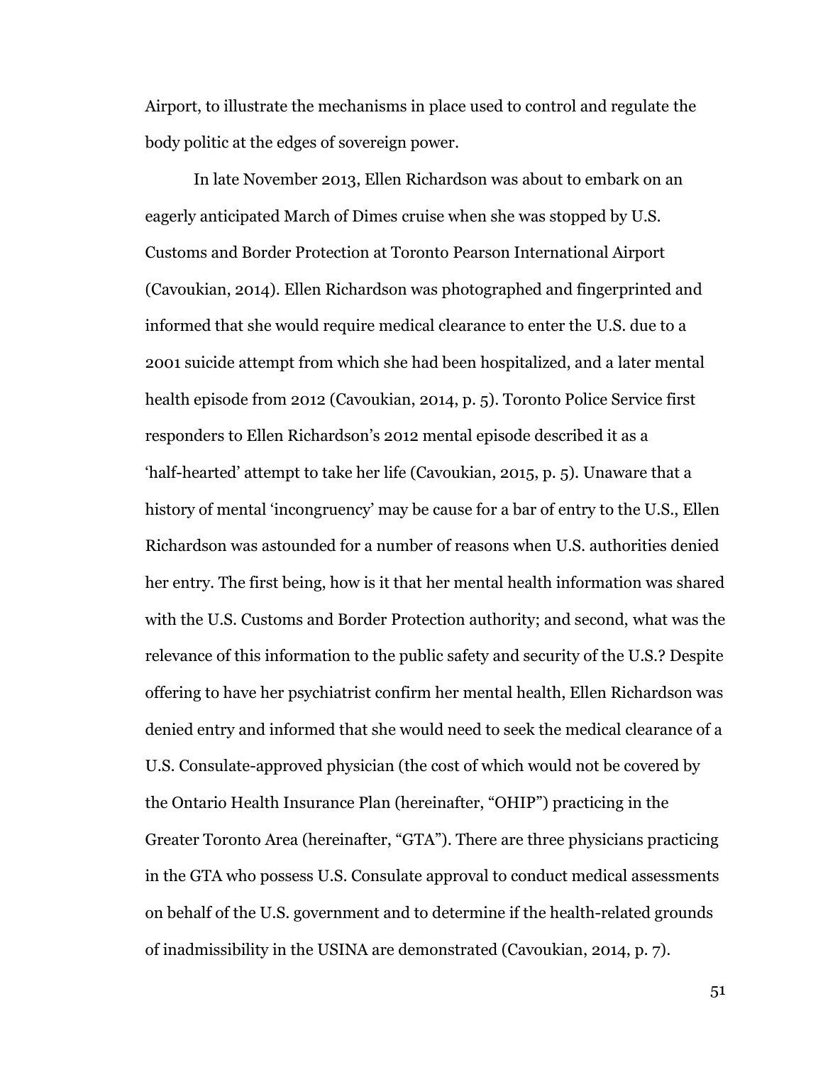Airport, to illustrate the mechanisms in place used to control and regulate the body politic at the edges of sovereign power.

In late November 2013, Ellen Richardson was about to embark on an eagerly anticipated March of Dimes cruise when she was stopped by U.S. Customs and Border Protection at Toronto Pearson International Airport (Cavoukian, 2014). Ellen Richardson was photographed and fingerprinted and informed that she would require medical clearance to enter the U.S. due to a 2001 suicide attempt from which she had been hospitalized, and a later mental health episode from 2012 (Cavoukian, 2014, p. 5). Toronto Police Service first responders to Ellen Richardson's 2012 mental episode described it as a 'half-hearted' attempt to take her life (Cavoukian, 2015, p. 5). Unaware that a history of mental 'incongruency' may be cause for a bar of entry to the U.S., Ellen Richardson was astounded for a number of reasons when U.S. authorities denied her entry. The first being, how is it that her mental health information was shared with the U.S. Customs and Border Protection authority; and second, what was the relevance of this information to the public safety and security of the U.S.? Despite offering to have her psychiatrist confirm her mental health, Ellen Richardson was denied entry and informed that she would need to seek the medical clearance of a U.S. Consulate-approved physician (the cost of which would not be covered by the Ontario Health Insurance Plan (hereinafter, "OHIP") practicing in the Greater Toronto Area (hereinafter, "GTA"). There are three physicians practicing in the GTA who possess U.S. Consulate approval to conduct medical assessments on behalf of the U.S. government and to determine if the health-related grounds of inadmissibility in the USINA are demonstrated (Cavoukian, 2014, p. 7).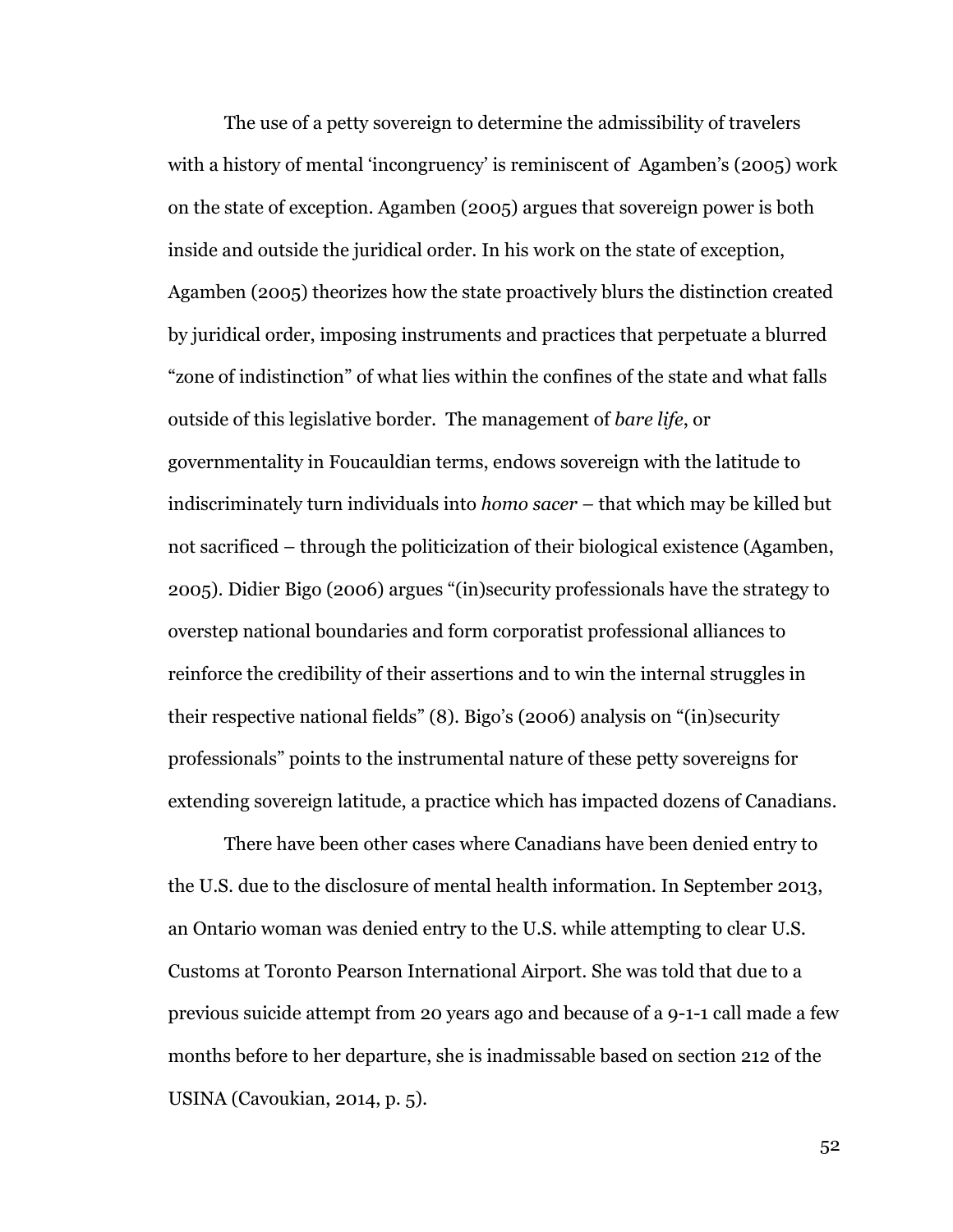The use of a petty sovereign to determine the admissibility of travelers with a history of mental 'incongruency' is reminiscent of  Agamben's (2005) work on the state of exception. Agamben (2005) argues that sovereign power is both inside and outside the juridical order. In his work on the state of exception, Agamben (2005) theorizes how the state proactively blurs the distinction created by juridical order, imposing instruments and practices that perpetuate a blurred "zone of indistinction" of what lies within the confines of the state and what falls outside of this legislative border.  The management of *bare life*, or governmentality in Foucauldian terms, endows sovereign with the latitude to indiscriminately turn individuals into *homo sacer* – that which may be killed but not sacrificed – through the politicization of their biological existence (Agamben, 2005). Didier Bigo (2006) argues "(in)security professionals have the strategy to overstep national boundaries and form corporatist professional alliances to reinforce the credibility of their assertions and to win the internal struggles in their respective national fields" (8). Bigo's (2006) analysis on "(in)security professionals" points to the instrumental nature of these petty sovereigns for extending sovereign latitude, a practice which has impacted dozens of Canadians.

There have been other cases where Canadians have been denied entry to the U.S. due to the disclosure of mental health information. In September 2013, an Ontario woman was denied entry to the U.S. while attempting to clear U.S. Customs at Toronto Pearson International Airport. She was told that due to a previous suicide attempt from 20 years ago and because of a 9-1-1 call made a few months before to her departure, she is inadmissable based on section 212 of the USINA (Cavoukian, 2014, p. 5).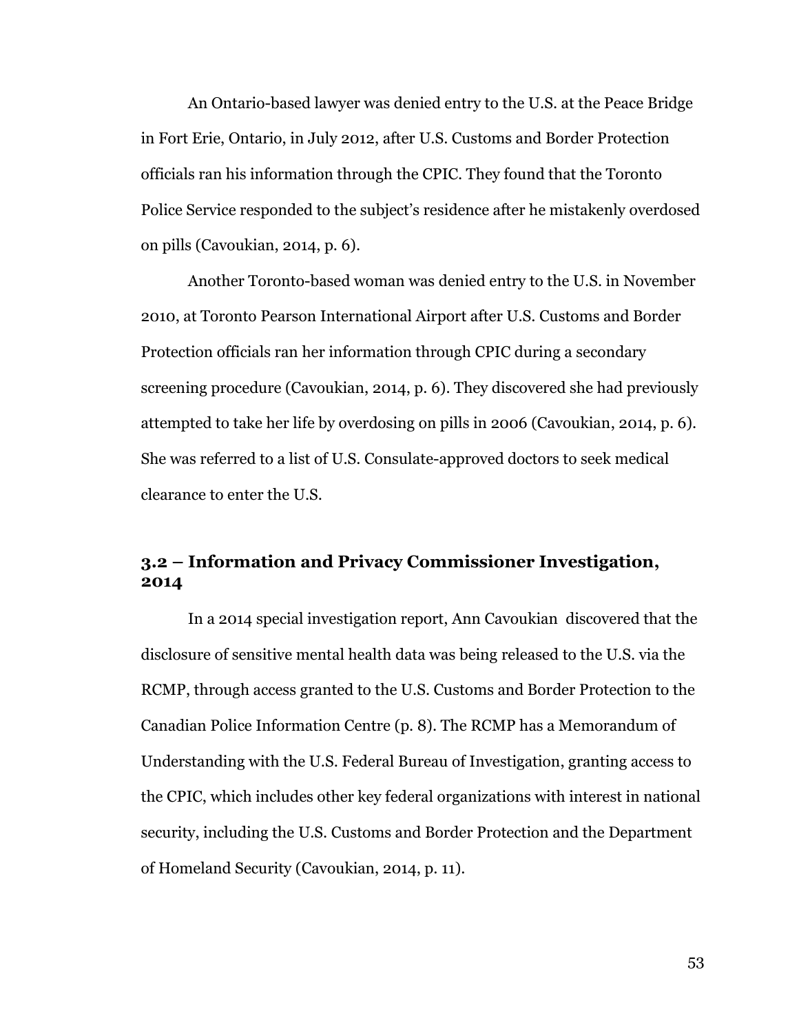An Ontario-based lawyer was denied entry to the U.S. at the Peace Bridge in Fort Erie, Ontario, in July 2012, after U.S. Customs and Border Protection officials ran his information through the CPIC. They found that the Toronto Police Service responded to the subject's residence after he mistakenly overdosed on pills (Cavoukian, 2014, p. 6).

Another Toronto-based woman was denied entry to the U.S. in November 2010, at Toronto Pearson International Airport after U.S. Customs and Border Protection officials ran her information through CPIC during a secondary screening procedure (Cavoukian, 2014, p. 6). They discovered she had previously attempted to take her life by overdosing on pills in 2006 (Cavoukian, 2014, p. 6). She was referred to a list of U.S. Consulate-approved doctors to seek medical clearance to enter the U.S.

### 3.2 – Information and Privacy Commissioner Investigation, 2014

In a 2014 special investigation report, Ann Cavoukian discovered that the disclosure of sensitive mental health data was being released to the U.S. via the RCMP, through access granted to the U.S. Customs and Border Protection to the Canadian Police Information Centre (p. 8). The RCMP has a Memorandum of Understanding with the U.S. Federal Bureau of Investigation, granting access to the CPIC, which includes other key federal organizations with interest in national security, including the U.S. Customs and Border Protection and the Department of Homeland Security (Cavoukian, 2014, p. 11).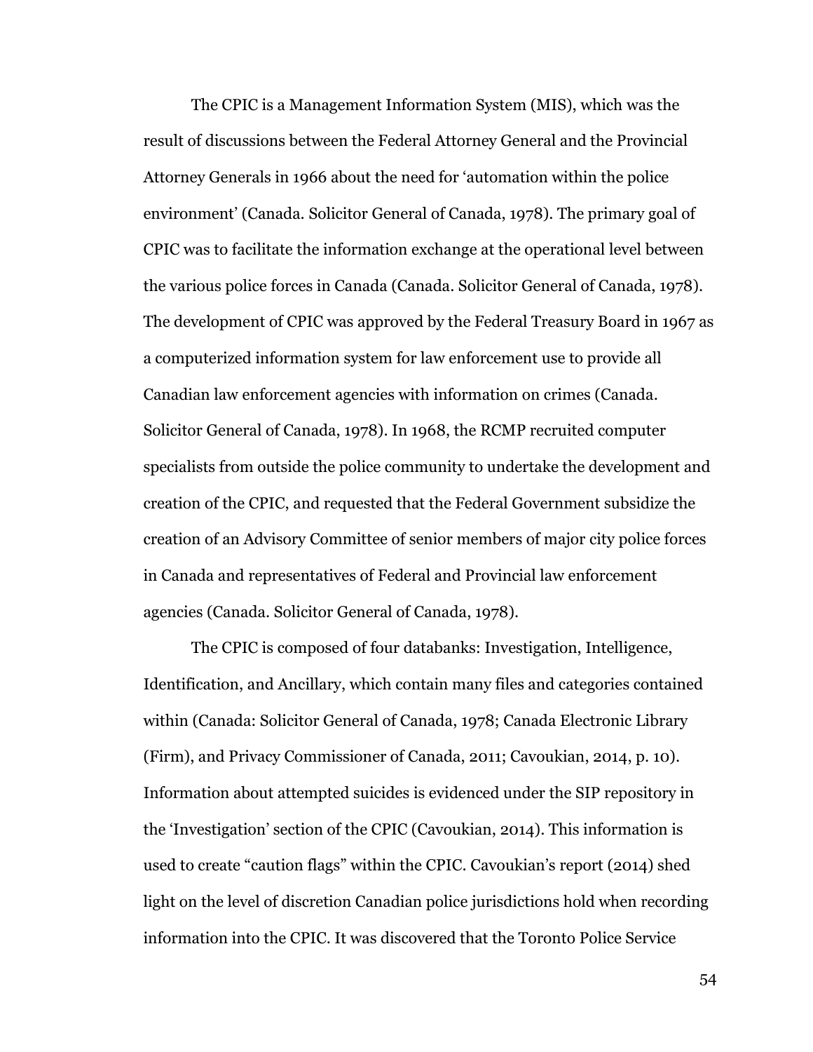The CPIC is a Management Information System (MIS), which was the result of discussions between the Federal Attorney General and the Provincial Attorney Generals in 1966 about the need for 'automation within the police environment' (Canada. Solicitor General of Canada, 1978). The primary goal of CPIC was to facilitate the information exchange at the operational level between the various police forces in Canada (Canada. Solicitor General of Canada, 1978). The development of CPIC was approved by the Federal Treasury Board in 1967 as a computerized information system for law enforcement use to provide all Canadian law enforcement agencies with information on crimes (Canada. Solicitor General of Canada, 1978). In 1968, the RCMP recruited computer specialists from outside the police community to undertake the development and creation of the CPIC, and requested that the Federal Government subsidize the creation of an Advisory Committee of senior members of major city police forces in Canada and representatives of Federal and Provincial law enforcement agencies (Canada. Solicitor General of Canada, 1978).

The CPIC is composed of four databanks: Investigation, Intelligence, Identification, and Ancillary, which contain many files and categories contained within (Canada: Solicitor General of Canada, 1978; Canada Electronic Library (Firm), and Privacy Commissioner of Canada, 2011; Cavoukian, 2014, p. 10). Information about attempted suicides is evidenced under the SIP repository in the 'Investigation' section of the CPIC (Cavoukian, 2014). This information is used to create "caution flags" within the CPIC. Cavoukian's report (2014) shed light on the level of discretion Canadian police jurisdictions hold when recording information into the CPIC. It was discovered that the Toronto Police Service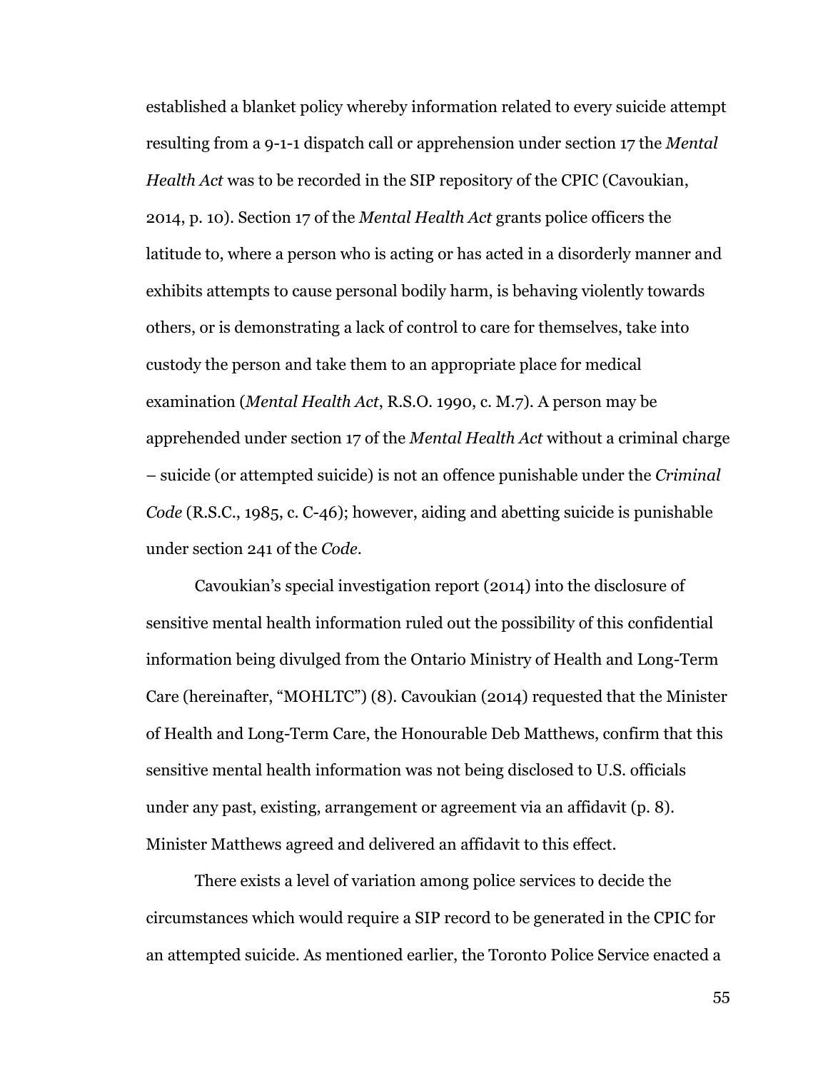established a blanket policy whereby information related to every suicide attempt resulting from a 9-1-1 dispatch call or apprehension under section 17 the *Mental Health Act* was to be recorded in the SIP repository of the CPIC (Cavoukian, 2014, p. 10). Section 17 of the *Mental Health Act* grants police officers the latitude to, where a person who is acting or has acted in a disorderly manner and exhibits attempts to cause personal bodily harm, is behaving violently towards others, or is demonstrating a lack of control to care for themselves, take into custody the person and take them to an appropriate place for medical examination (*Mental Health Act*, R.S.O. 1990, c. M.7). A person may be apprehended under section 17 of the *Mental Health Act* without a criminal charge – suicide (or attempted suicide) is not an offence punishable under the *Criminal Code* (R.S.C., 1985, c. C-46); however, aiding and abetting suicide is punishable under section 241 of the *Code*.

Cavoukian's special investigation report (2014) into the disclosure of sensitive mental health information ruled out the possibility of this confidential information being divulged from the Ontario Ministry of Health and Long-Term Care (hereinafter, "MOHLTC") (8). Cavoukian (2014) requested that the Minister of Health and Long-Term Care, the Honourable Deb Matthews, confirm that this sensitive mental health information was not being disclosed to U.S. officials under any past, existing, arrangement or agreement via an affidavit (p. 8). Minister Matthews agreed and delivered an affidavit to this effect.

There exists a level of variation among police services to decide the circumstances which would require a SIP record to be generated in the CPIC for an attempted suicide. As mentioned earlier, the Toronto Police Service enacted a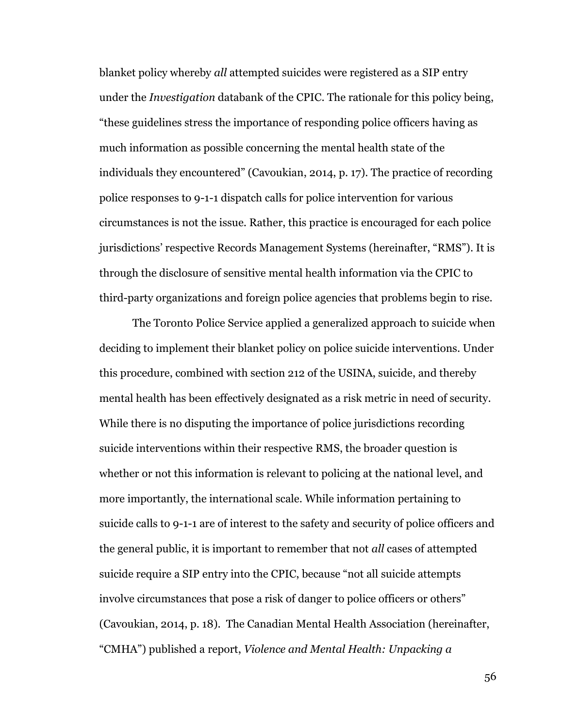blanket policy whereby *all* attempted suicides were registered as a SIP entry under the *Investigation* databank of the CPIC. The rationale for this policy being, "these guidelines stress the importance of responding police officers having as much information as possible concerning the mental health state of the individuals they encountered" (Cavoukian, 2014, p. 17). The practice of recording police responses to 9-1-1 dispatch calls for police intervention for various circumstances is not the issue. Rather, this practice is encouraged for each police jurisdictions' respective Records Management Systems (hereinafter, "RMS"). It is through the disclosure of sensitive mental health information via the CPIC to third-party organizations and foreign police agencies that problems begin to rise.

The Toronto Police Service applied a generalized approach to suicide when deciding to implement their blanket policy on police suicide interventions. Under this procedure, combined with section 212 of the USINA, suicide, and thereby mental health has been effectively designated as a risk metric in need of security. While there is no disputing the importance of police jurisdictions recording suicide interventions within their respective RMS, the broader question is whether or not this information is relevant to policing at the national level, and more importantly, the international scale. While information pertaining to suicide calls to 9-1-1 are of interest to the safety and security of police officers and the general public, it is important to remember that not *all* cases of attempted suicide require a SIP entry into the CPIC, because "not all suicide attempts involve circumstances that pose a risk of danger to police officers or others" (Cavoukian, 2014, p. 18). The Canadian Mental Health Association (hereinafter, "CMHA") published a report, *Violence and Mental Health: Unpacking a*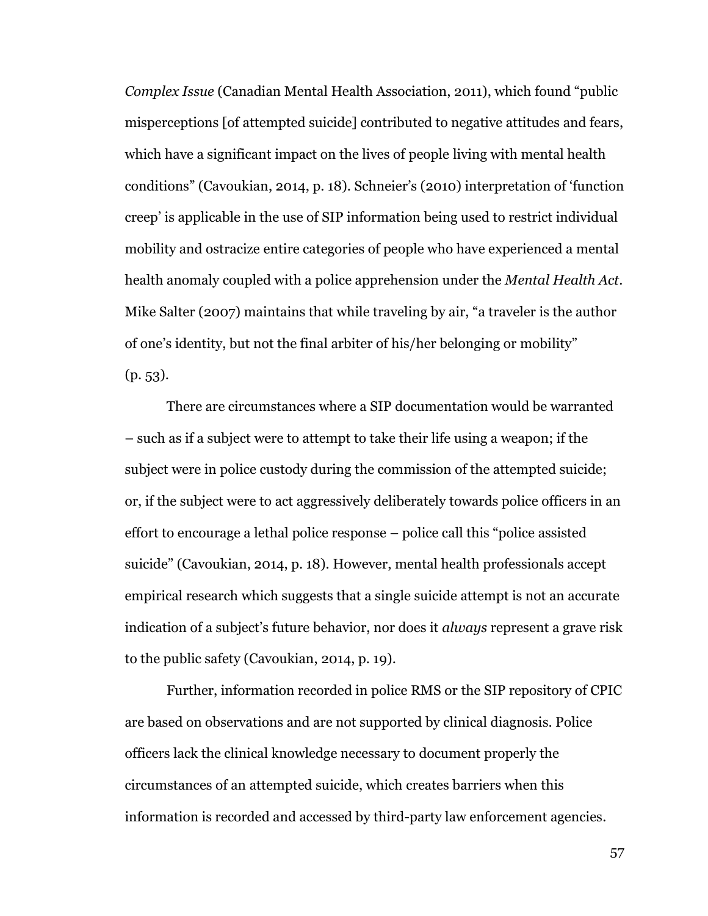*Complex Issue* (Canadian Mental Health Association, 2011), which found "public misperceptions [of attempted suicide] contributed to negative attitudes and fears, which have a significant impact on the lives of people living with mental health conditions" (Cavoukian, 2014, p. 18). Schneier's (2010) interpretation of 'function creep' is applicable in the use of SIP information being used to restrict individual mobility and ostracize entire categories of people who have experienced a mental health anomaly coupled with a police apprehension under the *Mental Health Act*. Mike Salter (2007) maintains that while traveling by air, "a traveler is the author of one's identity, but not the final arbiter of his/her belonging or mobility" (p. 53).

There are circumstances where a SIP documentation would be warranted – such as if a subject were to attempt to take their life using a weapon; if the subject were in police custody during the commission of the attempted suicide; or, if the subject were to act aggressively deliberately towards police officers in an effort to encourage a lethal police response – police call this "police assisted suicide" (Cavoukian, 2014, p. 18). However, mental health professionals accept empirical research which suggests that a single suicide attempt is not an accurate indication of a subject's future behavior, nor does it *always* represent a grave risk to the public safety (Cavoukian, 2014, p. 19).

Further, information recorded in police RMS or the SIP repository of CPIC are based on observations and are not supported by clinical diagnosis. Police officers lack the clinical knowledge necessary to document properly the circumstances of an attempted suicide, which creates barriers when this information is recorded and accessed by third-party law enforcement agencies.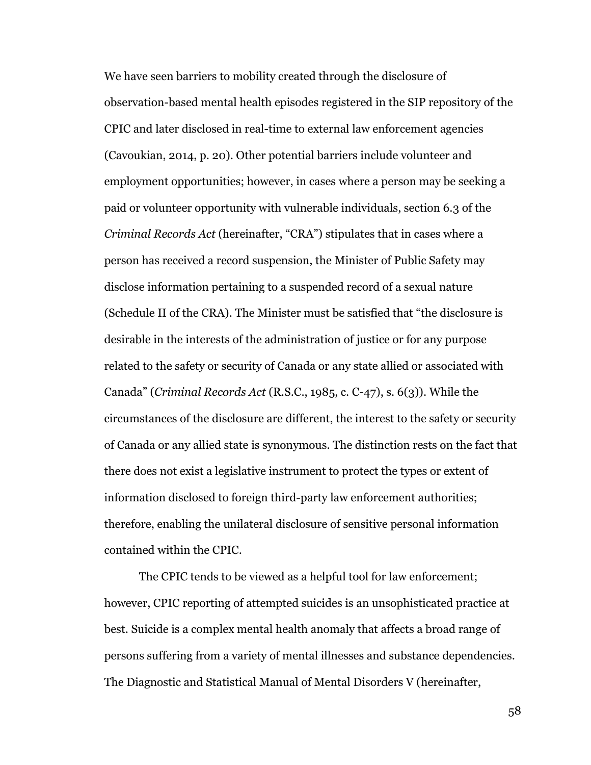We have seen barriers to mobility created through the disclosure of observation-based mental health episodes registered in the SIP repository of the CPIC and later disclosed in real-time to external law enforcement agencies (Cavoukian, 2014, p. 20). Other potential barriers include volunteer and employment opportunities; however, in cases where a person may be seeking a paid or volunteer opportunity with vulnerable individuals, section 6.3 of the *Criminal Records Act* (hereinafter, "CRA") stipulates that in cases where a person has received a record suspension, the Minister of Public Safety may disclose information pertaining to a suspended record of a sexual nature (Schedule II of the CRA). The Minister must be satisfied that "the disclosure is desirable in the interests of the administration of justice or for any purpose related to the safety or security of Canada or any state allied or associated with Canada" (*Criminal Records Act* (R.S.C., 1985, c. C-47), s. 6(3)). While the circumstances of the disclosure are different, the interest to the safety or security of Canada or any allied state is synonymous. The distinction rests on the fact that there does not exist a legislative instrument to protect the types or extent of information disclosed to foreign third-party law enforcement authorities; therefore, enabling the unilateral disclosure of sensitive personal information contained within the CPIC.

The CPIC tends to be viewed as a helpful tool for law enforcement; however, CPIC reporting of attempted suicides is an unsophisticated practice at best. Suicide is a complex mental health anomaly that affects a broad range of persons suffering from a variety of mental illnesses and substance dependencies. The Diagnostic and Statistical Manual of Mental Disorders V (hereinafter,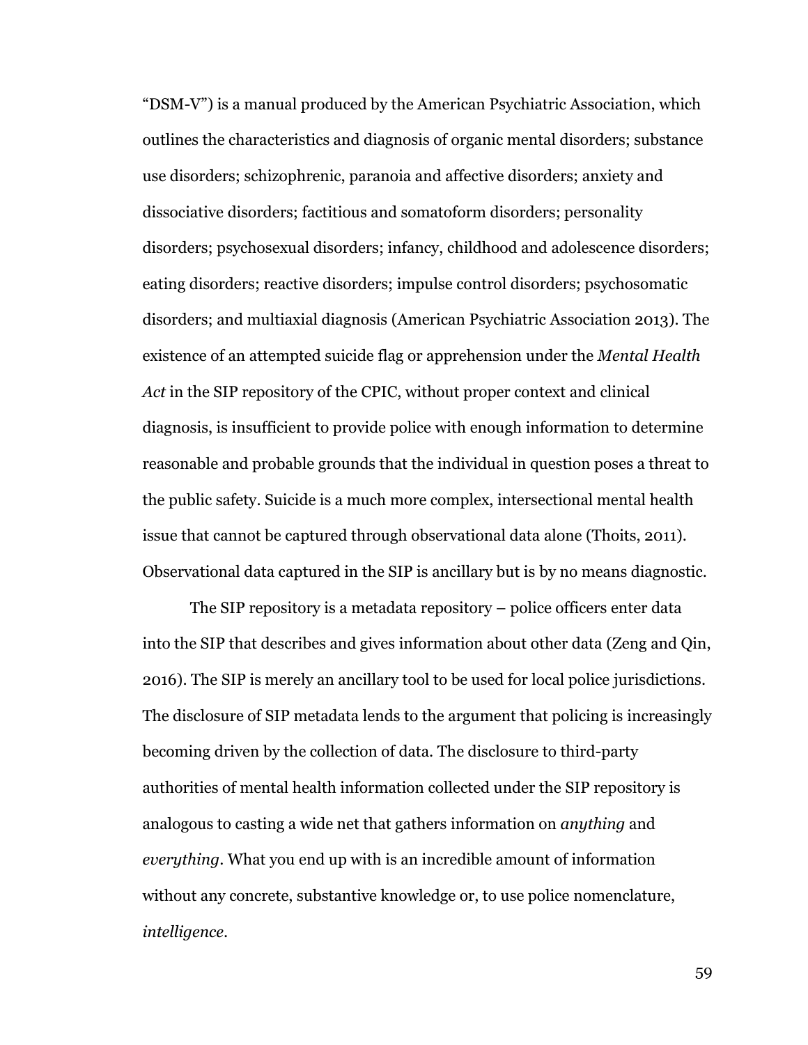"DSM-V") is a manual produced by the American Psychiatric Association, which outlines the characteristics and diagnosis of organic mental disorders; substance use disorders; schizophrenic, paranoia and affective disorders; anxiety and dissociative disorders; factitious and somatoform disorders; personality disorders; psychosexual disorders; infancy, childhood and adolescence disorders; eating disorders; reactive disorders; impulse control disorders; psychosomatic disorders; and multiaxial diagnosis (American Psychiatric Association 2013). The existence of an attempted suicide flag or apprehension under the *Mental Health Act* in the SIP repository of the CPIC, without proper context and clinical diagnosis, is insufficient to provide police with enough information to determine reasonable and probable grounds that the individual in question poses a threat to the public safety. Suicide is a much more complex, intersectional mental health issue that cannot be captured through observational data alone (Thoits, 2011). Observational data captured in the SIP is ancillary but is by no means diagnostic.

The SIP repository is a metadata repository – police officers enter data into the SIP that describes and gives information about other data (Zeng and Qin, 2016). The SIP is merely an ancillary tool to be used for local police jurisdictions. The disclosure of SIP metadata lends to the argument that policing is increasingly becoming driven by the collection of data. The disclosure to third-party authorities of mental health information collected under the SIP repository is analogous to casting a wide net that gathers information on *anything* and *everything*. What you end up with is an incredible amount of information without any concrete, substantive knowledge or, to use police nomenclature, *intelligence*.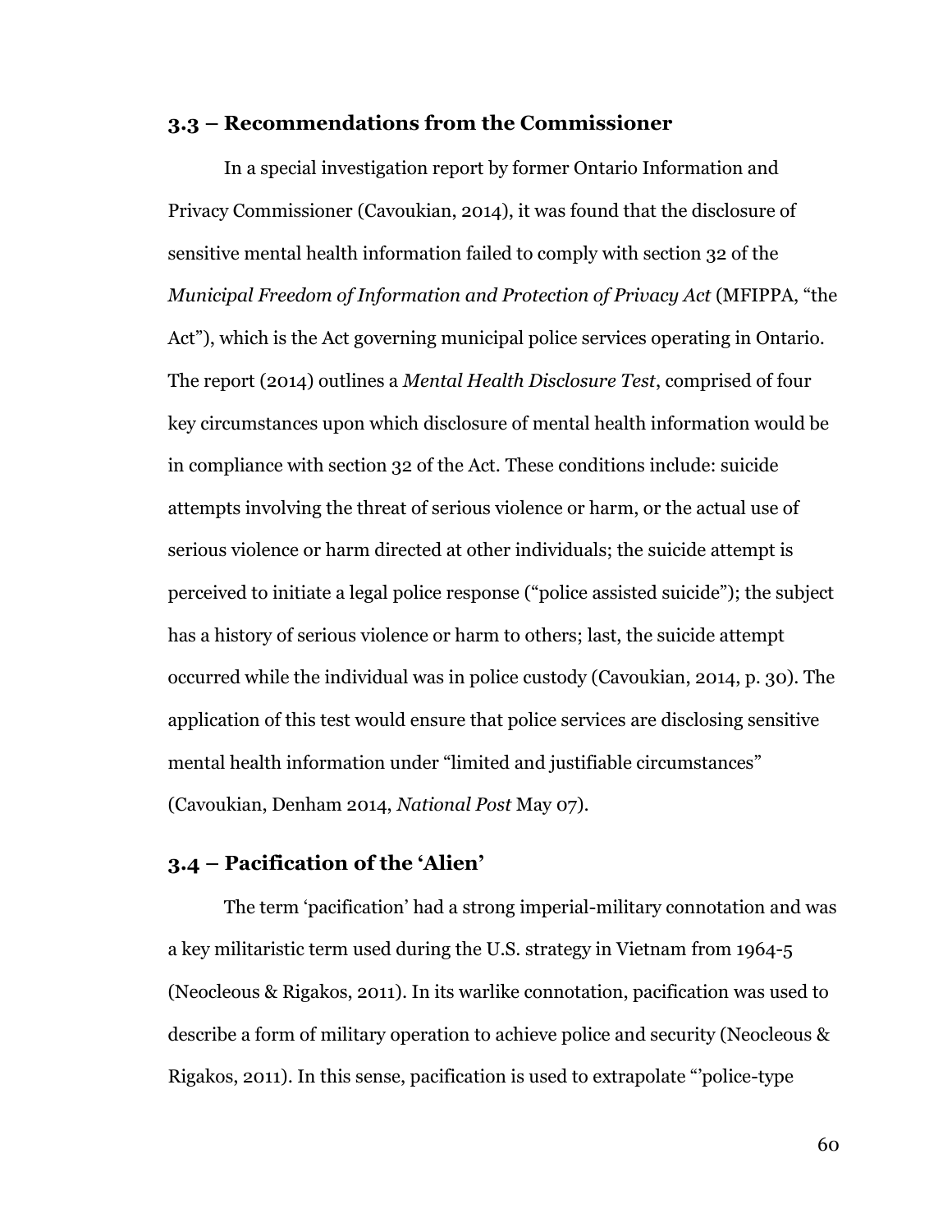### 3.3 – Recommendations from the Commissioner

In a special investigation report by former Ontario Information and Privacy Commissioner (Cavoukian, 2014), it was found that the disclosure of sensitive mental health information failed to comply with section 32 of the *Municipal Freedom of Information and Protection of Privacy Act* (MFIPPA, "the Act"), which is the Act governing municipal police services operating in Ontario. The report (2014) outlines a *Mental Health Disclosure Test*, comprised of four key circumstances upon which disclosure of mental health information would be in compliance with section 32 of the Act. These conditions include: suicide attempts involving the threat of serious violence or harm, or the actual use of serious violence or harm directed at other individuals; the suicide attempt is perceived to initiate a legal police response ("police assisted suicide"); the subject has a history of serious violence or harm to others; last, the suicide attempt occurred while the individual was in police custody (Cavoukian, 2014, p. 30). The application of this test would ensure that police services are disclosing sensitive mental health information under "limited and justifiable circumstances" (Cavoukian, Denham 2014, *National Post* May 07).

### 3.4 – Pacification of the 'Alien'

The term 'pacification' had a strong imperial-military connotation and was a key militaristic term used during the U.S. strategy in Vietnam from 1964-5 (Neocleous & Rigakos, 2011). In its warlike connotation, pacification was used to describe a form of military operation to achieve police and security (Neocleous & Rigakos, 2011). In this sense, pacification is used to extrapolate "'police-type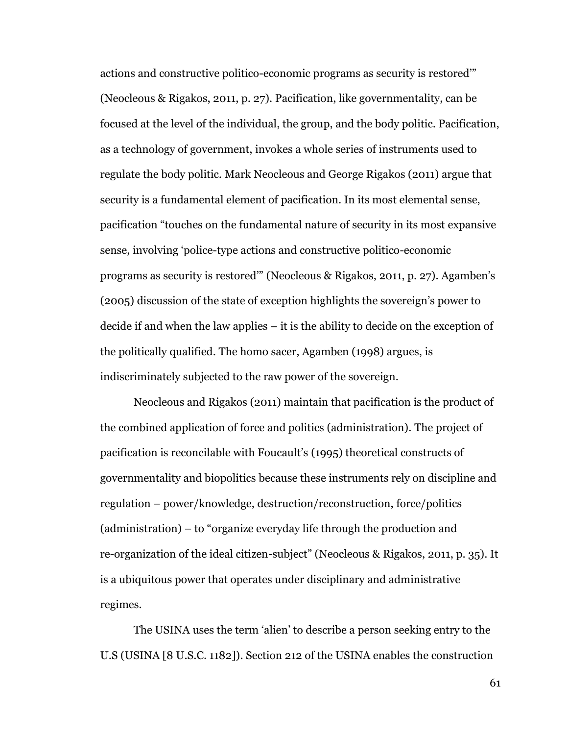actions and constructive politico-economic programs as security is restored'" (Neocleous & Rigakos, 2011, p. 27). Pacification, like governmentality, can be focused at the level of the individual, the group, and the body politic. Pacification, as a technology of government, invokes a whole series of instruments used to regulate the body politic. Mark Neocleous and George Rigakos (2011) argue that security is a fundamental element of pacification. In its most elemental sense, pacification "touches on the fundamental nature of security in its most expansive sense, involving 'police-type actions and constructive politico-economic programs as security is restored'" (Neocleous & Rigakos, 2011, p. 27). Agamben's (2005) discussion of the state of exception highlights the sovereign's power to decide if and when the law applies – it is the ability to decide on the exception of the politically qualified. The homo sacer, Agamben (1998) argues, is indiscriminately subjected to the raw power of the sovereign.

Neocleous and Rigakos (2011) maintain that pacification is the product of the combined application of force and politics (administration). The project of pacification is reconcilable with Foucault's (1995) theoretical constructs of governmentality and biopolitics because these instruments rely on discipline and regulation – power/knowledge, destruction/reconstruction, force/politics (administration) – to "organize everyday life through the production and re-organization of the ideal citizen-subject" (Neocleous & Rigakos, 2011, p. 35). It is a ubiquitous power that operates under disciplinary and administrative regimes.

The USINA uses the term 'alien' to describe a person seeking entry to the U.S (USINA [8 U.S.C. 1182]). Section 212 of the USINA enables the construction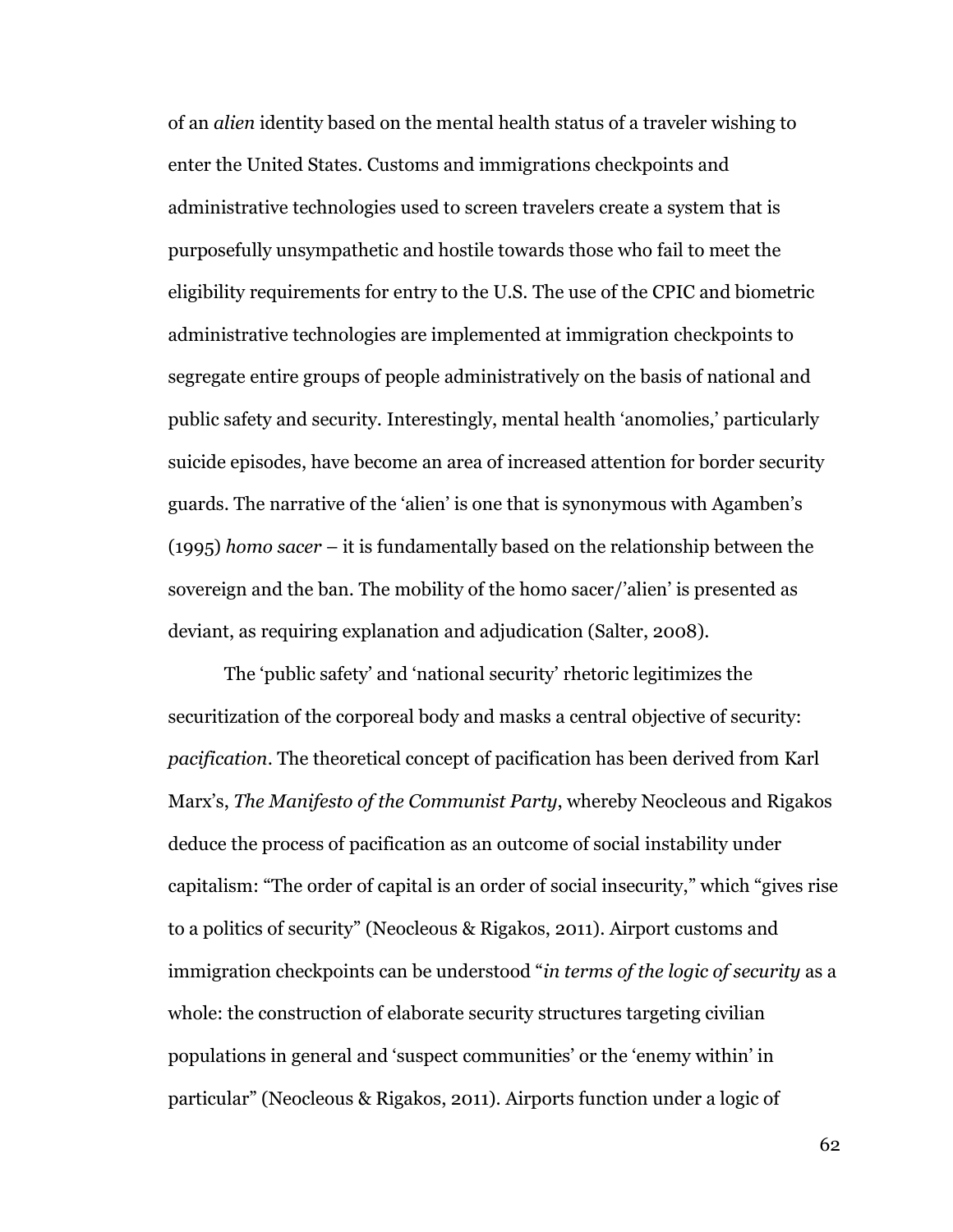of an *alien* identity based on the mental health status of a traveler wishing to enter the United States. Customs and immigrations checkpoints and administrative technologies used to screen travelers create a system that is purposefully unsympathetic and hostile towards those who fail to meet the eligibility requirements for entry to the U.S. The use of the CPIC and biometric administrative technologies are implemented at immigration checkpoints to segregate entire groups of people administratively on the basis of national and public safety and security. Interestingly, mental health 'anomolies,' particularly suicide episodes, have become an area of increased attention for border security guards. The narrative of the 'alien' is one that is synonymous with Agamben's (1995) *homo sacer* – it is fundamentally based on the relationship between the sovereign and the ban. The mobility of the homo sacer/'alien' is presented as deviant, as requiring explanation and adjudication (Salter, 2008).

The 'public safety' and 'national security' rhetoric legitimizes the securitization of the corporeal body and masks a central objective of security: *pacification*. The theoretical concept of pacification has been derived from Karl Marx's, *The Manifesto of the Communist Party*, whereby Neocleous and Rigakos deduce the process of pacification as an outcome of social instability under capitalism: "The order of capital is an order of social insecurity," which "gives rise to a politics of security" (Neocleous & Rigakos, 2011). Airport customs and immigration checkpoints can be understood "*in terms of the logic of security* as a whole: the construction of elaborate security structures targeting civilian populations in general and 'suspect communities' or the 'enemy within' in particular" (Neocleous & Rigakos, 2011). Airports function under a logic of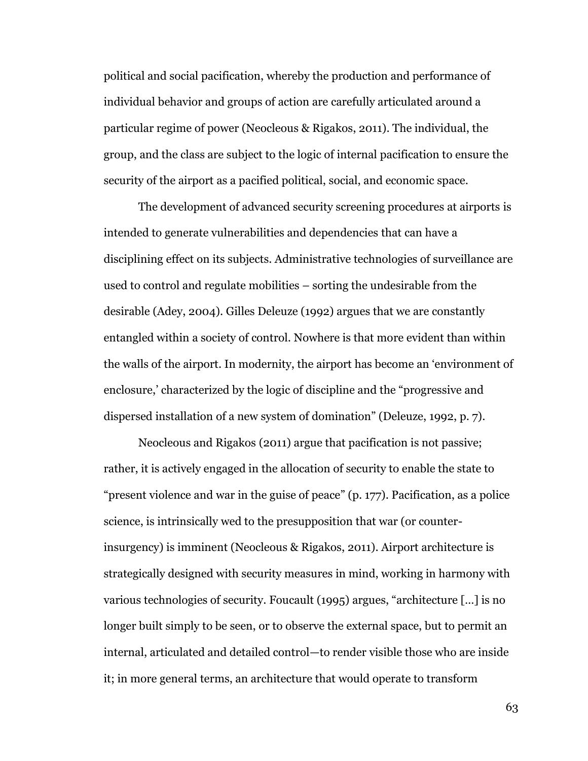political and social pacification, whereby the production and performance of individual behavior and groups of action are carefully articulated around a particular regime of power (Neocleous & Rigakos, 2011). The individual, the group, and the class are subject to the logic of internal pacification to ensure the security of the airport as a pacified political, social, and economic space.

The development of advanced security screening procedures at airports is intended to generate vulnerabilities and dependencies that can have a disciplining effect on its subjects. Administrative technologies of surveillance are used to control and regulate mobilities – sorting the undesirable from the desirable (Adey, 2004). Gilles Deleuze (1992) argues that we are constantly entangled within a society of control. Nowhere is that more evident than within the walls of the airport. In modernity, the airport has become an 'environment of enclosure,' characterized by the logic of discipline and the "progressive and dispersed installation of a new system of domination" (Deleuze, 1992, p. 7).

Neocleous and Rigakos (2011) argue that pacification is not passive; rather, it is actively engaged in the allocation of security to enable the state to "present violence and war in the guise of peace" (p. 177). Pacification, as a police science, is intrinsically wed to the presupposition that war (or counter-insurgency) is imminent (Neocleous & Rigakos, 2011). Airport architecture is strategically designed with security measures in mind, working in harmony with various technologies of security. Foucault (1995) argues, "architecture [...] is no longer built simply to be seen, or to observe the external space, but to permit an internal, articulated and detailed control—to render visible those who are inside it; in more general terms, an architecture that would operate to transform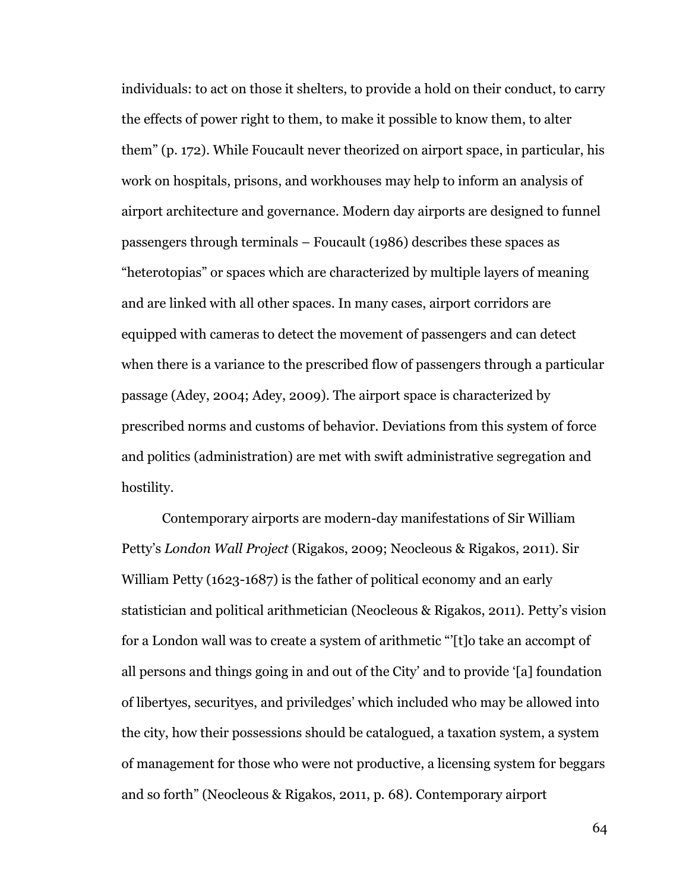individuals: to act on those it shelters, to provide a hold on their conduct, to carry the effects of power right to them, to make it possible to know them, to alter them" (p. 172). While Foucault never theorized on airport space, in particular, his work on hospitals, prisons, and workhouses may help to inform an analysis of airport architecture and governance. Modern day airports are designed to funnel passengers through terminals – Foucault (1986) describes these spaces as "heterotopias" or spaces which are characterized by multiple layers of meaning and are linked with all other spaces. In many cases, airport corridors are equipped with cameras to detect the movement of passengers and can detect when there is a variance to the prescribed flow of passengers through a particular passage (Adey, 2004; Adey, 2009). The airport space is characterized by prescribed norms and customs of behavior. Deviations from this system of force and politics (administration) are met with swift administrative segregation and hostility.

Contemporary airports are modern-day manifestations of Sir William Petty's *London Wall Project* (Rigakos, 2009; Neocleous & Rigakos, 2011). Sir William Petty (1623-1687) is the father of political economy and an early statistician and political arithmetician (Neocleous & Rigakos, 2011). Petty's vision for a London wall was to create a system of arithmetic "'[t]o take an accompt of all persons and things going in and out of the City' and to provide '[a] foundation of libertyes, securityes, and priviledges' which included who may be allowed into the city, how their possessions should be catalogued, a taxation system, a system of management for those who were not productive, a licensing system for beggars and so forth" (Neocleous & Rigakos, 2011, p. 68). Contemporary airport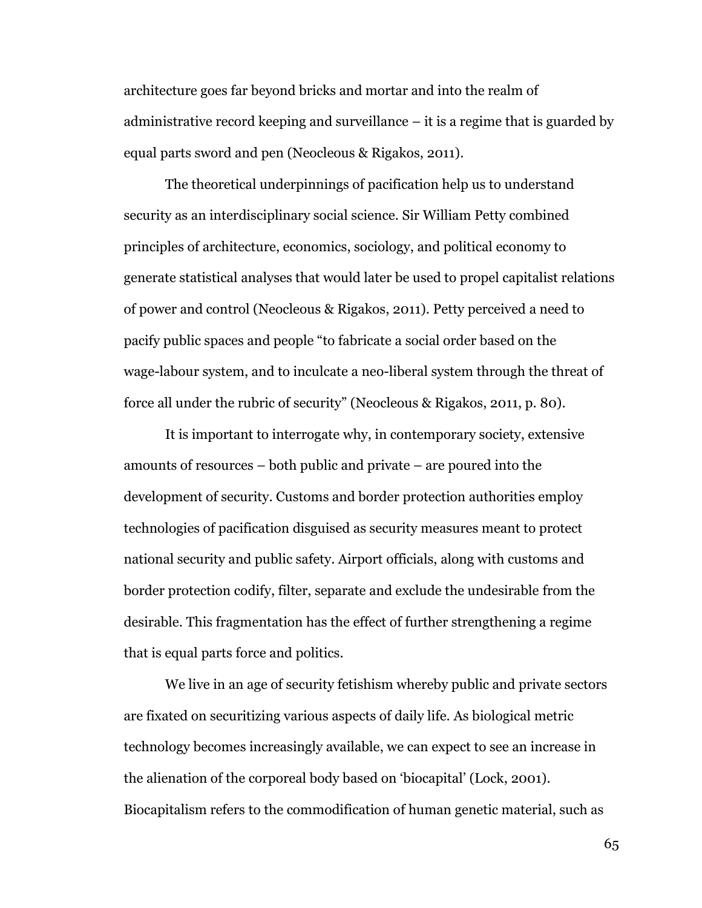architecture goes far beyond bricks and mortar and into the realm of administrative record keeping and surveillance – it is a regime that is guarded by equal parts sword and pen (Neocleous & Rigakos, 2011).

The theoretical underpinnings of pacification help us to understand security as an interdisciplinary social science. Sir William Petty combined principles of architecture, economics, sociology, and political economy to generate statistical analyses that would later be used to propel capitalist relations of power and control (Neocleous & Rigakos, 2011). Petty perceived a need to pacify public spaces and people "to fabricate a social order based on the wage-labour system, and to inculcate a neo-liberal system through the threat of force all under the rubric of security" (Neocleous & Rigakos, 2011, p. 80).

It is important to interrogate why, in contemporary society, extensive amounts of resources – both public and private – are poured into the development of security. Customs and border protection authorities employ technologies of pacification disguised as security measures meant to protect national security and public safety. Airport officials, along with customs and border protection codify, filter, separate and exclude the undesirable from the desirable. This fragmentation has the effect of further strengthening a regime that is equal parts force and politics.

We live in an age of security fetishism whereby public and private sectors are fixated on securitizing various aspects of daily life. As biological metric technology becomes increasingly available, we can expect to see an increase in the alienation of the corporeal body based on 'biocapital' (Lock, 2001). Biocapitalism refers to the commodification of human genetic material, such as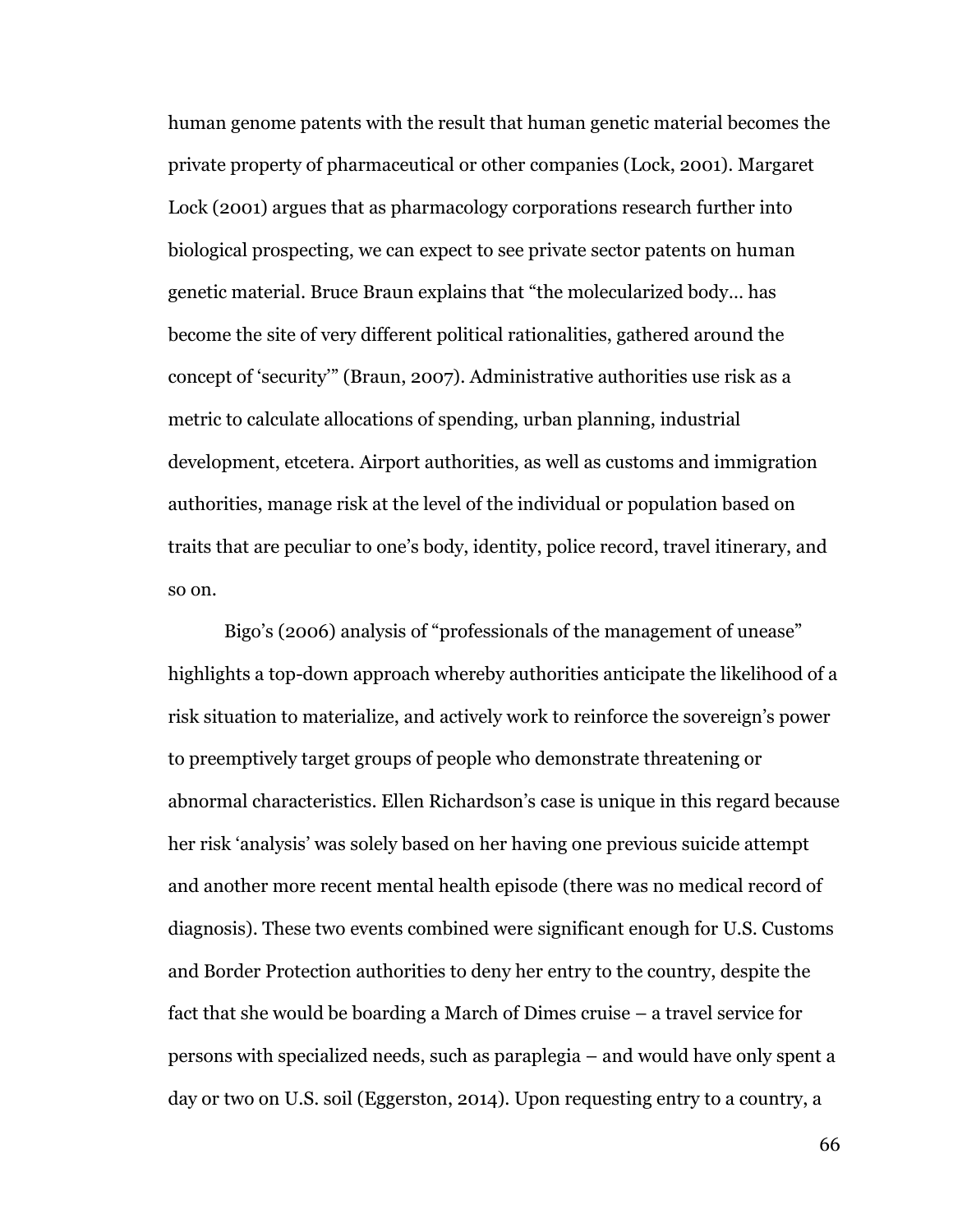human genome patents with the result that human genetic material becomes the private property of pharmaceutical or other companies (Lock, 2001). Margaret Lock (2001) argues that as pharmacology corporations research further into biological prospecting, we can expect to see private sector patents on human genetic material. Bruce Braun explains that "the molecularized body… has become the site of very different political rationalities, gathered around the concept of 'security'" (Braun, 2007). Administrative authorities use risk as a metric to calculate allocations of spending, urban planning, industrial development, etcetera. Airport authorities, as well as customs and immigration authorities, manage risk at the level of the individual or population based on traits that are peculiar to one's body, identity, police record, travel itinerary, and so on.

Bigo's (2006) analysis of "professionals of the management of unease" highlights a top-down approach whereby authorities anticipate the likelihood of a risk situation to materialize, and actively work to reinforce the sovereign's power to preemptively target groups of people who demonstrate threatening or abnormal characteristics. Ellen Richardson's case is unique in this regard because her risk 'analysis' was solely based on her having one previous suicide attempt and another more recent mental health episode (there was no medical record of diagnosis). These two events combined were significant enough for U.S. Customs and Border Protection authorities to deny her entry to the country, despite the fact that she would be boarding a March of Dimes cruise – a travel service for persons with specialized needs, such as paraplegia – and would have only spent a day or two on U.S. soil (Eggerston, 2014). Upon requesting entry to a country, a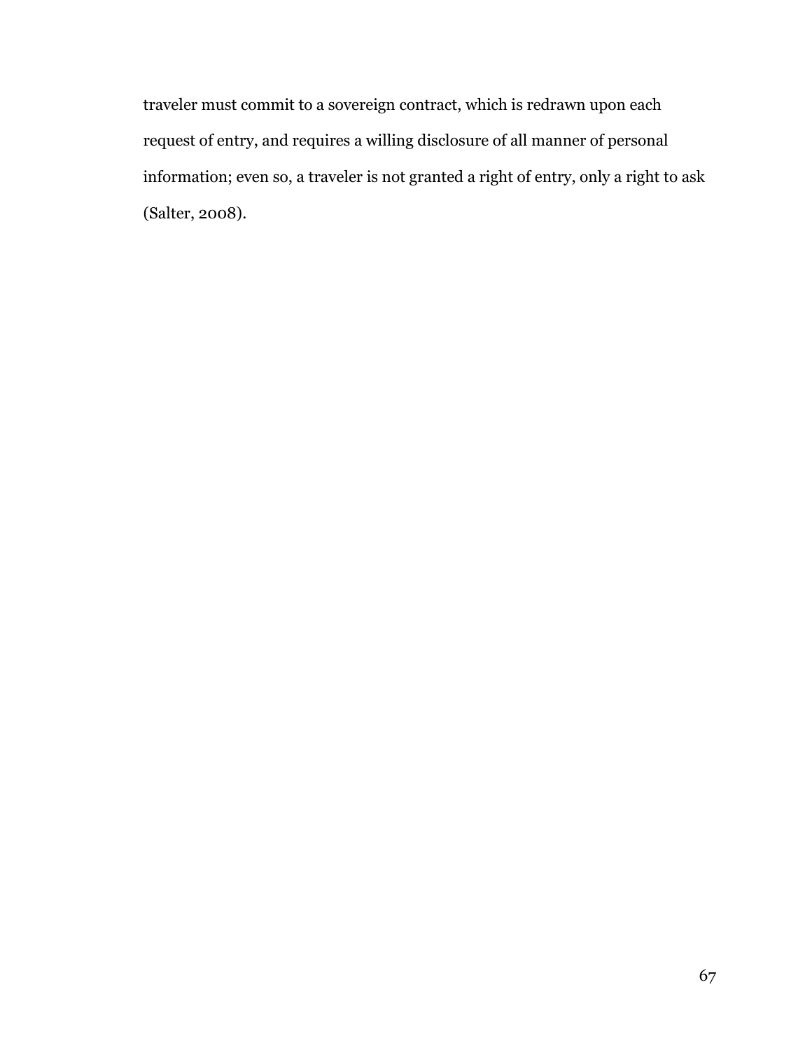traveler must commit to a sovereign contract, which is redrawn upon each request of entry, and requires a willing disclosure of all manner of personal information; even so, a traveler is not granted a right of entry, only a right to ask (Salter, 2008).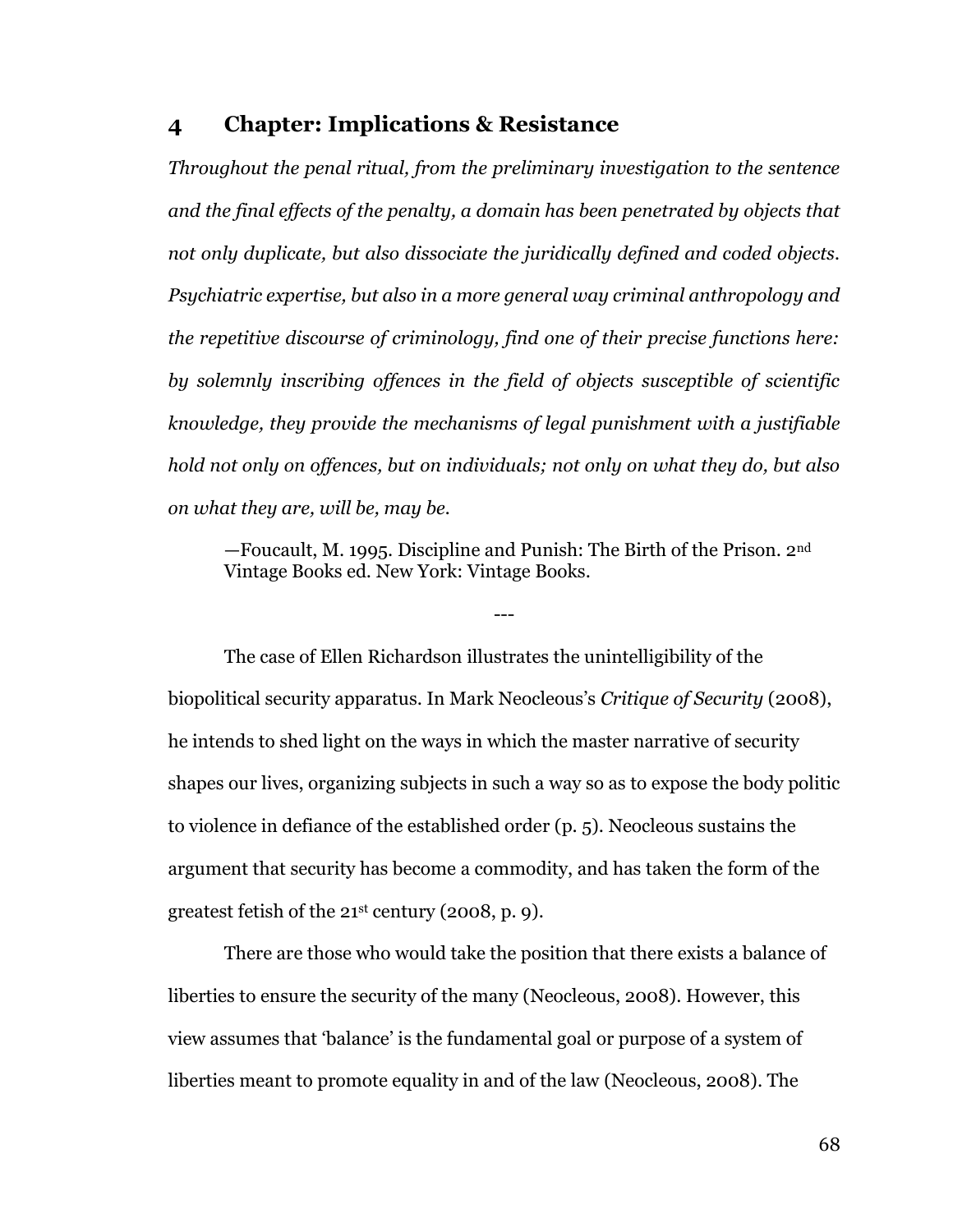# 4 Chapter: Implications & Resistance

*Throughout the penal ritual, from the preliminary investigation to the sentence and the final effects of the penalty, a domain has been penetrated by objects that not only duplicate, but also dissociate the juridically defined and coded objects. Psychiatric expertise, but also in a more general way criminal anthropology and the repetitive discourse of criminology, find one of their precise functions here: by solemnly inscribing offences in the field of objects susceptible of scientific knowledge, they provide the mechanisms of legal punishment with a justifiable hold not only on offences, but on individuals; not only on what they do, but also on what they are, will be, may be.*

> —Foucault, M. 1995. Discipline and Punish: The Birth of the Prison. 2nd Vintage Books ed. New York: Vintage Books.

---

The case of Ellen Richardson illustrates the unintelligibility of the biopolitical security apparatus. In Mark Neocleous's *Critique of Security* (2008), he intends to shed light on the ways in which the master narrative of security shapes our lives, organizing subjects in such a way so as to expose the body politic to violence in defiance of the established order (p. 5). Neocleous sustains the argument that security has become a commodity, and has taken the form of the greatest fetish of the 21st century (2008, p. 9).

There are those who would take the position that there exists a balance of liberties to ensure the security of the many (Neocleous, 2008). However, this view assumes that 'balance' is the fundamental goal or purpose of a system of liberties meant to promote equality in and of the law (Neocleous, 2008). The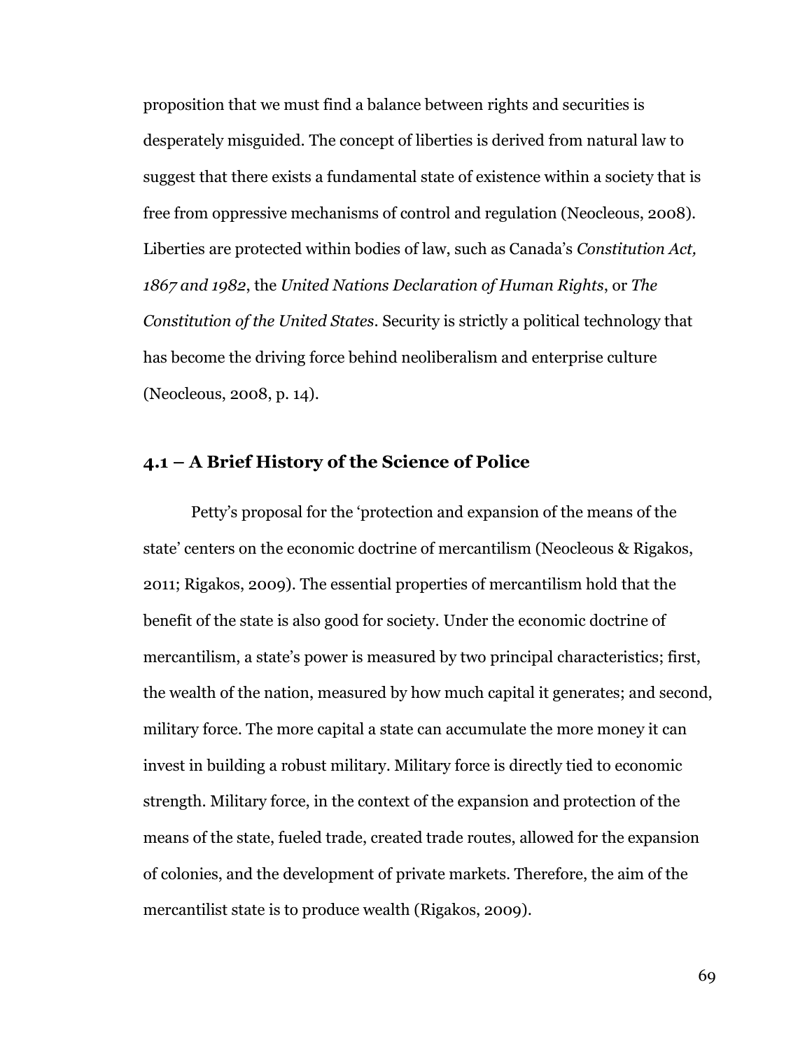proposition that we must find a balance between rights and securities is desperately misguided. The concept of liberties is derived from natural law to suggest that there exists a fundamental state of existence within a society that is free from oppressive mechanisms of control and regulation (Neocleous, 2008). Liberties are protected within bodies of law, such as Canada's *Constitution Act, 1867 and 1982*, the *United Nations Declaration of Human Rights*, or *The Constitution of the United States*. Security is strictly a political technology that has become the driving force behind neoliberalism and enterprise culture (Neocleous, 2008, p. 14).

### 4.1 – A Brief History of the Science of Police

Petty's proposal for the 'protection and expansion of the means of the state' centers on the economic doctrine of mercantilism (Neocleous & Rigakos, 2011; Rigakos, 2009). The essential properties of mercantilism hold that the benefit of the state is also good for society. Under the economic doctrine of mercantilism, a state's power is measured by two principal characteristics; first, the wealth of the nation, measured by how much capital it generates; and second, military force. The more capital a state can accumulate the more money it can invest in building a robust military. Military force is directly tied to economic strength. Military force, in the context of the expansion and protection of the means of the state, fueled trade, created trade routes, allowed for the expansion of colonies, and the development of private markets. Therefore, the aim of the mercantilist state is to produce wealth (Rigakos, 2009).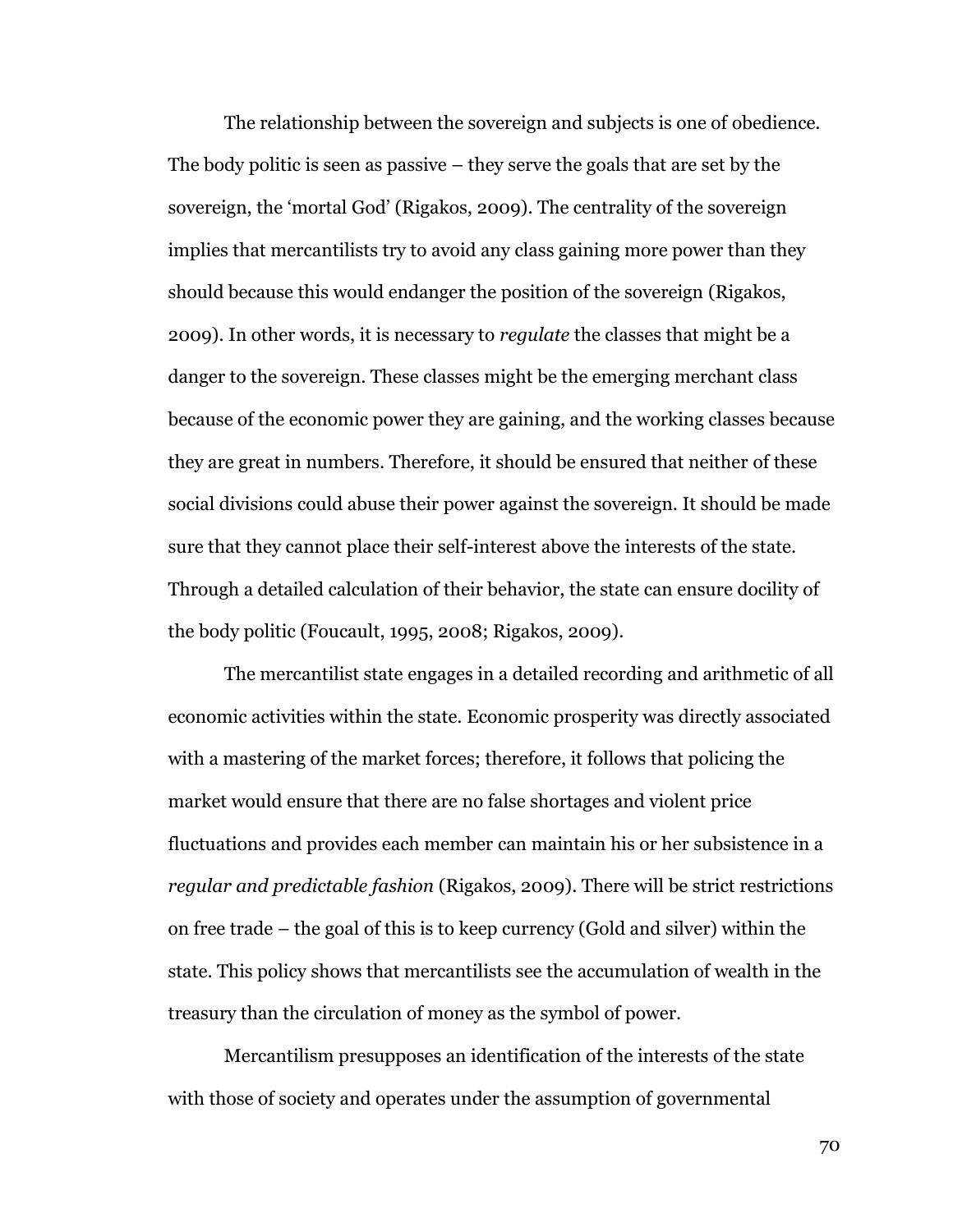The relationship between the sovereign and subjects is one of obedience. The body politic is seen as passive – they serve the goals that are set by the sovereign, the 'mortal God' (Rigakos, 2009). The centrality of the sovereign implies that mercantilists try to avoid any class gaining more power than they should because this would endanger the position of the sovereign (Rigakos, 2009). In other words, it is necessary to *regulate* the classes that might be a danger to the sovereign. These classes might be the emerging merchant class because of the economic power they are gaining, and the working classes because they are great in numbers. Therefore, it should be ensured that neither of these social divisions could abuse their power against the sovereign. It should be made sure that they cannot place their self-interest above the interests of the state. Through a detailed calculation of their behavior, the state can ensure docility of the body politic (Foucault, 1995, 2008; Rigakos, 2009).

The mercantilist state engages in a detailed recording and arithmetic of all economic activities within the state. Economic prosperity was directly associated with a mastering of the market forces; therefore, it follows that policing the market would ensure that there are no false shortages and violent price fluctuations and provides each member can maintain his or her subsistence in a *regular and predictable fashion* (Rigakos, 2009). There will be strict restrictions on free trade – the goal of this is to keep currency (Gold and silver) within the state. This policy shows that mercantilists see the accumulation of wealth in the treasury than the circulation of money as the symbol of power.

Mercantilism presupposes an identification of the interests of the state with those of society and operates under the assumption of governmental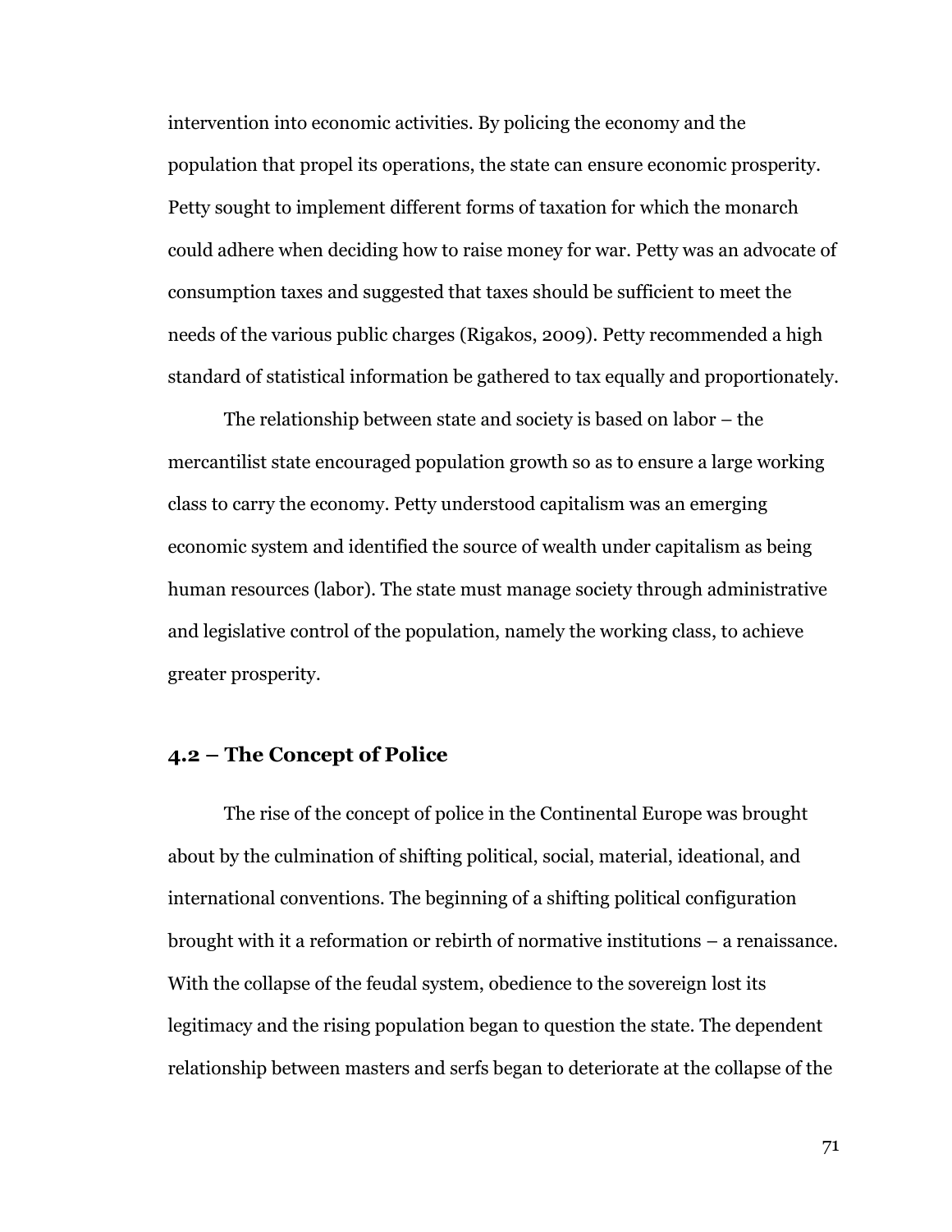intervention into economic activities. By policing the economy and the population that propel its operations, the state can ensure economic prosperity. Petty sought to implement different forms of taxation for which the monarch could adhere when deciding how to raise money for war. Petty was an advocate of consumption taxes and suggested that taxes should be sufficient to meet the needs of the various public charges (Rigakos, 2009). Petty recommended a high standard of statistical information be gathered to tax equally and proportionately.

The relationship between state and society is based on labor – the mercantilist state encouraged population growth so as to ensure a large working class to carry the economy. Petty understood capitalism was an emerging economic system and identified the source of wealth under capitalism as being human resources (labor). The state must manage society through administrative and legislative control of the population, namely the working class, to achieve greater prosperity.

## 4.2 – The Concept of Police

The rise of the concept of police in the Continental Europe was brought about by the culmination of shifting political, social, material, ideational, and international conventions. The beginning of a shifting political configuration brought with it a reformation or rebirth of normative institutions – a renaissance. With the collapse of the feudal system, obedience to the sovereign lost its legitimacy and the rising population began to question the state. The dependent relationship between masters and serfs began to deteriorate at the collapse of the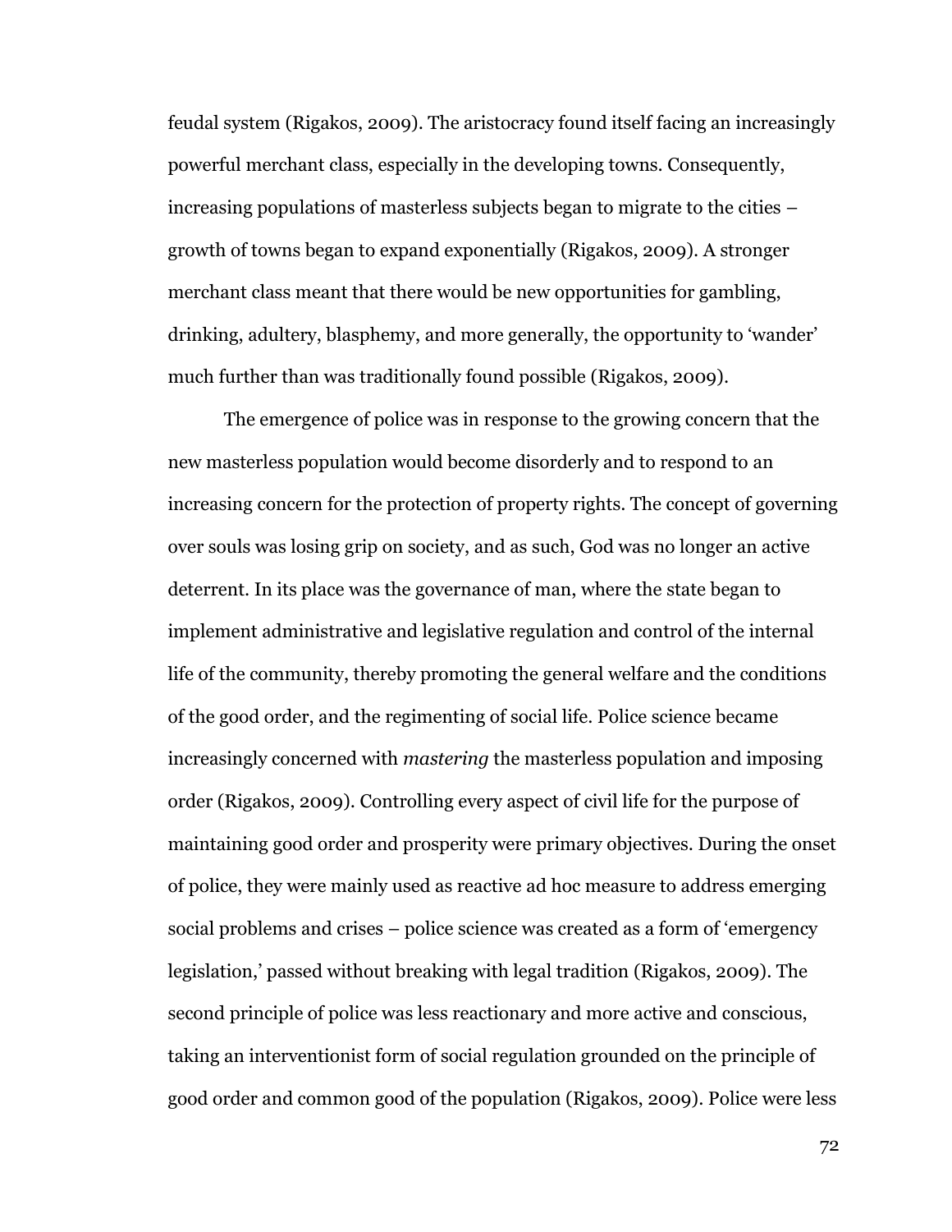feudal system (Rigakos, 2009). The aristocracy found itself facing an increasingly powerful merchant class, especially in the developing towns. Consequently, increasing populations of masterless subjects began to migrate to the cities – growth of towns began to expand exponentially (Rigakos, 2009). A stronger merchant class meant that there would be new opportunities for gambling, drinking, adultery, blasphemy, and more generally, the opportunity to 'wander' much further than was traditionally found possible (Rigakos, 2009).

The emergence of police was in response to the growing concern that the new masterless population would become disorderly and to respond to an increasing concern for the protection of property rights. The concept of governing over souls was losing grip on society, and as such, God was no longer an active deterrent. In its place was the governance of man, where the state began to implement administrative and legislative regulation and control of the internal life of the community, thereby promoting the general welfare and the conditions of the good order, and the regimenting of social life. Police science became increasingly concerned with *mastering* the masterless population and imposing order (Rigakos, 2009). Controlling every aspect of civil life for the purpose of maintaining good order and prosperity were primary objectives. During the onset of police, they were mainly used as reactive ad hoc measure to address emerging social problems and crises – police science was created as a form of 'emergency legislation,' passed without breaking with legal tradition (Rigakos, 2009). The second principle of police was less reactionary and more active and conscious, taking an interventionist form of social regulation grounded on the principle of good order and common good of the population (Rigakos, 2009). Police were less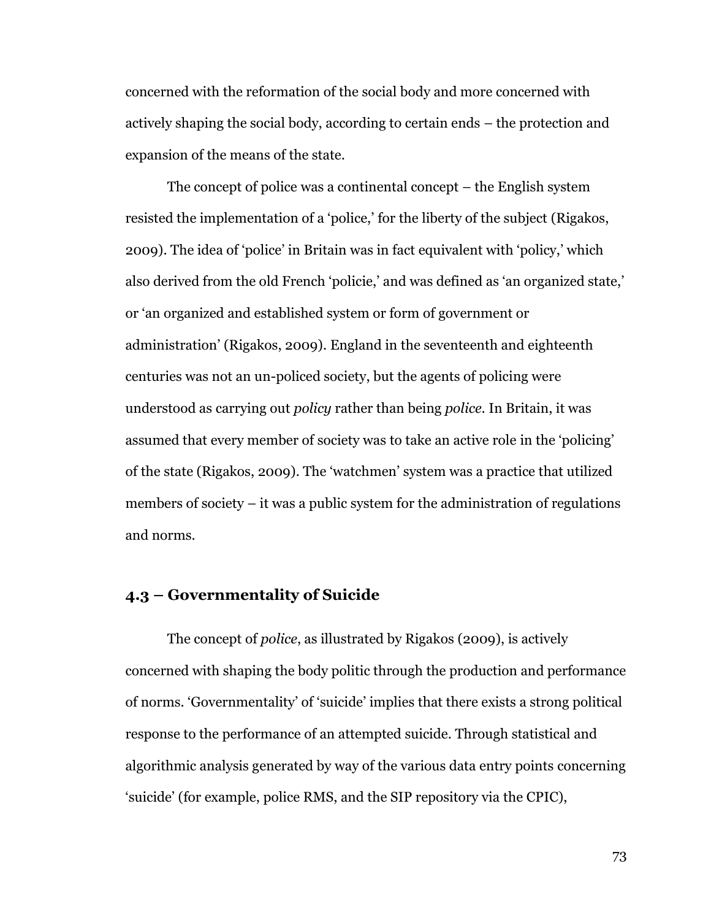concerned with the reformation of the social body and more concerned with actively shaping the social body, according to certain ends – the protection and expansion of the means of the state.

The concept of police was a continental concept – the English system resisted the implementation of a 'police,' for the liberty of the subject (Rigakos, 2009). The idea of 'police' in Britain was in fact equivalent with 'policy,' which also derived from the old French 'policie,' and was defined as 'an organized state,' or 'an organized and established system or form of government or administration' (Rigakos, 2009). England in the seventeenth and eighteenth centuries was not an un-policed society, but the agents of policing were understood as carrying out *policy* rather than being *police*. In Britain, it was assumed that every member of society was to take an active role in the 'policing' of the state (Rigakos, 2009). The 'watchmen' system was a practice that utilized members of society – it was a public system for the administration of regulations and norms.

### 4.3 – Governmentality of Suicide

The concept of *police*, as illustrated by Rigakos (2009), is actively concerned with shaping the body politic through the production and performance of norms. 'Governmentality' of 'suicide' implies that there exists a strong political response to the performance of an attempted suicide. Through statistical and algorithmic analysis generated by way of the various data entry points concerning 'suicide' (for example, police RMS, and the SIP repository via the CPIC),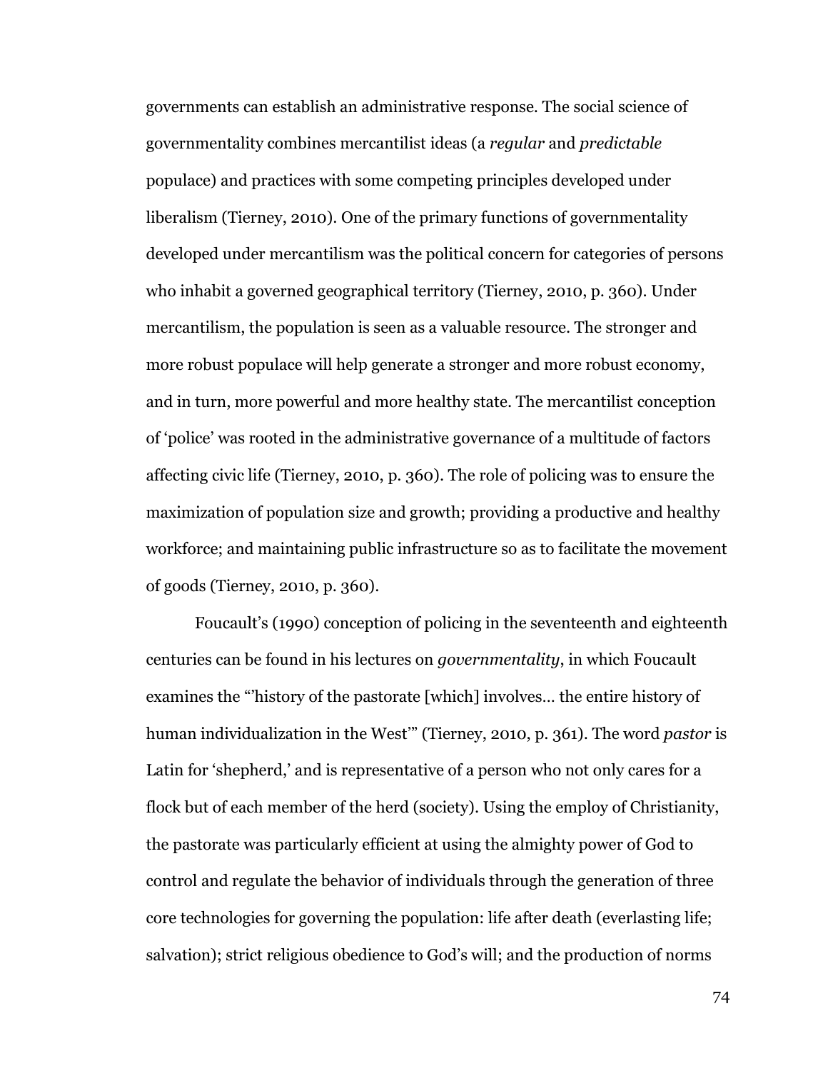governments can establish an administrative response. The social science of governmentality combines mercantilist ideas (a *regular* and *predictable* populace) and practices with some competing principles developed under liberalism (Tierney, 2010). One of the primary functions of governmentality developed under mercantilism was the political concern for categories of persons who inhabit a governed geographical territory (Tierney, 2010, p. 360). Under mercantilism, the population is seen as a valuable resource. The stronger and more robust populace will help generate a stronger and more robust economy, and in turn, more powerful and more healthy state. The mercantilist conception of 'police' was rooted in the administrative governance of a multitude of factors affecting civic life (Tierney, 2010, p. 360). The role of policing was to ensure the maximization of population size and growth; providing a productive and healthy workforce; and maintaining public infrastructure so as to facilitate the movement of goods (Tierney, 2010, p. 360).

Foucault's (1990) conception of policing in the seventeenth and eighteenth centuries can be found in his lectures on *governmentality*, in which Foucault examines the "'history of the pastorate [which] involves… the entire history of human individualization in the West'" (Tierney, 2010, p. 361). The word *pastor* is Latin for 'shepherd,' and is representative of a person who not only cares for a flock but of each member of the herd (society). Using the employ of Christianity, the pastorate was particularly efficient at using the almighty power of God to control and regulate the behavior of individuals through the generation of three core technologies for governing the population: life after death (everlasting life; salvation); strict religious obedience to God's will; and the production of norms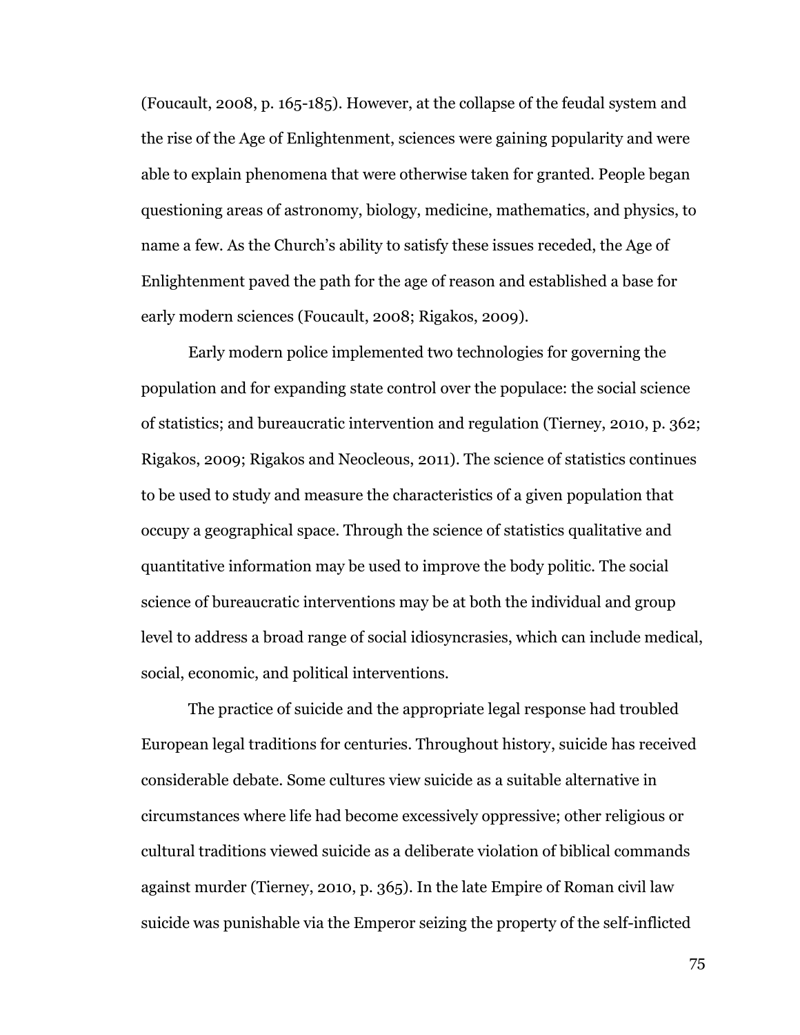(Foucault, 2008, p. 165-185). However, at the collapse of the feudal system and the rise of the Age of Enlightenment, sciences were gaining popularity and were able to explain phenomena that were otherwise taken for granted. People began questioning areas of astronomy, biology, medicine, mathematics, and physics, to name a few. As the Church's ability to satisfy these issues receded, the Age of Enlightenment paved the path for the age of reason and established a base for early modern sciences (Foucault, 2008; Rigakos, 2009).

Early modern police implemented two technologies for governing the population and for expanding state control over the populace: the social science of statistics; and bureaucratic intervention and regulation (Tierney, 2010, p. 362; Rigakos, 2009; Rigakos and Neocleous, 2011). The science of statistics continues to be used to study and measure the characteristics of a given population that occupy a geographical space. Through the science of statistics qualitative and quantitative information may be used to improve the body politic. The social science of bureaucratic interventions may be at both the individual and group level to address a broad range of social idiosyncrasies, which can include medical, social, economic, and political interventions.

The practice of suicide and the appropriate legal response had troubled European legal traditions for centuries. Throughout history, suicide has received considerable debate. Some cultures view suicide as a suitable alternative in circumstances where life had become excessively oppressive; other religious or cultural traditions viewed suicide as a deliberate violation of biblical commands against murder (Tierney, 2010, p. 365). In the late Empire of Roman civil law suicide was punishable via the Emperor seizing the property of the self-inflicted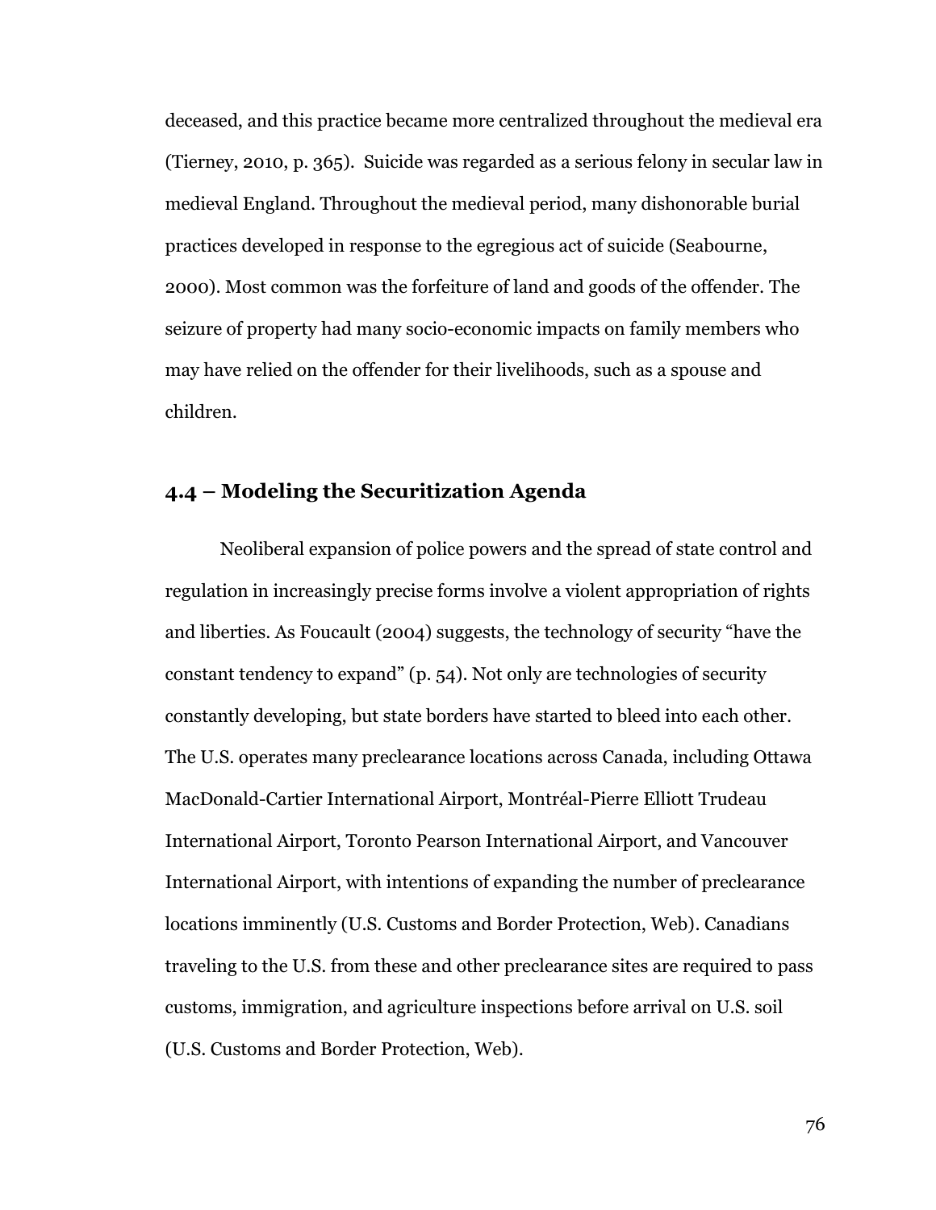deceased, and this practice became more centralized throughout the medieval era (Tierney, 2010, p. 365). Suicide was regarded as a serious felony in secular law in medieval England. Throughout the medieval period, many dishonorable burial practices developed in response to the egregious act of suicide (Seabourne, 2000). Most common was the forfeiture of land and goods of the offender. The seizure of property had many socio-economic impacts on family members who may have relied on the offender for their livelihoods, such as a spouse and children.

### 4.4 – Modeling the Securitization Agenda

Neoliberal expansion of police powers and the spread of state control and regulation in increasingly precise forms involve a violent appropriation of rights and liberties. As Foucault (2004) suggests, the technology of security "have the constant tendency to expand" (p. 54). Not only are technologies of security constantly developing, but state borders have started to bleed into each other. The U.S. operates many preclearance locations across Canada, including Ottawa MacDonald-Cartier International Airport, Montréal-Pierre Elliott Trudeau International Airport, Toronto Pearson International Airport, and Vancouver International Airport, with intentions of expanding the number of preclearance locations imminently (U.S. Customs and Border Protection, Web). Canadians traveling to the U.S. from these and other preclearance sites are required to pass customs, immigration, and agriculture inspections before arrival on U.S. soil (U.S. Customs and Border Protection, Web).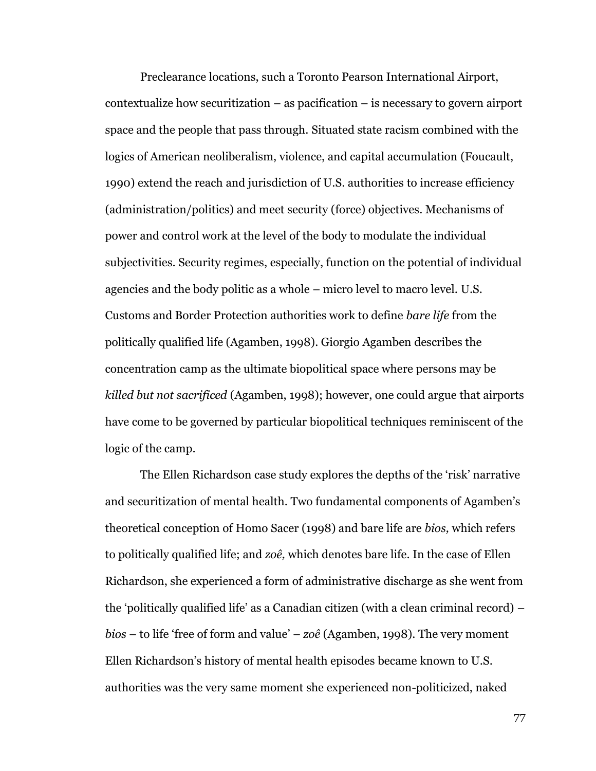Preclearance locations, such a Toronto Pearson International Airport, contextualize how securitization – as pacification – is necessary to govern airport space and the people that pass through. Situated state racism combined with the logics of American neoliberalism, violence, and capital accumulation (Foucault, 1990) extend the reach and jurisdiction of U.S. authorities to increase efficiency (administration/politics) and meet security (force) objectives. Mechanisms of power and control work at the level of the body to modulate the individual subjectivities. Security regimes, especially, function on the potential of individual agencies and the body politic as a whole – micro level to macro level. U.S. Customs and Border Protection authorities work to define *bare life* from the politically qualified life (Agamben, 1998). Giorgio Agamben describes the concentration camp as the ultimate biopolitical space where persons may be *killed but not sacrificed* (Agamben, 1998); however, one could argue that airports have come to be governed by particular biopolitical techniques reminiscent of the logic of the camp.

The Ellen Richardson case study explores the depths of the 'risk' narrative and securitization of mental health. Two fundamental components of Agamben's theoretical conception of Homo Sacer (1998) and bare life are *bios,* which refers to politically qualified life; and *zoê,* which denotes bare life. In the case of Ellen Richardson, she experienced a form of administrative discharge as she went from the 'politically qualified life' as a Canadian citizen (with a clean criminal record) – *bios* – to life 'free of form and value' – *zoê* (Agamben, 1998). The very moment Ellen Richardson's history of mental health episodes became known to U.S. authorities was the very same moment she experienced non-politicized, naked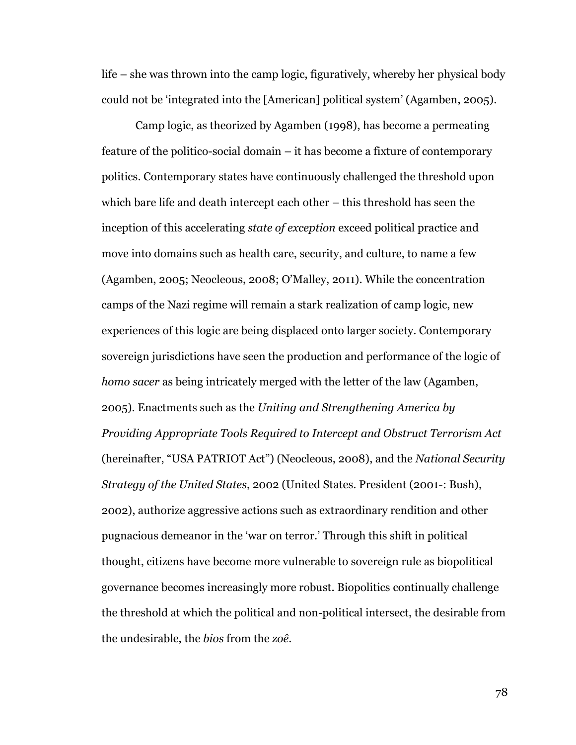life – she was thrown into the camp logic, figuratively, whereby her physical body could not be 'integrated into the [American] political system' (Agamben, 2005).

Camp logic, as theorized by Agamben (1998), has become a permeating feature of the politico-social domain – it has become a fixture of contemporary politics. Contemporary states have continuously challenged the threshold upon which bare life and death intercept each other – this threshold has seen the inception of this accelerating *state of exception* exceed political practice and move into domains such as health care, security, and culture, to name a few (Agamben, 2005; Neocleous, 2008; O'Malley, 2011). While the concentration camps of the Nazi regime will remain a stark realization of camp logic, new experiences of this logic are being displaced onto larger society. Contemporary sovereign jurisdictions have seen the production and performance of the logic of *homo sacer* as being intricately merged with the letter of the law (Agamben, 2005). Enactments such as the *Uniting and Strengthening America by Providing Appropriate Tools Required to Intercept and Obstruct Terrorism Act* (hereinafter, "USA PATRIOT Act") (Neocleous, 2008), and the *National Security Strategy of the United States*, 2002 (United States. President (2001-: Bush), 2002), authorize aggressive actions such as extraordinary rendition and other pugnacious demeanor in the 'war on terror.' Through this shift in political thought, citizens have become more vulnerable to sovereign rule as biopolitical governance becomes increasingly more robust. Biopolitics continually challenge the threshold at which the political and non-political intersect, the desirable from the undesirable, the *bios* from the *zoê*.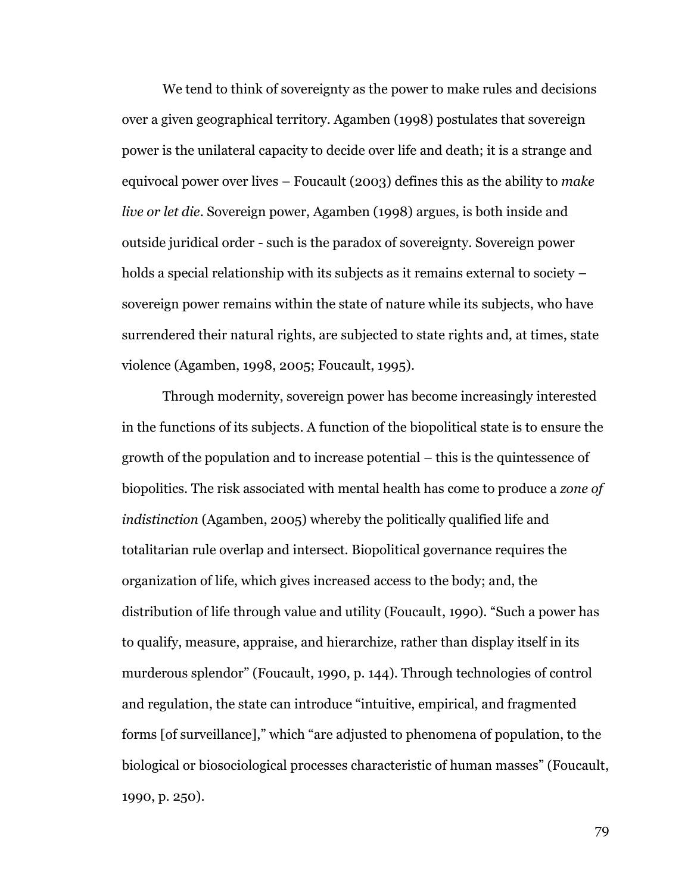We tend to think of sovereignty as the power to make rules and decisions over a given geographical territory. Agamben (1998) postulates that sovereign power is the unilateral capacity to decide over life and death; it is a strange and equivocal power over lives – Foucault (2003) defines this as the ability to *make live or let die*. Sovereign power, Agamben (1998) argues, is both inside and outside juridical order - such is the paradox of sovereignty. Sovereign power holds a special relationship with its subjects as it remains external to society – sovereign power remains within the state of nature while its subjects, who have surrendered their natural rights, are subjected to state rights and, at times, state violence (Agamben, 1998, 2005; Foucault, 1995).

Through modernity, sovereign power has become increasingly interested in the functions of its subjects. A function of the biopolitical state is to ensure the growth of the population and to increase potential – this is the quintessence of biopolitics. The risk associated with mental health has come to produce a *zone of indistinction* (Agamben, 2005) whereby the politically qualified life and totalitarian rule overlap and intersect. Biopolitical governance requires the organization of life, which gives increased access to the body; and, the distribution of life through value and utility (Foucault, 1990). "Such a power has to qualify, measure, appraise, and hierarchize, rather than display itself in its murderous splendor" (Foucault, 1990, p. 144). Through technologies of control and regulation, the state can introduce "intuitive, empirical, and fragmented forms [of surveillance]," which "are adjusted to phenomena of population, to the biological or biosociological processes characteristic of human masses" (Foucault, 1990, p. 250).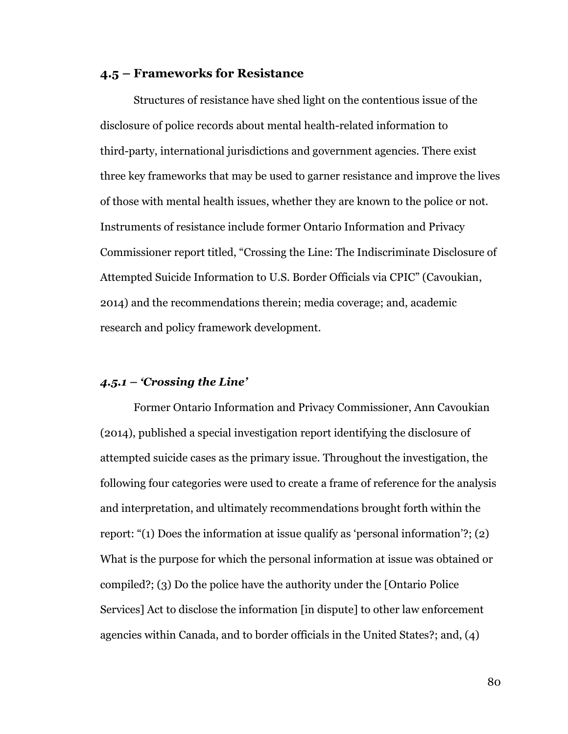## 4.5 – Frameworks for Resistance

Structures of resistance have shed light on the contentious issue of the disclosure of police records about mental health-related information to third-party, international jurisdictions and government agencies. There exist three key frameworks that may be used to garner resistance and improve the lives of those with mental health issues, whether they are known to the police or not. Instruments of resistance include former Ontario Information and Privacy Commissioner report titled, "Crossing the Line: The Indiscriminate Disclosure of Attempted Suicide Information to U.S. Border Officials via CPIC" (Cavoukian, 2014) and the recommendations therein; media coverage; and, academic research and policy framework development.

### *4.5.1 – 'Crossing the Line'*

Former Ontario Information and Privacy Commissioner, Ann Cavoukian (2014), published a special investigation report identifying the disclosure of attempted suicide cases as the primary issue. Throughout the investigation, the following four categories were used to create a frame of reference for the analysis and interpretation, and ultimately recommendations brought forth within the report: "(1) Does the information at issue qualify as 'personal information'?; (2) What is the purpose for which the personal information at issue was obtained or compiled?; (3) Do the police have the authority under the [Ontario Police Services] Act to disclose the information [in dispute] to other law enforcement agencies within Canada, and to border officials in the United States?; and, (4)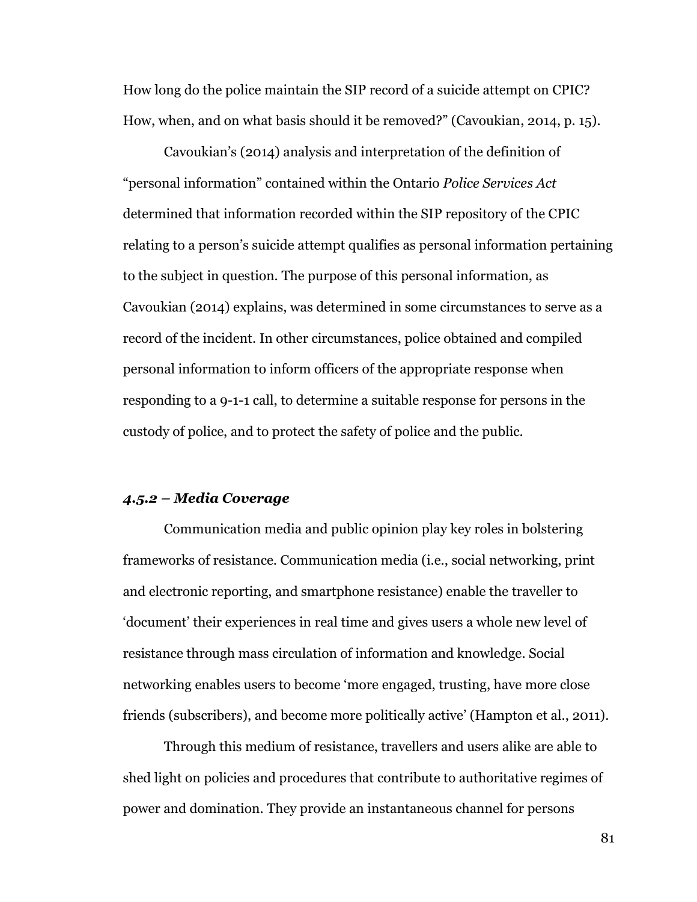How long do the police maintain the SIP record of a suicide attempt on CPIC? How, when, and on what basis should it be removed?" (Cavoukian, 2014, p. 15).

Cavoukian's (2014) analysis and interpretation of the definition of "personal information" contained within the Ontario *Police Services Act* determined that information recorded within the SIP repository of the CPIC relating to a person's suicide attempt qualifies as personal information pertaining to the subject in question. The purpose of this personal information, as Cavoukian (2014) explains, was determined in some circumstances to serve as a record of the incident. In other circumstances, police obtained and compiled personal information to inform officers of the appropriate response when responding to a 9-1-1 call, to determine a suitable response for persons in the custody of police, and to protect the safety of police and the public.

### *4.5.2 – Media Coverage*

Communication media and public opinion play key roles in bolstering frameworks of resistance. Communication media (i.e., social networking, print and electronic reporting, and smartphone resistance) enable the traveller to 'document' their experiences in real time and gives users a whole new level of resistance through mass circulation of information and knowledge. Social networking enables users to become 'more engaged, trusting, have more close friends (subscribers), and become more politically active' (Hampton et al., 2011).

Through this medium of resistance, travellers and users alike are able to shed light on policies and procedures that contribute to authoritative regimes of power and domination. They provide an instantaneous channel for persons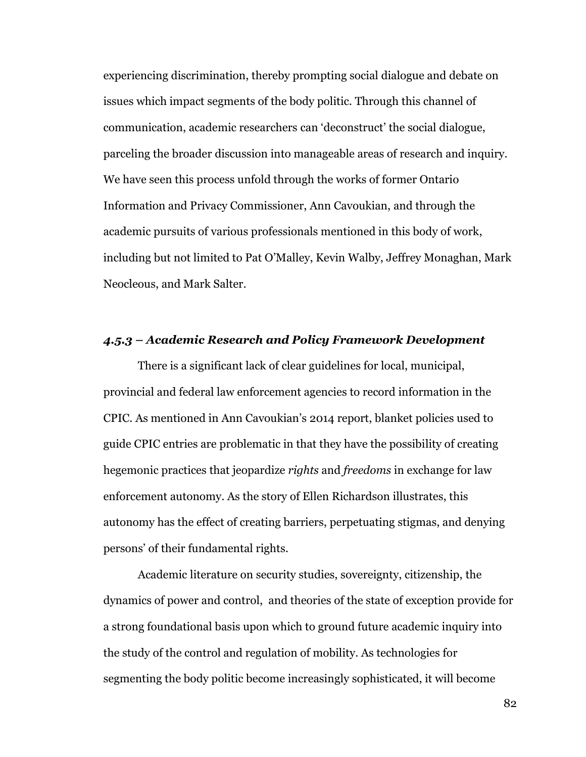experiencing discrimination, thereby prompting social dialogue and debate on issues which impact segments of the body politic. Through this channel of communication, academic researchers can 'deconstruct' the social dialogue, parceling the broader discussion into manageable areas of research and inquiry. We have seen this process unfold through the works of former Ontario Information and Privacy Commissioner, Ann Cavoukian, and through the academic pursuits of various professionals mentioned in this body of work, including but not limited to Pat O'Malley, Kevin Walby, Jeffrey Monaghan, Mark Neocleous, and Mark Salter.

### *4.5.3 – Academic Research and Policy Framework Development*

There is a significant lack of clear guidelines for local, municipal, provincial and federal law enforcement agencies to record information in the CPIC. As mentioned in Ann Cavoukian's 2014 report, blanket policies used to guide CPIC entries are problematic in that they have the possibility of creating hegemonic practices that jeopardize *rights* and *freedoms* in exchange for law enforcement autonomy. As the story of Ellen Richardson illustrates, this autonomy has the effect of creating barriers, perpetuating stigmas, and denying persons' of their fundamental rights.

Academic literature on security studies, sovereignty, citizenship, the dynamics of power and control, and theories of the state of exception provide for a strong foundational basis upon which to ground future academic inquiry into the study of the control and regulation of mobility. As technologies for segmenting the body politic become increasingly sophisticated, it will become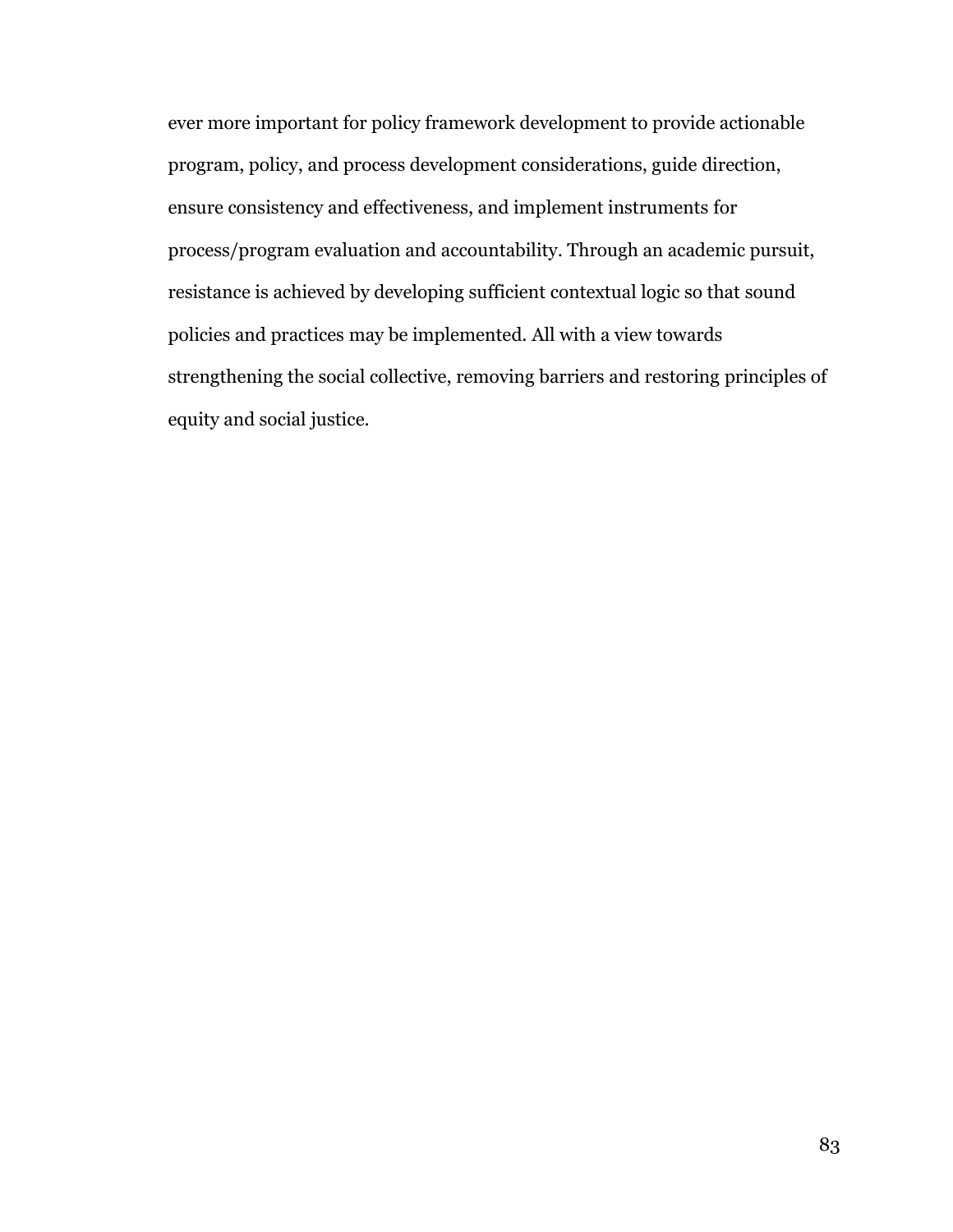ever more important for policy framework development to provide actionable program, policy, and process development considerations, guide direction, ensure consistency and effectiveness, and implement instruments for process/program evaluation and accountability. Through an academic pursuit, resistance is achieved by developing sufficient contextual logic so that sound policies and practices may be implemented. All with a view towards strengthening the social collective, removing barriers and restoring principles of equity and social justice.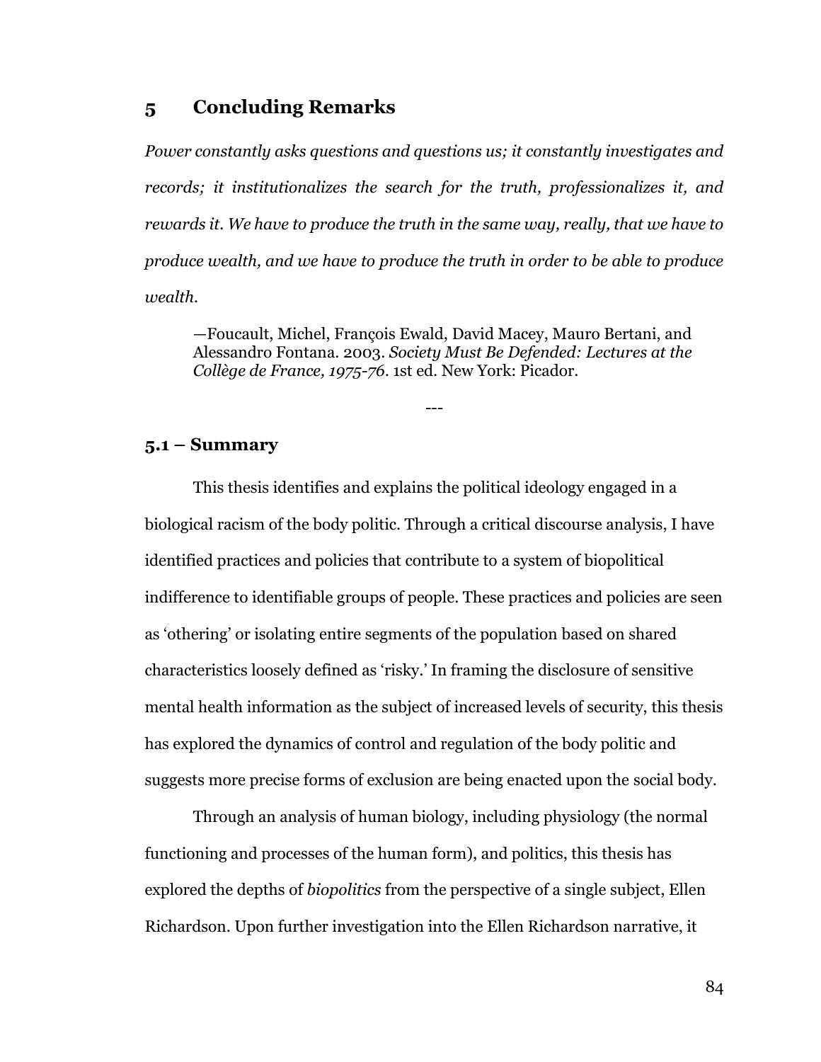# 5 Concluding Remarks

*Power constantly asks questions and questions us; it constantly investigates and records; it institutionalizes the search for the truth, professionalizes it, and rewards it. We have to produce the truth in the same way, really, that we have to produce wealth, and we have to produce the truth in order to be able to produce wealth.*

> —Foucault, Michel, François Ewald, David Macey, Mauro Bertani, and Alessandro Fontana. 2003. *Society Must Be Defended: Lectures at the Collège de France, 1975-76*. 1st ed. New York: Picador.

---

## 5.1 – Summary

This thesis identifies and explains the political ideology engaged in a biological racism of the body politic. Through a critical discourse analysis, I have identified practices and policies that contribute to a system of biopolitical indifference to identifiable groups of people. These practices and policies are seen as 'othering' or isolating entire segments of the population based on shared characteristics loosely defined as 'risky.' In framing the disclosure of sensitive mental health information as the subject of increased levels of security, this thesis has explored the dynamics of control and regulation of the body politic and suggests more precise forms of exclusion are being enacted upon the social body.

Through an analysis of human biology, including physiology (the normal functioning and processes of the human form), and politics, this thesis has explored the depths of *biopolitics* from the perspective of a single subject, Ellen Richardson. Upon further investigation into the Ellen Richardson narrative, it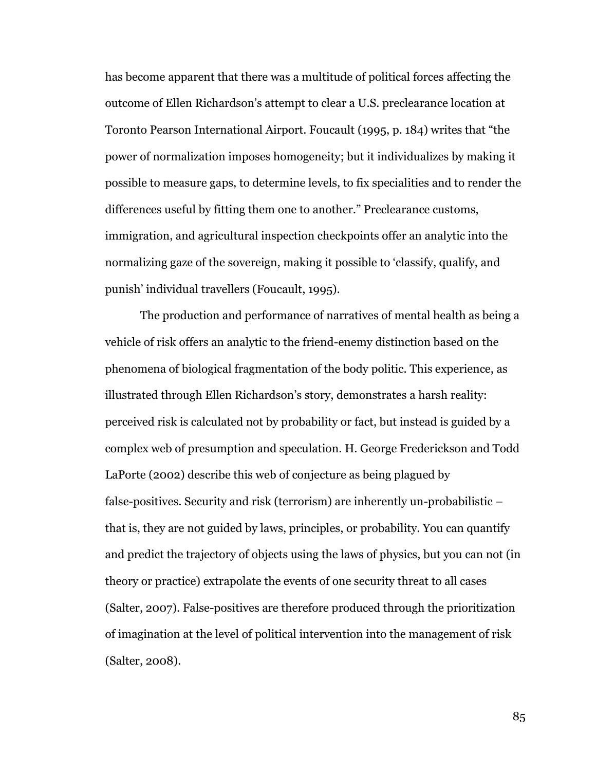has become apparent that there was a multitude of political forces affecting the outcome of Ellen Richardson's attempt to clear a U.S. preclearance location at Toronto Pearson International Airport. Foucault (1995, p. 184) writes that "the power of normalization imposes homogeneity; but it individualizes by making it possible to measure gaps, to determine levels, to fix specialities and to render the differences useful by fitting them one to another." Preclearance customs, immigration, and agricultural inspection checkpoints offer an analytic into the normalizing gaze of the sovereign, making it possible to 'classify, qualify, and punish' individual travellers (Foucault, 1995).

The production and performance of narratives of mental health as being a vehicle of risk offers an analytic to the friend-enemy distinction based on the phenomena of biological fragmentation of the body politic. This experience, as illustrated through Ellen Richardson's story, demonstrates a harsh reality: perceived risk is calculated not by probability or fact, but instead is guided by a complex web of presumption and speculation. H. George Frederickson and Todd LaPorte (2002) describe this web of conjecture as being plagued by false-positives. Security and risk (terrorism) are inherently un-probabilistic – that is, they are not guided by laws, principles, or probability. You can quantify and predict the trajectory of objects using the laws of physics, but you can not (in theory or practice) extrapolate the events of one security threat to all cases (Salter, 2007). False-positives are therefore produced through the prioritization of imagination at the level of political intervention into the management of risk (Salter, 2008).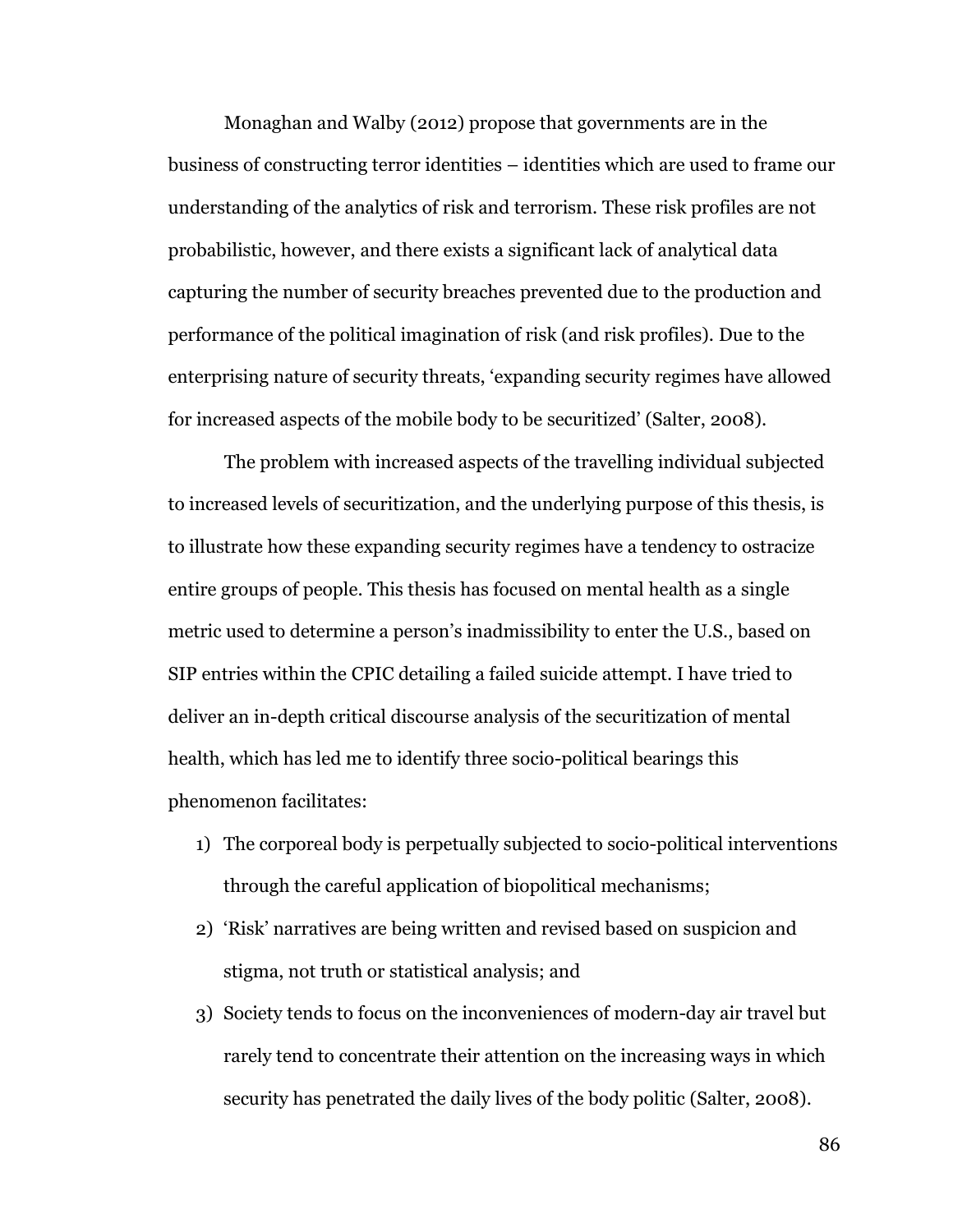Monaghan and Walby (2012) propose that governments are in the business of constructing terror identities – identities which are used to frame our understanding of the analytics of risk and terrorism. These risk profiles are not probabilistic, however, and there exists a significant lack of analytical data capturing the number of security breaches prevented due to the production and performance of the political imagination of risk (and risk profiles). Due to the enterprising nature of security threats, 'expanding security regimes have allowed for increased aspects of the mobile body to be securitized' (Salter, 2008).

The problem with increased aspects of the travelling individual subjected to increased levels of securitization, and the underlying purpose of this thesis, is to illustrate how these expanding security regimes have a tendency to ostracize entire groups of people. This thesis has focused on mental health as a single metric used to determine a person's inadmissibility to enter the U.S., based on SIP entries within the CPIC detailing a failed suicide attempt. I have tried to deliver an in-depth critical discourse analysis of the securitization of mental health, which has led me to identify three socio-political bearings this phenomenon facilitates:

1) The corporeal body is perpetually subjected to socio-political interventions through the careful application of biopolitical mechanisms;
2) 'Risk' narratives are being written and revised based on suspicion and stigma, not truth or statistical analysis; and
3) Society tends to focus on the inconveniences of modern-day air travel but rarely tend to concentrate their attention on the increasing ways in which security has penetrated the daily lives of the body politic (Salter, 2008).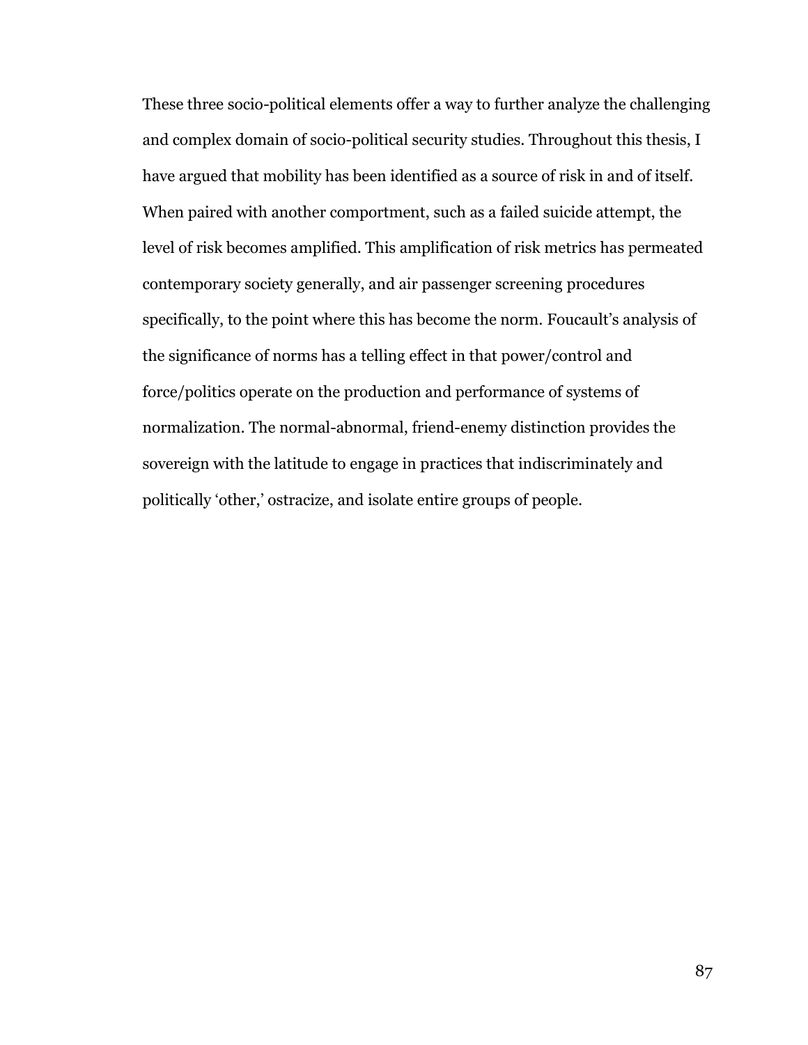These three socio-political elements offer a way to further analyze the challenging and complex domain of socio-political security studies. Throughout this thesis, I have argued that mobility has been identified as a source of risk in and of itself. When paired with another comportment, such as a failed suicide attempt, the level of risk becomes amplified. This amplification of risk metrics has permeated contemporary society generally, and air passenger screening procedures specifically, to the point where this has become the norm. Foucault's analysis of the significance of norms has a telling effect in that power/control and force/politics operate on the production and performance of systems of normalization. The normal-abnormal, friend-enemy distinction provides the sovereign with the latitude to engage in practices that indiscriminately and politically 'other,' ostracize, and isolate entire groups of people.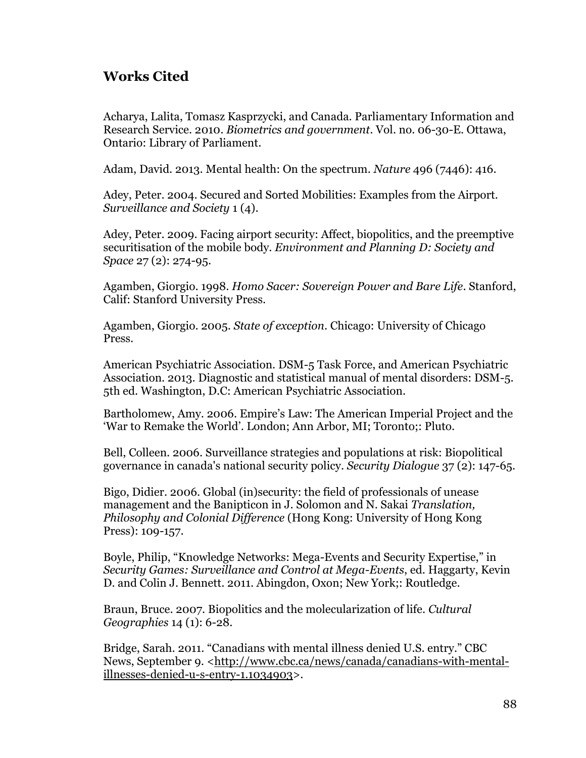## Works Cited

Acharya, Lalita, Tomasz Kasprzycki, and Canada. Parliamentary Information and Research Service. 2010. *Biometrics and government*. Vol. no. 06-30-E. Ottawa, Ontario: Library of Parliament.

Adam, David. 2013. Mental health: On the spectrum. *Nature* 496 (7446): 416.

Adey, Peter. 2004. Secured and Sorted Mobilities: Examples from the Airport. *Surveillance and Society* 1 (4).

Adey, Peter. 2009. Facing airport security: Affect, biopolitics, and the preemptive securitisation of the mobile body. *Environment and Planning D: Society and Space* 27 (2): 274-95.

Agamben, Giorgio. 1998. *Homo Sacer: Sovereign Power and Bare Life*. Stanford, Calif: Stanford University Press.

Agamben, Giorgio. 2005. *State of exception*. Chicago: University of Chicago Press.

American Psychiatric Association. DSM-5 Task Force, and American Psychiatric Association. 2013. Diagnostic and statistical manual of mental disorders: DSM-5. 5th ed. Washington, D.C: American Psychiatric Association.

Bartholomew, Amy. 2006. Empire's Law: The American Imperial Project and the 'War to Remake the World'. London; Ann Arbor, MI; Toronto;: Pluto.

Bell, Colleen. 2006. Surveillance strategies and populations at risk: Biopolitical governance in canada's national security policy. *Security Dialogue* 37 (2): 147-65.

Bigo, Didier. 2006. Global (in)security: the field of professionals of unease management and the Banipticon in J. Solomon and N. Sakai *Translation, Philosophy and Colonial Difference* (Hong Kong: University of Hong Kong Press): 109-157.

Boyle, Philip, "Knowledge Networks: Mega-Events and Security Expertise," in *Security Games: Surveillance and Control at Mega-Events*, ed. Haggarty, Kevin D. and Colin J. Bennett. 2011. Abingdon, Oxon; New York;: Routledge.

Braun, Bruce. 2007. Biopolitics and the molecularization of life. *Cultural Geographies* 14 (1): 6-28.

Bridge, Sarah. 2011. "Canadians with mental illness denied U.S. entry." CBC News, September 9. <http://www.cbc.ca/news/canada/canadians-with-mental-illnesses-denied-u-s-entry-1.1034903>.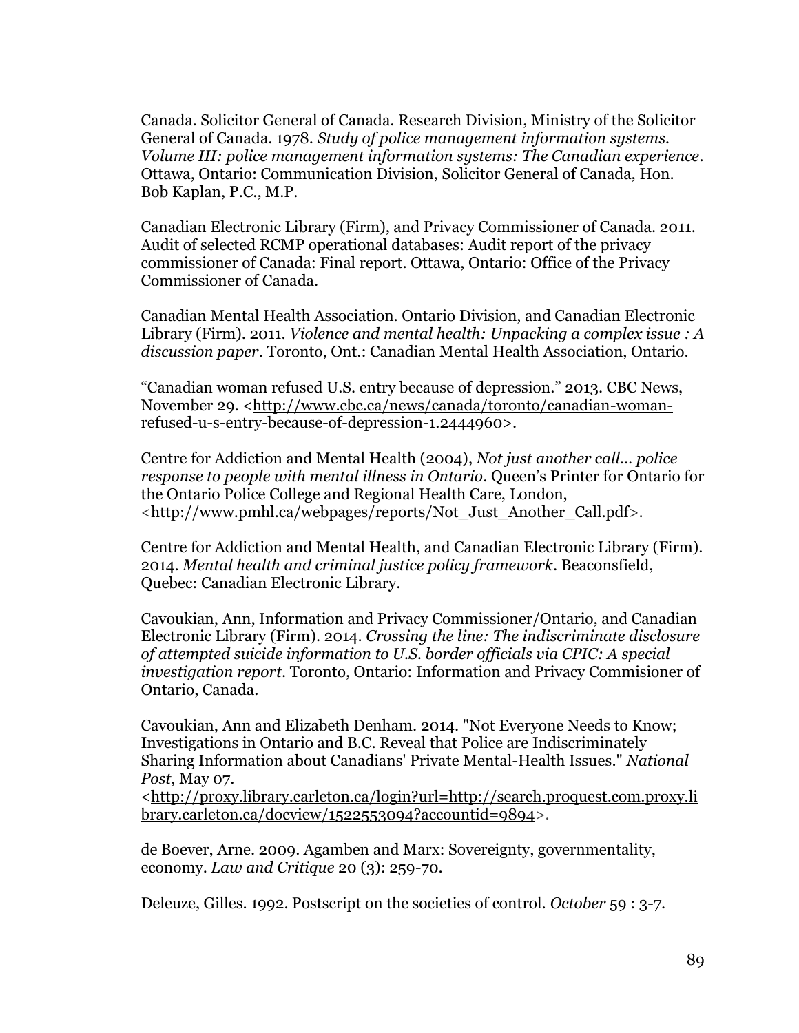Canada. Solicitor General of Canada. Research Division, Ministry of the Solicitor General of Canada. 1978. *Study of police management information systems. Volume III: police management information systems: The Canadian experience*. Ottawa, Ontario: Communication Division, Solicitor General of Canada, Hon. Bob Kaplan, P.C., M.P.

Canadian Electronic Library (Firm), and Privacy Commissioner of Canada. 2011. Audit of selected RCMP operational databases: Audit report of the privacy commissioner of Canada: Final report. Ottawa, Ontario: Office of the Privacy Commissioner of Canada.

Canadian Mental Health Association. Ontario Division, and Canadian Electronic Library (Firm). 2011. *Violence and mental health: Unpacking a complex issue : A discussion paper*. Toronto, Ont.: Canadian Mental Health Association, Ontario.

"Canadian woman refused U.S. entry because of depression." 2013. CBC News, November 29. <http://www.cbc.ca/news/canada/toronto/canadian-woman-refused-u-s-entry-because-of-depression-1.2444960>.

Centre for Addiction and Mental Health (2004), *Not just another call… police response to people with mental illness in Ontario*. Queen's Printer for Ontario for the Ontario Police College and Regional Health Care, London, <http://www.pmhl.ca/webpages/reports/Not_Just_Another_Call.pdf>.

Centre for Addiction and Mental Health, and Canadian Electronic Library (Firm). 2014. *Mental health and criminal justice policy framework*. Beaconsfield, Quebec: Canadian Electronic Library.

Cavoukian, Ann, Information and Privacy Commissioner/Ontario, and Canadian Electronic Library (Firm). 2014. *Crossing the line: The indiscriminate disclosure of attempted suicide information to U.S. border officials via CPIC: A special investigation report*. Toronto, Ontario: Information and Privacy Commisioner of Ontario, Canada.

Cavoukian, Ann and Elizabeth Denham. 2014. "Not Everyone Needs to Know; Investigations in Ontario and B.C. Reveal that Police are Indiscriminately Sharing Information about Canadians' Private Mental-Health Issues." *National Post*, May 07. <http://proxy.library.carleton.ca/login?url=http://search.proquest.com.proxy.library.carleton.ca/docview/1522553094?accountid=9894>.

de Boever, Arne. 2009. Agamben and Marx: Sovereignty, governmentality, economy. *Law and Critique* 20 (3): 259-70.

Deleuze, Gilles. 1992. Postscript on the societies of control. *October* 59 : 3-7.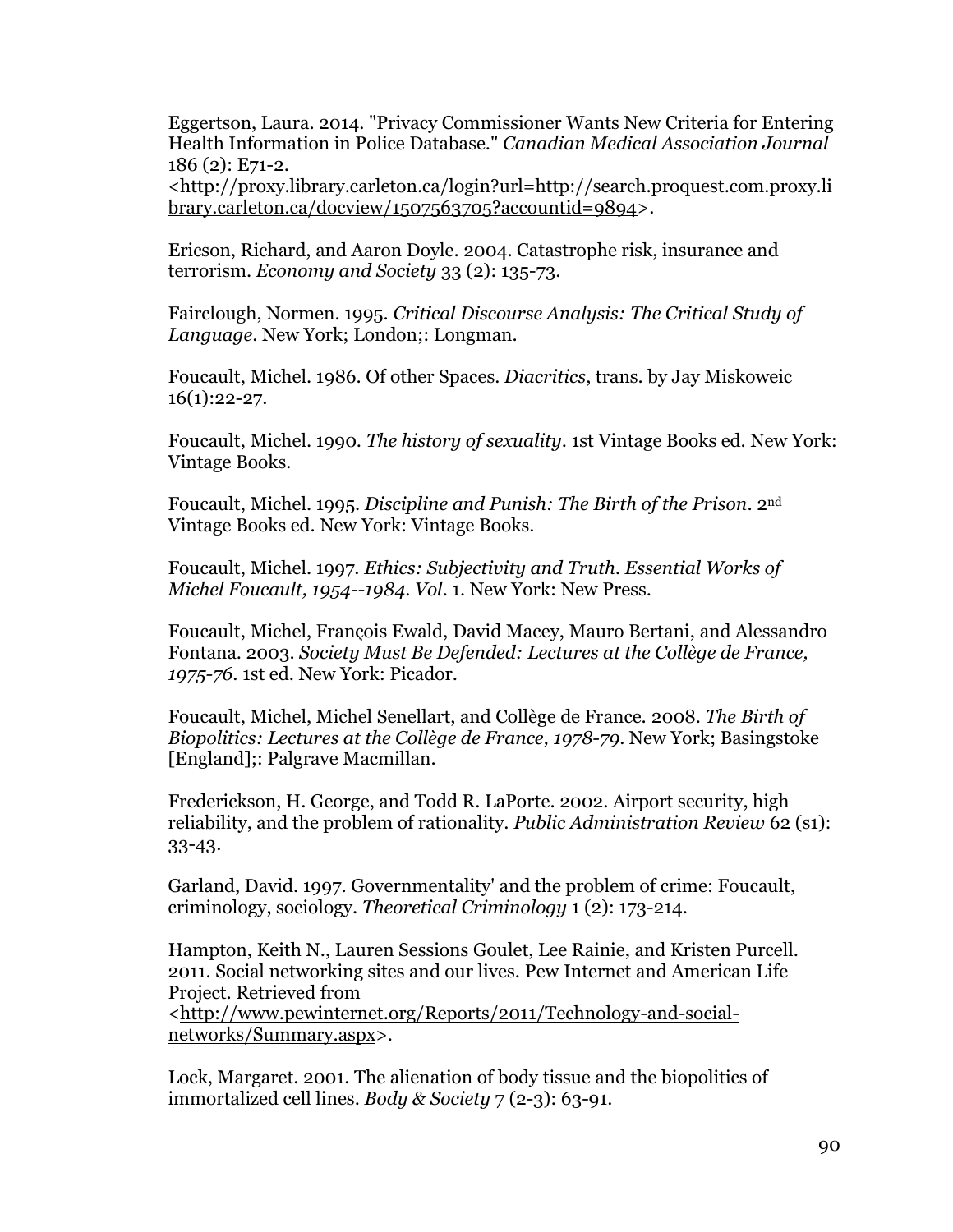Eggertson, Laura. 2014. "Privacy Commissioner Wants New Criteria for Entering Health Information in Police Database." *Canadian Medical Association Journal* 186 (2): E71-2. <http://proxy.library.carleton.ca/login?url=http://search.proquest.com.proxy.library.carleton.ca/docview/1507563705?accountid=9894>.

Ericson, Richard, and Aaron Doyle. 2004. Catastrophe risk, insurance and terrorism. *Economy and Society* 33 (2): 135-73.

Fairclough, Normen. 1995. *Critical Discourse Analysis: The Critical Study of Language*. New York; London;: Longman.

Foucault, Michel. 1986. Of other Spaces. *Diacritics*, trans. by Jay Miskoweic 16(1):22-27.

Foucault, Michel. 1990. *The history of sexuality*. 1st Vintage Books ed. New York: Vintage Books.

Foucault, Michel. 1995. *Discipline and Punish: The Birth of the Prison*. 2nd Vintage Books ed. New York: Vintage Books.

Foucault, Michel. 1997. *Ethics: Subjectivity and Truth. Essential Works of Michel Foucault, 1954--1984. Vol*. 1. New York: New Press.

Foucault, Michel, François Ewald, David Macey, Mauro Bertani, and Alessandro Fontana. 2003. *Society Must Be Defended: Lectures at the Collège de France, 1975-76*. 1st ed. New York: Picador.

Foucault, Michel, Michel Senellart, and Collège de France. 2008. *The Birth of Biopolitics: Lectures at the Collège de France, 1978-79*. New York; Basingstoke [England];: Palgrave Macmillan.

Frederickson, H. George, and Todd R. LaPorte. 2002. Airport security, high reliability, and the problem of rationality. *Public Administration Review* 62 (s1): 33-43.

Garland, David. 1997. Governmentality' and the problem of crime: Foucault, criminology, sociology. *Theoretical Criminology* 1 (2): 173-214.

Hampton, Keith N., Lauren Sessions Goulet, Lee Rainie, and Kristen Purcell. 2011. Social networking sites and our lives. Pew Internet and American Life Project. Retrieved from <http://www.pewinternet.org/Reports/2011/Technology-and-social-networks/Summary.aspx>.

Lock, Margaret. 2001. The alienation of body tissue and the biopolitics of immortalized cell lines. *Body & Society* 7 (2-3): 63-91.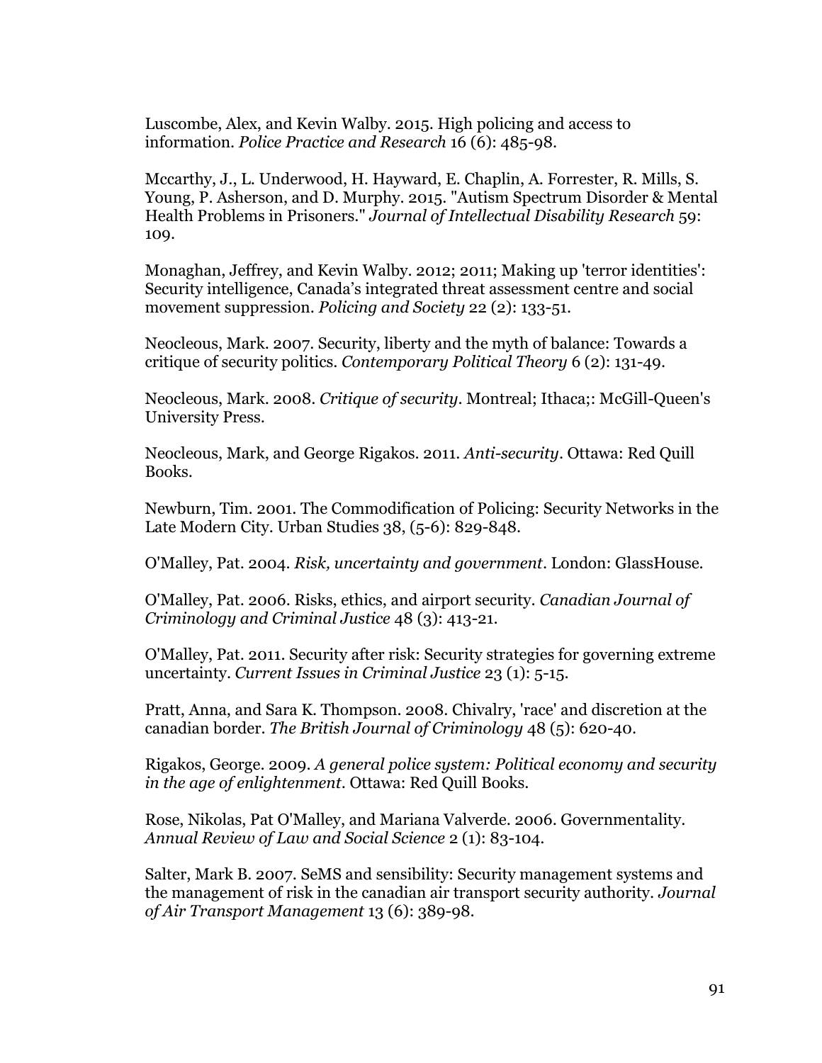Luscombe, Alex, and Kevin Walby. 2015. High policing and access to information. *Police Practice and Research* 16 (6): 485-98.

Mccarthy, J., L. Underwood, H. Hayward, E. Chaplin, A. Forrester, R. Mills, S. Young, P. Asherson, and D. Murphy. 2015. "Autism Spectrum Disorder & Mental Health Problems in Prisoners." *Journal of Intellectual Disability Research* 59: 109.

Monaghan, Jeffrey, and Kevin Walby. 2012; 2011; Making up 'terror identities': Security intelligence, Canada's integrated threat assessment centre and social movement suppression. *Policing and Society* 22 (2): 133-51.

Neocleous, Mark. 2007. Security, liberty and the myth of balance: Towards a critique of security politics. *Contemporary Political Theory* 6 (2): 131-49.

Neocleous, Mark. 2008. *Critique of security*. Montreal; Ithaca;: McGill-Queen's University Press.

Neocleous, Mark, and George Rigakos. 2011. *Anti-security*. Ottawa: Red Quill Books.

Newburn, Tim. 2001. The Commodification of Policing: Security Networks in the Late Modern City. Urban Studies 38, (5-6): 829-848.

O'Malley, Pat. 2004. *Risk, uncertainty and government*. London: GlassHouse.

O'Malley, Pat. 2006. Risks, ethics, and airport security. *Canadian Journal of Criminology and Criminal Justice* 48 (3): 413-21.

O'Malley, Pat. 2011. Security after risk: Security strategies for governing extreme uncertainty. *Current Issues in Criminal Justice* 23 (1): 5-15.

Pratt, Anna, and Sara K. Thompson. 2008. Chivalry, 'race' and discretion at the canadian border. *The British Journal of Criminology* 48 (5): 620-40.

Rigakos, George. 2009. *A general police system: Political economy and security in the age of enlightenment*. Ottawa: Red Quill Books.

Rose, Nikolas, Pat O'Malley, and Mariana Valverde. 2006. Governmentality. *Annual Review of Law and Social Science* 2 (1): 83-104.

Salter, Mark B. 2007. SeMS and sensibility: Security management systems and the management of risk in the canadian air transport security authority. *Journal of Air Transport Management* 13 (6): 389-98.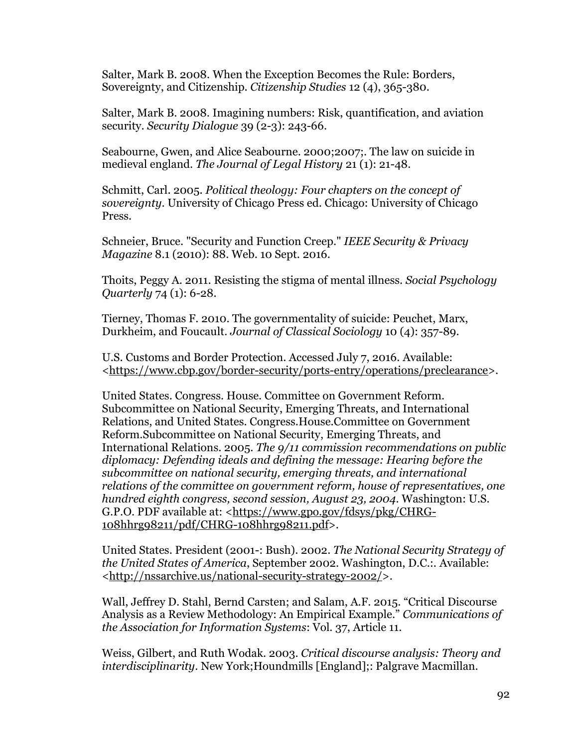Salter, Mark B. 2008. When the Exception Becomes the Rule: Borders, Sovereignty, and Citizenship. *Citizenship Studies* 12 (4), 365-380.

Salter, Mark B. 2008. Imagining numbers: Risk, quantification, and aviation security. *Security Dialogue* 39 (2-3): 243-66.

Seabourne, Gwen, and Alice Seabourne. 2000;2007;. The law on suicide in medieval england. *The Journal of Legal History* 21 (1): 21-48.

Schmitt, Carl. 2005. *Political theology: Four chapters on the concept of sovereignty*. University of Chicago Press ed. Chicago: University of Chicago Press.

Schneier, Bruce. "Security and Function Creep." *IEEE Security & Privacy Magazine* 8.1 (2010): 88. Web. 10 Sept. 2016.

Thoits, Peggy A. 2011. Resisting the stigma of mental illness. *Social Psychology Quarterly* 74 (1): 6-28.

Tierney, Thomas F. 2010. The governmentality of suicide: Peuchet, Marx, Durkheim, and Foucault. *Journal of Classical Sociology* 10 (4): 357-89.

U.S. Customs and Border Protection. Accessed July 7, 2016. Available: <https://www.cbp.gov/border-security/ports-entry/operations/preclearance>.

United States. Congress. House. Committee on Government Reform. Subcommittee on National Security, Emerging Threats, and International Relations, and United States. Congress.House.Committee on Government Reform.Subcommittee on National Security, Emerging Threats, and International Relations. 2005. *The 9/11 commission recommendations on public diplomacy: Defending ideals and defining the message: Hearing before the subcommittee on national security, emerging threats, and international relations of the committee on government reform, house of representatives, one hundred eighth congress, second session, August 23, 2004*. Washington: U.S. G.P.O. PDF available at: <https://www.gpo.gov/fdsys/pkg/CHRG-108hhrg98211/pdf/CHRG-108hhrg98211.pdf>.

United States. President (2001-: Bush). 2002. *The National Security Strategy of the United States of America*, September 2002. Washington, D.C.:. Available: <http://nssarchive.us/national-security-strategy-2002/>.

Wall, Jeffrey D. Stahl, Bernd Carsten; and Salam, A.F. 2015. "Critical Discourse Analysis as a Review Methodology: An Empirical Example." *Communications of the Association for Information Systems*: Vol. 37, Article 11.

Weiss, Gilbert, and Ruth Wodak. 2003. *Critical discourse analysis: Theory and interdisciplinarity*. New York;Houndmills [England];: Palgrave Macmillan.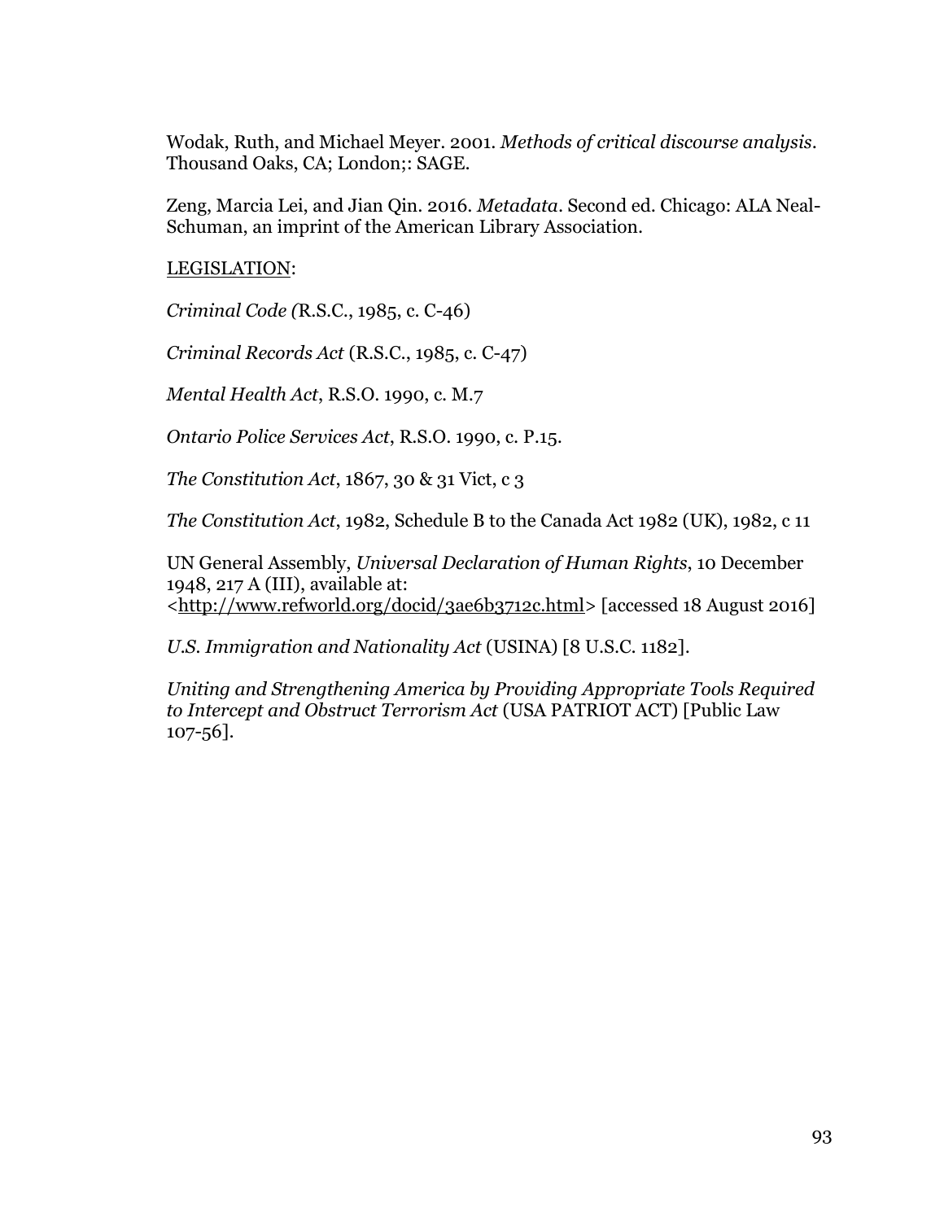Wodak, Ruth, and Michael Meyer. 2001. *Methods of critical discourse analysis*. Thousand Oaks, CA; London;: SAGE.

Zeng, Marcia Lei, and Jian Qin. 2016. *Metadata*. Second ed. Chicago: ALA Neal-Schuman, an imprint of the American Library Association.

<u>LEGISLATION</u>:

*Criminal Code (*R.S.C., 1985, c. C-46)

*Criminal Records Act* (R.S.C., 1985, c. C-47)

*Mental Health Act*, R.S.O. 1990, c. M.7

*Ontario Police Services Act*, R.S.O. 1990, c. P.15.

*The Constitution Act*, 1867, 30 & 31 Vict, c 3

*The Constitution Act*, 1982, Schedule B to the Canada Act 1982 (UK), 1982, c 11

UN General Assembly, *Universal Declaration of Human Rights*, 10 December 1948, 217 A (III), available at: <http://www.refworld.org/docid/3ae6b3712c.html> [accessed 18 August 2016]

*U.S. Immigration and Nationality Act* (USINA) [8 U.S.C. 1182].

*Uniting and Strengthening America by Providing Appropriate Tools Required to Intercept and Obstruct Terrorism Act* (USA PATRIOT ACT) [Public Law 107-56].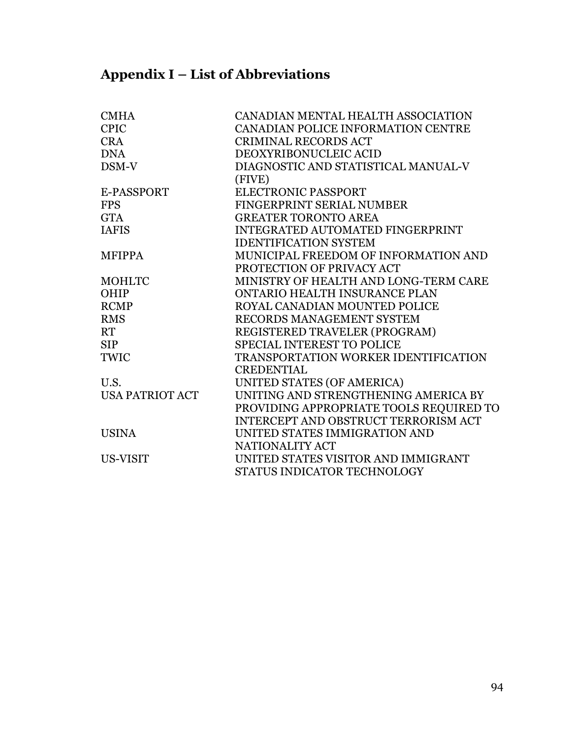## Appendix I – List of Abbreviations

| | |
|---|---|
| CMHA | CANADIAN MENTAL HEALTH ASSOCIATION |
| CPIC | CANADIAN POLICE INFORMATION CENTRE |
| CRA | CRIMINAL RECORDS ACT |
| DNA | DEOXYRIBONUCLEIC ACID |
| DSM-V | DIAGNOSTIC AND STATISTICAL MANUAL-V (FIVE) |
| E-PASSPORT | ELECTRONIC PASSPORT |
| FPS | FINGERPRINT SERIAL NUMBER |
| GTA | GREATER TORONTO AREA |
| IAFIS | INTEGRATED AUTOMATED FINGERPRINT IDENTIFICATION SYSTEM |
| MFIPPA | MUNICIPAL FREEDOM OF INFORMATION AND PROTECTION OF PRIVACY ACT |
| MOHLTC | MINISTRY OF HEALTH AND LONG-TERM CARE |
| OHIP | ONTARIO HEALTH INSURANCE PLAN |
| RCMP | ROYAL CANADIAN MOUNTED POLICE |
| RMS | RECORDS MANAGEMENT SYSTEM |
| RT | REGISTERED TRAVELER (PROGRAM) |
| SIP | SPECIAL INTEREST TO POLICE |
| TWIC | TRANSPORTATION WORKER IDENTIFICATION CREDENTIAL |
| U.S. | UNITED STATES (OF AMERICA) |
| USA PATRIOT ACT | UNITING AND STRENGTHENING AMERICA BY PROVIDING APPROPRIATE TOOLS REQUIRED TO INTERCEPT AND OBSTRUCT TERRORISM ACT |
| USINA | UNITED STATES IMMIGRATION AND NATIONALITY ACT |
| US-VISIT | UNITED STATES VISITOR AND IMMIGRANT STATUS INDICATOR TECHNOLOGY |